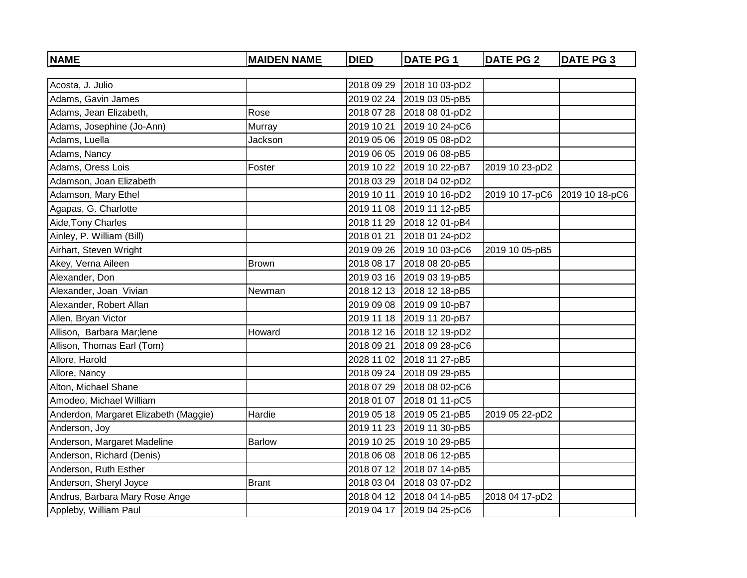| NAME | MAIDEN NAME | DIED | DATE PG 1 | DATE PG 2 | DATE PG 3 |
|---|---|---|---|---|---|
| Acosta, J. Julio | | 2018 09 29 | 2018 10 03-pD2 | | |
| Adams, Gavin James | | 2019 02 24 | 2019 03 05-pB5 | | |
| Adams, Jean Elizabeth, | Rose | 2018 07 28 | 2018 08 01-pD2 | | |
| Adams, Josephine (Jo-Ann) | Murray | 2019 10 21 | 2019 10 24-pC6 | | |
| Adams, Luella | Jackson | 2019 05 06 | 2019 05 08-pD2 | | |
| Adams, Nancy | | 2019 06 05 | 2019 06 08-pB5 | | |
| Adams, Oress Lois | Foster | 2019 10 22 | 2019 10 22-pB7 | 2019 10 23-pD2 | |
| Adamson, Joan Elizabeth | | 2018 03 29 | 2018 04 02-pD2 | | |
| Adamson, Mary Ethel | | 2019 10 11 | 2019 10 16-pD2 | 2019 10 17-pC6 | 2019 10 18-pC6 |
| Agapas, G. Charlotte | | 2019 11 08 | 2019 11 12-pB5 | | |
| Aide,Tony Charles | | 2018 11 29 | 2018 12 01-pB4 | | |
| Ainley, P. William (Bill) | | 2018 01 21 | 2018 01 24-pD2 | | |
| Airhart, Steven Wright | | 2019 09 26 | 2019 10 03-pC6 | 2019 10 05-pB5 | |
| Akey, Verna Aileen | Brown | 2018 08 17 | 2018 08 20-pB5 | | |
| Alexander, Don | | 2019 03 16 | 2019 03 19-pB5 | | |
| Alexander, Joan  Vivian | Newman | 2018 12 13 | 2018 12 18-pB5 | | |
| Alexander, Robert Allan | | 2019 09 08 | 2019 09 10-pB7 | | |
| Allen, Bryan Victor | | 2019 11 18 | 2019 11 20-pB7 | | |
| Allison,  Barbara Mar;lene | Howard | 2018 12 16 | 2018 12 19-pD2 | | |
| Allison, Thomas Earl (Tom) | | 2018 09 21 | 2018 09 28-pC6 | | |
| Allore, Harold | | 2028 11 02 | 2018 11 27-pB5 | | |
| Allore, Nancy | | 2018 09 24 | 2018 09 29-pB5 | | |
| Alton, Michael Shane | | 2018 07 29 | 2018 08 02-pC6 | | |
| Amodeo, Michael William | | 2018 01 07 | 2018 01 11-pC5 | | |
| Anderdon, Margaret Elizabeth (Maggie) | Hardie | 2019 05 18 | 2019 05 21-pB5 | 2019 05 22-pD2 | |
| Anderson, Joy | | 2019 11 23 | 2019 11 30-pB5 | | |
| Anderson, Margaret Madeline | Barlow | 2019 10 25 | 2019 10 29-pB5 | | |
| Anderson, Richard (Denis) | | 2018 06 08 | 2018 06 12-pB5 | | |
| Anderson, Ruth Esther | | 2018 07 12 | 2018 07 14-pB5 | | |
| Anderson, Sheryl Joyce | Brant | 2018 03 04 | 2018 03 07-pD2 | | |
| Andrus, Barbara Mary Rose Ange | | 2018 04 12 | 2018 04 14-pB5 | 2018 04 17-pD2 | |
| Appleby, William Paul | | 2019 04 17 | 2019 04 25-pC6 | | |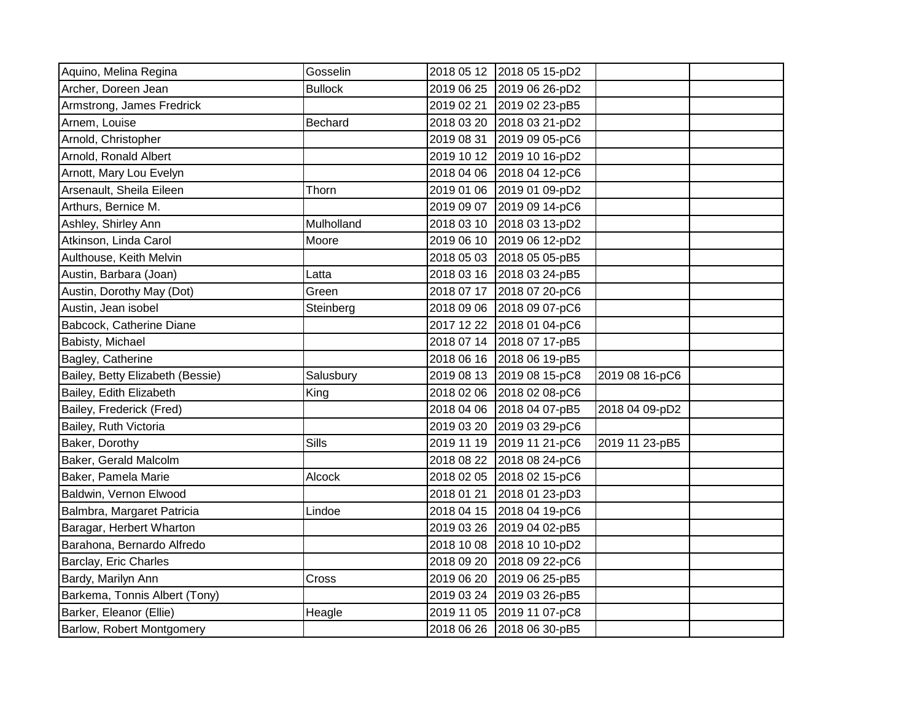| | | | | | |
|---|---|---|---|---|---|
| Aquino, Melina Regina | Gosselin | 2018 05 12 | 2018 05 15-pD2 | | |
| Archer, Doreen Jean | Bullock | 2019 06 25 | 2019 06 26-pD2 | | |
| Armstrong, James Fredrick | | 2019 02 21 | 2019 02 23-pB5 | | |
| Arnem, Louise | Bechard | 2018 03 20 | 2018 03 21-pD2 | | |
| Arnold, Christopher | | 2019 08 31 | 2019 09 05-pC6 | | |
| Arnold, Ronald Albert | | 2019 10 12 | 2019 10 16-pD2 | | |
| Arnott, Mary Lou Evelyn | | 2018 04 06 | 2018 04 12-pC6 | | |
| Arsenault, Sheila Eileen | Thorn | 2019 01 06 | 2019 01 09-pD2 | | |
| Arthurs, Bernice M. | | 2019 09 07 | 2019 09 14-pC6 | | |
| Ashley, Shirley Ann | Mulholland | 2018 03 10 | 2018 03 13-pD2 | | |
| Atkinson, Linda Carol | Moore | 2019 06 10 | 2019 06 12-pD2 | | |
| Aulthouse, Keith Melvin | | 2018 05 03 | 2018 05 05-pB5 | | |
| Austin, Barbara (Joan) | Latta | 2018 03 16 | 2018 03 24-pB5 | | |
| Austin, Dorothy May (Dot) | Green | 2018 07 17 | 2018 07 20-pC6 | | |
| Austin, Jean isobel | Steinberg | 2018 09 06 | 2018 09 07-pC6 | | |
| Babcock, Catherine Diane | | 2017 12 22 | 2018 01 04-pC6 | | |
| Babisty, Michael | | 2018 07 14 | 2018 07 17-pB5 | | |
| Bagley, Catherine | | 2018 06 16 | 2018 06 19-pB5 | | |
| Bailey, Betty Elizabeth (Bessie) | Salusbury | 2019 08 13 | 2019 08 15-pC8 | 2019 08 16-pC6 | |
| Bailey, Edith Elizabeth | King | 2018 02 06 | 2018 02 08-pC6 | | |
| Bailey, Frederick (Fred) | | 2018 04 06 | 2018 04 07-pB5 | 2018 04 09-pD2 | |
| Bailey, Ruth Victoria | | 2019 03 20 | 2019 03 29-pC6 | | |
| Baker, Dorothy | Sills | 2019 11 19 | 2019 11 21-pC6 | 2019 11 23-pB5 | |
| Baker, Gerald Malcolm | | 2018 08 22 | 2018 08 24-pC6 | | |
| Baker, Pamela Marie | Alcock | 2018 02 05 | 2018 02 15-pC6 | | |
| Baldwin, Vernon Elwood | | 2018 01 21 | 2018 01 23-pD3 | | |
| Balmbra, Margaret Patricia | Lindoe | 2018 04 15 | 2018 04 19-pC6 | | |
| Baragar, Herbert Wharton | | 2019 03 26 | 2019 04 02-pB5 | | |
| Barahona, Bernardo Alfredo | | 2018 10 08 | 2018 10 10-pD2 | | |
| Barclay, Eric Charles | | 2018 09 20 | 2018 09 22-pC6 | | |
| Bardy, Marilyn Ann | Cross | 2019 06 20 | 2019 06 25-pB5 | | |
| Barkema, Tonnis Albert (Tony) | | 2019 03 24 | 2019 03 26-pB5 | | |
| Barker, Eleanor (Ellie) | Heagle | 2019 11 05 | 2019 11 07-pC8 | | |
| Barlow, Robert Montgomery | | 2018 06 26 | 2018 06 30-pB5 | | |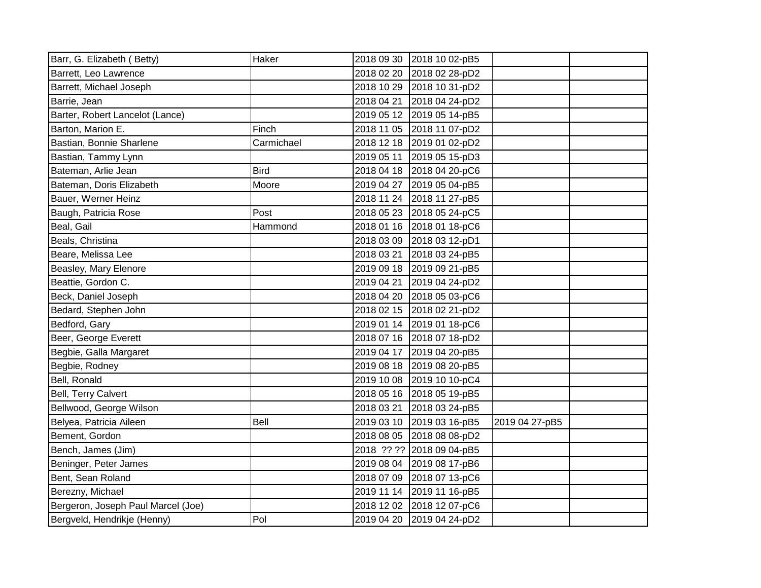| | | | | | |
|---|---|---|---|---|---|
| Barr, G. Elizabeth ( Betty) | Haker | 2018 09 30 | 2018 10 02-pB5 | | |
| Barrett, Leo Lawrence | | 2018 02 20 | 2018 02 28-pD2 | | |
| Barrett, Michael Joseph | | 2018 10 29 | 2018 10 31-pD2 | | |
| Barrie, Jean | | 2018 04 21 | 2018 04 24-pD2 | | |
| Barter, Robert Lancelot (Lance) | | 2019 05 12 | 2019 05 14-pB5 | | |
| Barton, Marion E. | Finch | 2018 11 05 | 2018 11 07-pD2 | | |
| Bastian, Bonnie Sharlene | Carmichael | 2018 12 18 | 2019 01 02-pD2 | | |
| Bastian, Tammy Lynn | | 2019 05 11 | 2019 05 15-pD3 | | |
| Bateman, Arlie Jean | Bird | 2018 04 18 | 2018 04 20-pC6 | | |
| Bateman, Doris Elizabeth | Moore | 2019 04 27 | 2019 05 04-pB5 | | |
| Bauer, Werner Heinz | | 2018 11 24 | 2018 11 27-pB5 | | |
| Baugh, Patricia Rose | Post | 2018 05 23 | 2018 05 24-pC5 | | |
| Beal, Gail | Hammond | 2018 01 16 | 2018 01 18-pC6 | | |
| Beals, Christina | | 2018 03 09 | 2018 03 12-pD1 | | |
| Beare, Melissa Lee | | 2018 03 21 | 2018 03 24-pB5 | | |
| Beasley, Mary Elenore | | 2019 09 18 | 2019 09 21-pB5 | | |
| Beattie, Gordon C. | | 2019 04 21 | 2019 04 24-pD2 | | |
| Beck, Daniel Joseph | | 2018 04 20 | 2018 05 03-pC6 | | |
| Bedard, Stephen John | | 2018 02 15 | 2018 02 21-pD2 | | |
| Bedford, Gary | | 2019 01 14 | 2019 01 18-pC6 | | |
| Beer, George Everett | | 2018 07 16 | 2018 07 18-pD2 | | |
| Begbie, Galla Margaret | | 2019 04 17 | 2019 04 20-pB5 | | |
| Begbie, Rodney | | 2019 08 18 | 2019 08 20-pB5 | | |
| Bell, Ronald | | 2019 10 08 | 2019 10 10-pC4 | | |
| Bell, Terry Calvert | | 2018 05 16 | 2018 05 19-pB5 | | |
| Bellwood, George Wilson | | 2018 03 21 | 2018 03 24-pB5 | | |
| Belyea, Patricia Aileen | Bell | 2019 03 10 | 2019 03 16-pB5 | 2019 04 27-pB5 | |
| Bement, Gordon | | 2018 08 05 | 2018 08 08-pD2 | | |
| Bench, James (Jim) | | 2018 ?? ?? | 2018 09 04-pB5 | | |
| Beninger, Peter James | | 2019 08 04 | 2019 08 17-pB6 | | |
| Bent, Sean Roland | | 2018 07 09 | 2018 07 13-pC6 | | |
| Berezny, Michael | | 2019 11 14 | 2019 11 16-pB5 | | |
| Bergeron, Joseph Paul Marcel (Joe) | | 2018 12 02 | 2018 12 07-pC6 | | |
| Bergveld, Hendrikje (Henny) | Pol | 2019 04 20 | 2019 04 24-pD2 | | |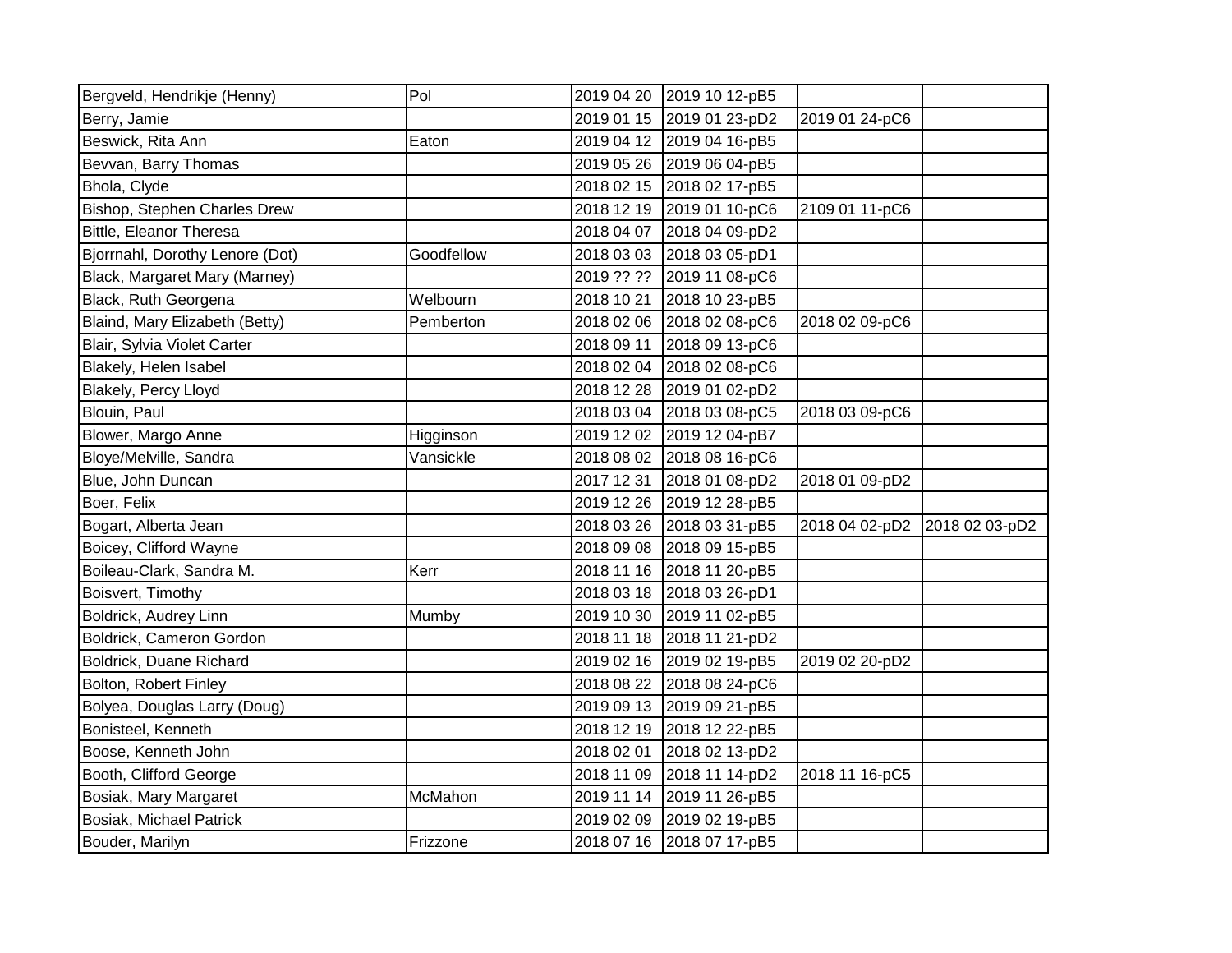| | | | | | |
|---|---|---|---|---|---|
| Bergveld, Hendrikje (Henny) | Pol | 2019 04 20 | 2019 10 12-pB5 | | |
| Berry, Jamie | | 2019 01 15 | 2019 01 23-pD2 | 2019 01 24-pC6 | |
| Beswick, Rita Ann | Eaton | 2019 04 12 | 2019 04 16-pB5 | | |
| Bevvan, Barry Thomas | | 2019 05 26 | 2019 06 04-pB5 | | |
| Bhola, Clyde | | 2018 02 15 | 2018 02 17-pB5 | | |
| Bishop, Stephen Charles Drew | | 2018 12 19 | 2019 01 10-pC6 | 2109 01 11-pC6 | |
| Bittle, Eleanor Theresa | | 2018 04 07 | 2018 04 09-pD2 | | |
| Bjorrnahl, Dorothy Lenore (Dot) | Goodfellow | 2018 03 03 | 2018 03 05-pD1 | | |
| Black, Margaret Mary (Marney) | | 2019 ?? ?? | 2019 11 08-pC6 | | |
| Black, Ruth Georgena | Welbourn | 2018 10 21 | 2018 10 23-pB5 | | |
| Blaind, Mary Elizabeth (Betty) | Pemberton | 2018 02 06 | 2018 02 08-pC6 | 2018 02 09-pC6 | |
| Blair, Sylvia Violet Carter | | 2018 09 11 | 2018 09 13-pC6 | | |
| Blakely, Helen Isabel | | 2018 02 04 | 2018 02 08-pC6 | | |
| Blakely, Percy Lloyd | | 2018 12 28 | 2019 01 02-pD2 | | |
| Blouin, Paul | | 2018 03 04 | 2018 03 08-pC5 | 2018 03 09-pC6 | |
| Blower, Margo Anne | Higginson | 2019 12 02 | 2019 12 04-pB7 | | |
| Bloye/Melville, Sandra | Vansickle | 2018 08 02 | 2018 08 16-pC6 | | |
| Blue, John Duncan | | 2017 12 31 | 2018 01 08-pD2 | 2018 01 09-pD2 | |
| Boer, Felix | | 2019 12 26 | 2019 12 28-pB5 | | |
| Bogart, Alberta Jean | | 2018 03 26 | 2018 03 31-pB5 | 2018 04 02-pD2 | 2018 02 03-pD2 |
| Boicey, Clifford Wayne | | 2018 09 08 | 2018 09 15-pB5 | | |
| Boileau-Clark, Sandra M. | Kerr | 2018 11 16 | 2018 11 20-pB5 | | |
| Boisvert, Timothy | | 2018 03 18 | 2018 03 26-pD1 | | |
| Boldrick, Audrey Linn | Mumby | 2019 10 30 | 2019 11 02-pB5 | | |
| Boldrick, Cameron Gordon | | 2018 11 18 | 2018 11 21-pD2 | | |
| Boldrick, Duane Richard | | 2019 02 16 | 2019 02 19-pB5 | 2019 02 20-pD2 | |
| Bolton, Robert Finley | | 2018 08 22 | 2018 08 24-pC6 | | |
| Bolyea, Douglas Larry (Doug) | | 2019 09 13 | 2019 09 21-pB5 | | |
| Bonisteel, Kenneth | | 2018 12 19 | 2018 12 22-pB5 | | |
| Boose, Kenneth John | | 2018 02 01 | 2018 02 13-pD2 | | |
| Booth, Clifford George | | 2018 11 09 | 2018 11 14-pD2 | 2018 11 16-pC5 | |
| Bosiak, Mary Margaret | McMahon | 2019 11 14 | 2019 11 26-pB5 | | |
| Bosiak, Michael Patrick | | 2019 02 09 | 2019 02 19-pB5 | | |
| Bouder, Marilyn | Frizzone | 2018 07 16 | 2018 07 17-pB5 | | |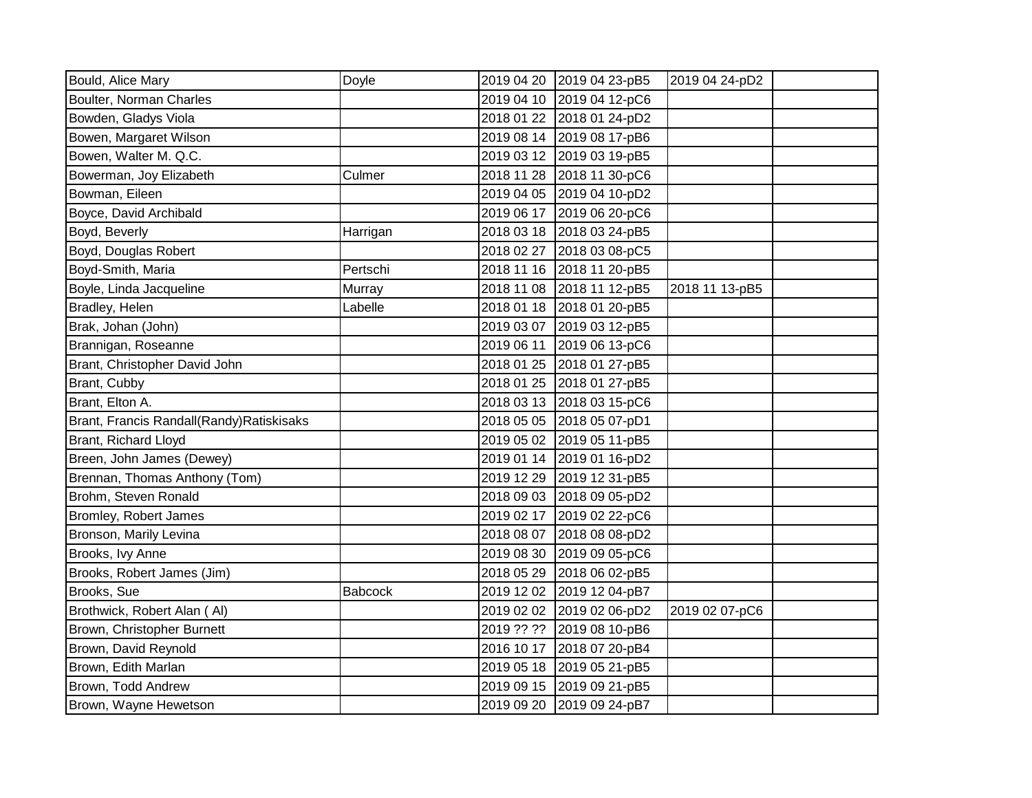| | | | | | |
|---|---|---|---|---|---|
| Bould, Alice Mary | Doyle | 2019 04 20 | 2019 04 23-pB5 | 2019 04 24-pD2 | |
| Boulter, Norman Charles | | 2019 04 10 | 2019 04 12-pC6 | | |
| Bowden, Gladys Viola | | 2018 01 22 | 2018 01 24-pD2 | | |
| Bowen, Margaret Wilson | | 2019 08 14 | 2019 08 17-pB6 | | |
| Bowen, Walter M. Q.C. | | 2019 03 12 | 2019 03 19-pB5 | | |
| Bowerman, Joy Elizabeth | Culmer | 2018 11 28 | 2018 11 30-pC6 | | |
| Bowman, Eileen | | 2019 04 05 | 2019 04 10-pD2 | | |
| Boyce, David Archibald | | 2019 06 17 | 2019 06 20-pC6 | | |
| Boyd, Beverly | Harrigan | 2018 03 18 | 2018 03 24-pB5 | | |
| Boyd, Douglas Robert | | 2018 02 27 | 2018 03 08-pC5 | | |
| Boyd-Smith, Maria | Pertschi | 2018 11 16 | 2018 11 20-pB5 | | |
| Boyle, Linda Jacqueline | Murray | 2018 11 08 | 2018 11 12-pB5 | 2018 11 13-pB5 | |
| Bradley, Helen | Labelle | 2018 01 18 | 2018 01 20-pB5 | | |
| Brak, Johan (John) | | 2019 03 07 | 2019 03 12-pB5 | | |
| Brannigan, Roseanne | | 2019 06 11 | 2019 06 13-pC6 | | |
| Brant, Christopher David John | | 2018 01 25 | 2018 01 27-pB5 | | |
| Brant, Cubby | | 2018 01 25 | 2018 01 27-pB5 | | |
| Brant, Elton A. | | 2018 03 13 | 2018 03 15-pC6 | | |
| Brant, Francis Randall(Randy)Ratiskisaks | | 2018 05 05 | 2018 05 07-pD1 | | |
| Brant, Richard Lloyd | | 2019 05 02 | 2019 05 11-pB5 | | |
| Breen, John James (Dewey) | | 2019 01 14 | 2019 01 16-pD2 | | |
| Brennan, Thomas Anthony (Tom) | | 2019 12 29 | 2019 12 31-pB5 | | |
| Brohm, Steven Ronald | | 2018 09 03 | 2018 09 05-pD2 | | |
| Bromley, Robert James | | 2019 02 17 | 2019 02 22-pC6 | | |
| Bronson, Marily Levina | | 2018 08 07 | 2018 08 08-pD2 | | |
| Brooks, Ivy Anne | | 2019 08 30 | 2019 09 05-pC6 | | |
| Brooks, Robert James (Jim) | | 2018 05 29 | 2018 06 02-pB5 | | |
| Brooks, Sue | Babcock | 2019 12 02 | 2019 12 04-pB7 | | |
| Brothwick, Robert Alan ( Al) | | 2019 02 02 | 2019 02 06-pD2 | 2019 02 07-pC6 | |
| Brown, Christopher Burnett | | 2019 ?? ?? | 2019 08 10-pB6 | | |
| Brown, David Reynold | | 2016 10 17 | 2018 07 20-pB4 | | |
| Brown, Edith Marlan | | 2019 05 18 | 2019 05 21-pB5 | | |
| Brown, Todd Andrew | | 2019 09 15 | 2019 09 21-pB5 | | |
| Brown, Wayne Hewetson | | 2019 09 20 | 2019 09 24-pB7 | | |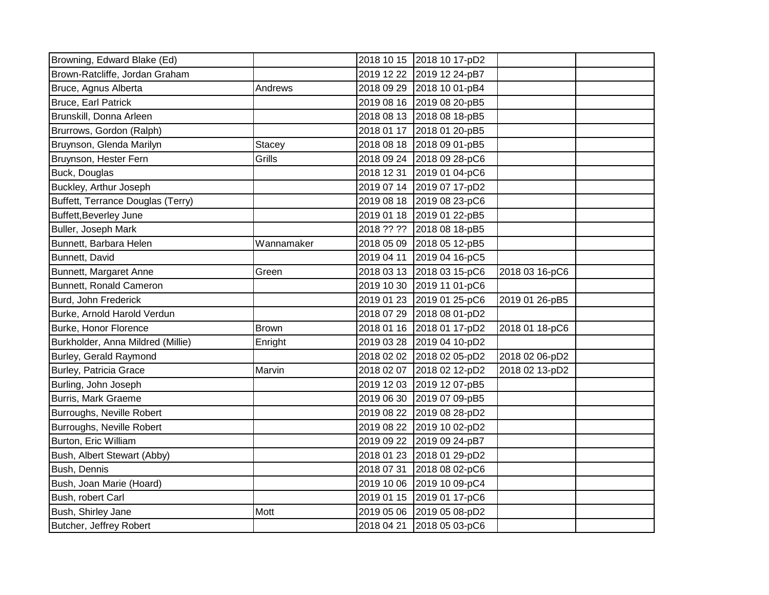| | | | | | |
|---|---|---|---|---|---|
| Browning, Edward Blake (Ed) | | 2018 10 15 | 2018 10 17-pD2 | | |
| Brown-Ratcliffe, Jordan Graham | | 2019 12 22 | 2019 12 24-pB7 | | |
| Bruce, Agnus Alberta | Andrews | 2018 09 29 | 2018 10 01-pB4 | | |
| Bruce, Earl Patrick | | 2019 08 16 | 2019 08 20-pB5 | | |
| Brunskill, Donna Arleen | | 2018 08 13 | 2018 08 18-pB5 | | |
| Brurrows, Gordon (Ralph) | | 2018 01 17 | 2018 01 20-pB5 | | |
| Bruynson, Glenda Marilyn | Stacey | 2018 08 18 | 2018 09 01-pB5 | | |
| Bruynson, Hester Fern | Grills | 2018 09 24 | 2018 09 28-pC6 | | |
| Buck, Douglas | | 2018 12 31 | 2019 01 04-pC6 | | |
| Buckley, Arthur Joseph | | 2019 07 14 | 2019 07 17-pD2 | | |
| Buffett, Terrance Douglas (Terry) | | 2019 08 18 | 2019 08 23-pC6 | | |
| Buffett,Beverley June | | 2019 01 18 | 2019 01 22-pB5 | | |
| Buller, Joseph Mark | | 2018 ?? ?? | 2018 08 18-pB5 | | |
| Bunnett, Barbara Helen | Wannamaker | 2018 05 09 | 2018 05 12-pB5 | | |
| Bunnett, David | | 2019 04 11 | 2019 04 16-pC5 | | |
| Bunnett, Margaret Anne | Green | 2018 03 13 | 2018 03 15-pC6 | 2018 03 16-pC6 | |
| Bunnett, Ronald Cameron | | 2019 10 30 | 2019 11 01-pC6 | | |
| Burd, John Frederick | | 2019 01 23 | 2019 01 25-pC6 | 2019 01 26-pB5 | |
| Burke, Arnold Harold Verdun | | 2018 07 29 | 2018 08 01-pD2 | | |
| Burke, Honor Florence | Brown | 2018 01 16 | 2018 01 17-pD2 | 2018 01 18-pC6 | |
| Burkholder, Anna Mildred (Millie) | Enright | 2019 03 28 | 2019 04 10-pD2 | | |
| Burley, Gerald Raymond | | 2018 02 02 | 2018 02 05-pD2 | 2018 02 06-pD2 | |
| Burley, Patricia Grace | Marvin | 2018 02 07 | 2018 02 12-pD2 | 2018 02 13-pD2 | |
| Burling, John Joseph | | 2019 12 03 | 2019 12 07-pB5 | | |
| Burris, Mark Graeme | | 2019 06 30 | 2019 07 09-pB5 | | |
| Burroughs, Neville Robert | | 2019 08 22 | 2019 08 28-pD2 | | |
| Burroughs, Neville Robert | | 2019 08 22 | 2019 10 02-pD2 | | |
| Burton, Eric William | | 2019 09 22 | 2019 09 24-pB7 | | |
| Bush, Albert Stewart (Abby) | | 2018 01 23 | 2018 01 29-pD2 | | |
| Bush, Dennis | | 2018 07 31 | 2018 08 02-pC6 | | |
| Bush, Joan Marie (Hoard) | | 2019 10 06 | 2019 10 09-pC4 | | |
| Bush, robert Carl | | 2019 01 15 | 2019 01 17-pC6 | | |
| Bush, Shirley Jane | Mott | 2019 05 06 | 2019 05 08-pD2 | | |
| Butcher, Jeffrey Robert | | 2018 04 21 | 2018 05 03-pC6 | | |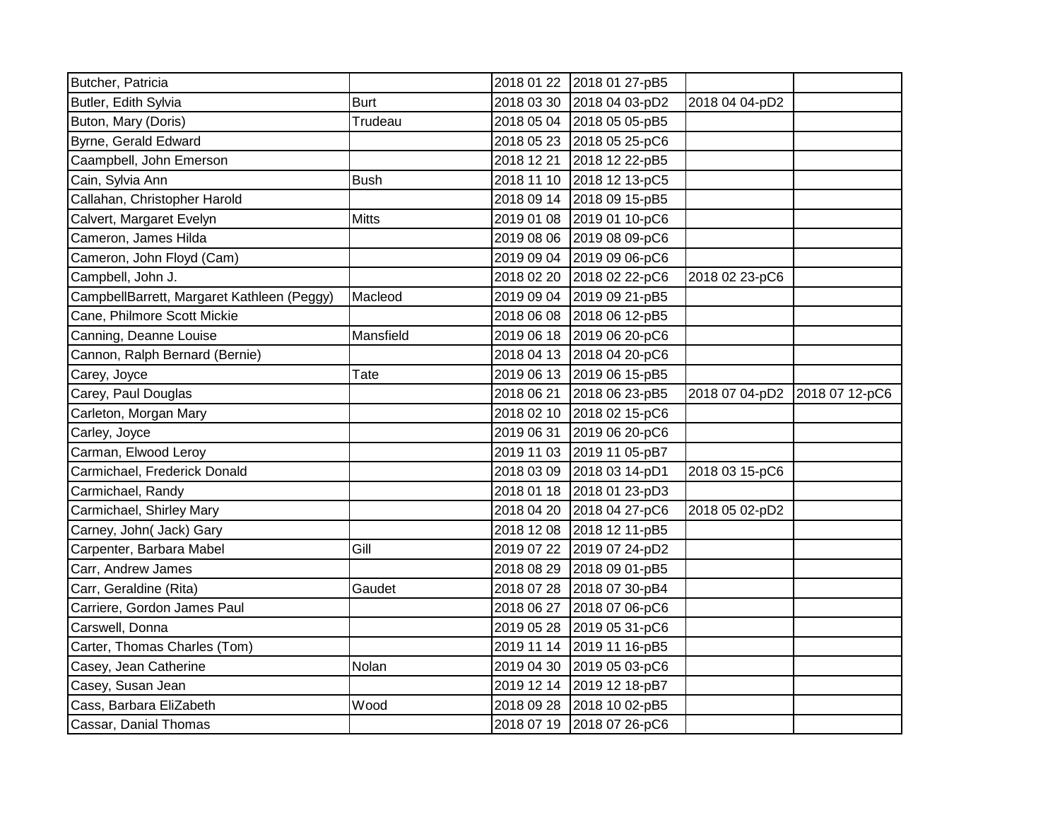| Butcher, Patricia | | 2018 01 22 | 2018 01 27-pB5 | | |
|---|---|---|---|---|---|
| Butler, Edith Sylvia | Burt | 2018 03 30 | 2018 04 03-pD2 | 2018 04 04-pD2 | |
| Buton, Mary (Doris) | Trudeau | 2018 05 04 | 2018 05 05-pB5 | | |
| Byrne, Gerald Edward | | 2018 05 23 | 2018 05 25-pC6 | | |
| Caampbell, John Emerson | | 2018 12 21 | 2018 12 22-pB5 | | |
| Cain, Sylvia Ann | Bush | 2018 11 10 | 2018 12 13-pC5 | | |
| Callahan, Christopher Harold | | 2018 09 14 | 2018 09 15-pB5 | | |
| Calvert, Margaret Evelyn | Mitts | 2019 01 08 | 2019 01 10-pC6 | | |
| Cameron, James Hilda | | 2019 08 06 | 2019 08 09-pC6 | | |
| Cameron, John Floyd (Cam) | | 2019 09 04 | 2019 09 06-pC6 | | |
| Campbell, John J. | | 2018 02 20 | 2018 02 22-pC6 | 2018 02 23-pC6 | |
| CampbellBarrett, Margaret Kathleen (Peggy) | Macleod | 2019 09 04 | 2019 09 21-pB5 | | |
| Cane, Philmore Scott Mickie | | 2018 06 08 | 2018 06 12-pB5 | | |
| Canning, Deanne Louise | Mansfield | 2019 06 18 | 2019 06 20-pC6 | | |
| Cannon, Ralph Bernard (Bernie) | | 2018 04 13 | 2018 04 20-pC6 | | |
| Carey, Joyce | Tate | 2019 06 13 | 2019 06 15-pB5 | | |
| Carey, Paul Douglas | | 2018 06 21 | 2018 06 23-pB5 | 2018 07 04-pD2 | 2018 07 12-pC6 |
| Carleton, Morgan Mary | | 2018 02 10 | 2018 02 15-pC6 | | |
| Carley, Joyce | | 2019 06 31 | 2019 06 20-pC6 | | |
| Carman, Elwood Leroy | | 2019 11 03 | 2019 11 05-pB7 | | |
| Carmichael, Frederick Donald | | 2018 03 09 | 2018 03 14-pD1 | 2018 03 15-pC6 | |
| Carmichael, Randy | | 2018 01 18 | 2018 01 23-pD3 | | |
| Carmichael, Shirley Mary | | 2018 04 20 | 2018 04 27-pC6 | 2018 05 02-pD2 | |
| Carney, John( Jack) Gary | | 2018 12 08 | 2018 12 11-pB5 | | |
| Carpenter, Barbara Mabel | Gill | 2019 07 22 | 2019 07 24-pD2 | | |
| Carr, Andrew James | | 2018 08 29 | 2018 09 01-pB5 | | |
| Carr, Geraldine (Rita) | Gaudet | 2018 07 28 | 2018 07 30-pB4 | | |
| Carriere, Gordon James Paul | | 2018 06 27 | 2018 07 06-pC6 | | |
| Carswell, Donna | | 2019 05 28 | 2019 05 31-pC6 | | |
| Carter, Thomas Charles (Tom) | | 2019 11 14 | 2019 11 16-pB5 | | |
| Casey, Jean Catherine | Nolan | 2019 04 30 | 2019 05 03-pC6 | | |
| Casey, Susan Jean | | 2019 12 14 | 2019 12 18-pB7 | | |
| Cass, Barbara EliZabeth | Wood | 2018 09 28 | 2018 10 02-pB5 | | |
| Cassar, Danial Thomas | | 2018 07 19 | 2018 07 26-pC6 | | |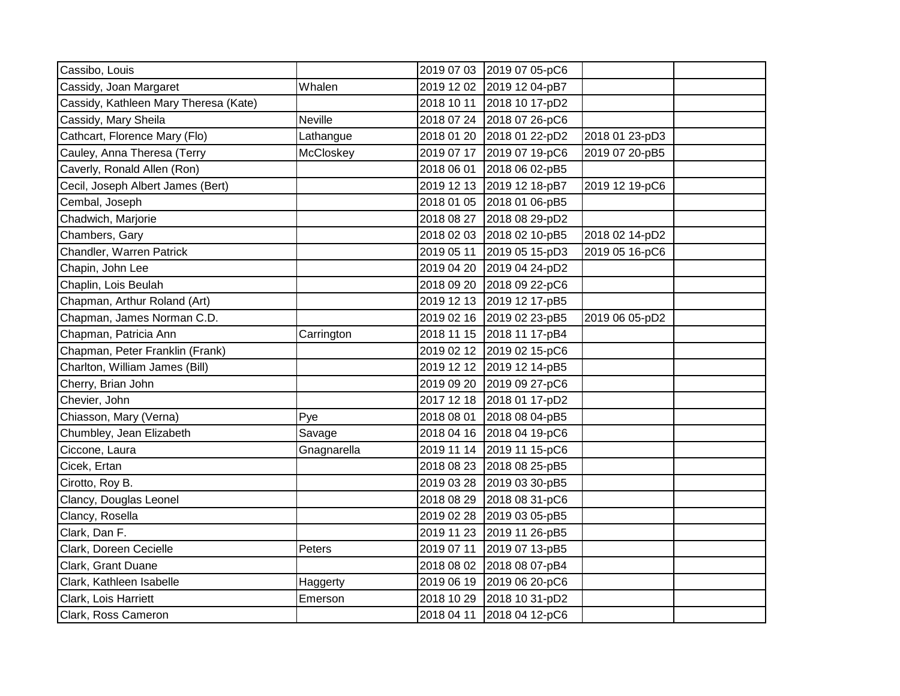| | | | | | |
|---|---|---|---|---|---|
| Cassibo, Louis | | 2019 07 03 | 2019 07 05-pC6 | | |
| Cassidy, Joan Margaret | Whalen | 2019 12 02 | 2019 12 04-pB7 | | |
| Cassidy, Kathleen Mary Theresa (Kate) | | 2018 10 11 | 2018 10 17-pD2 | | |
| Cassidy, Mary Sheila | Neville | 2018 07 24 | 2018 07 26-pC6 | | |
| Cathcart, Florence Mary (Flo) | Lathangue | 2018 01 20 | 2018 01 22-pD2 | 2018 01 23-pD3 | |
| Cauley, Anna Theresa (Terry | McCloskey | 2019 07 17 | 2019 07 19-pC6 | 2019 07 20-pB5 | |
| Caverly, Ronald Allen (Ron) | | 2018 06 01 | 2018 06 02-pB5 | | |
| Cecil, Joseph Albert James (Bert) | | 2019 12 13 | 2019 12 18-pB7 | 2019 12 19-pC6 | |
| Cembal, Joseph | | 2018 01 05 | 2018 01 06-pB5 | | |
| Chadwich, Marjorie | | 2018 08 27 | 2018 08 29-pD2 | | |
| Chambers, Gary | | 2018 02 03 | 2018 02 10-pB5 | 2018 02 14-pD2 | |
| Chandler, Warren Patrick | | 2019 05 11 | 2019 05 15-pD3 | 2019 05 16-pC6 | |
| Chapin, John Lee | | 2019 04 20 | 2019 04 24-pD2 | | |
| Chaplin, Lois Beulah | | 2018 09 20 | 2018 09 22-pC6 | | |
| Chapman, Arthur Roland (Art) | | 2019 12 13 | 2019 12 17-pB5 | | |
| Chapman, James Norman C.D. | | 2019 02 16 | 2019 02 23-pB5 | 2019 06 05-pD2 | |
| Chapman, Patricia Ann | Carrington | 2018 11 15 | 2018 11 17-pB4 | | |
| Chapman, Peter Franklin (Frank) | | 2019 02 12 | 2019 02 15-pC6 | | |
| Charlton, William James (Bill) | | 2019 12 12 | 2019 12 14-pB5 | | |
| Cherry, Brian John | | 2019 09 20 | 2019 09 27-pC6 | | |
| Chevier, John | | 2017 12 18 | 2018 01 17-pD2 | | |
| Chiasson, Mary (Verna) | Pye | 2018 08 01 | 2018 08 04-pB5 | | |
| Chumbley, Jean Elizabeth | Savage | 2018 04 16 | 2018 04 19-pC6 | | |
| Ciccone, Laura | Gnagnarella | 2019 11 14 | 2019 11 15-pC6 | | |
| Cicek, Ertan | | 2018 08 23 | 2018 08 25-pB5 | | |
| Cirotto, Roy B. | | 2019 03 28 | 2019 03 30-pB5 | | |
| Clancy, Douglas Leonel | | 2018 08 29 | 2018 08 31-pC6 | | |
| Clancy, Rosella | | 2019 02 28 | 2019 03 05-pB5 | | |
| Clark, Dan F. | | 2019 11 23 | 2019 11 26-pB5 | | |
| Clark, Doreen Cecielle | Peters | 2019 07 11 | 2019 07 13-pB5 | | |
| Clark, Grant Duane | | 2018 08 02 | 2018 08 07-pB4 | | |
| Clark, Kathleen Isabelle | Haggerty | 2019 06 19 | 2019 06 20-pC6 | | |
| Clark, Lois Harriett | Emerson | 2018 10 29 | 2018 10 31-pD2 | | |
| Clark, Ross Cameron | | 2018 04 11 | 2018 04 12-pC6 | | |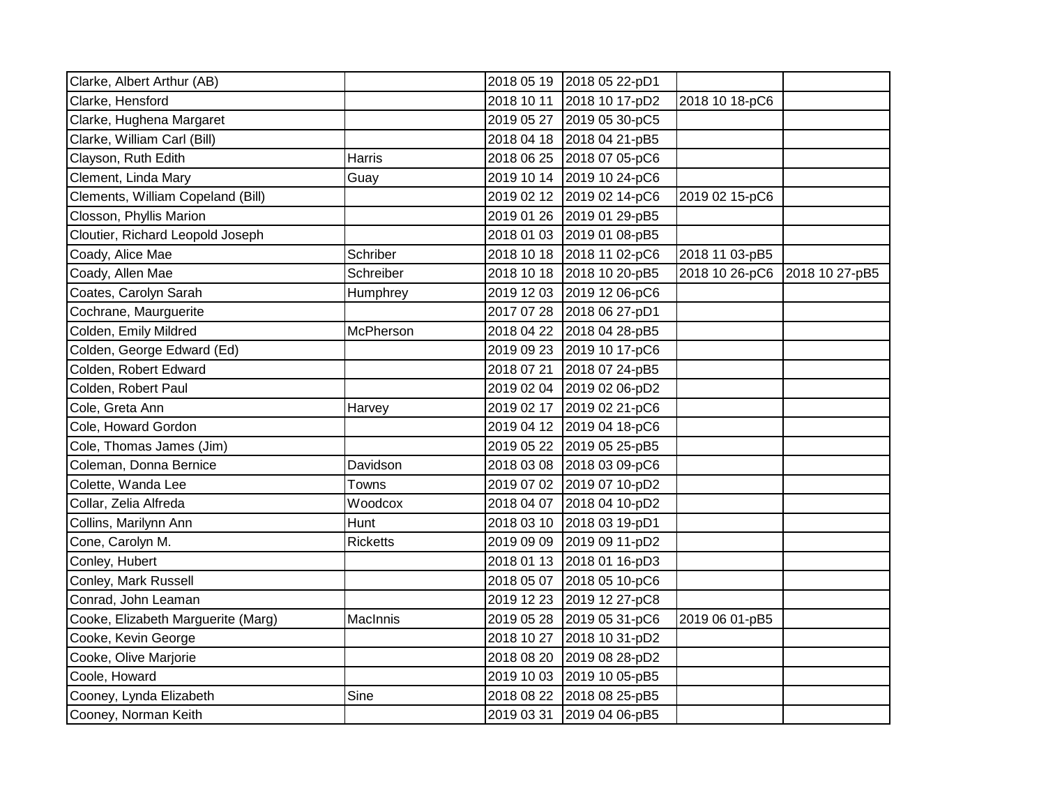| | | | | | |
|---|---|---|---|---|---|
| Clarke, Albert Arthur (AB) | | 2018 05 19 | 2018 05 22-pD1 | | |
| Clarke, Hensford | | 2018 10 11 | 2018 10 17-pD2 | 2018 10 18-pC6 | |
| Clarke, Hughena Margaret | | 2019 05 27 | 2019 05 30-pC5 | | |
| Clarke, William Carl (Bill) | | 2018 04 18 | 2018 04 21-pB5 | | |
| Clayson, Ruth Edith | Harris | 2018 06 25 | 2018 07 05-pC6 | | |
| Clement, Linda Mary | Guay | 2019 10 14 | 2019 10 24-pC6 | | |
| Clements, William Copeland (Bill) | | 2019 02 12 | 2019 02 14-pC6 | 2019 02 15-pC6 | |
| Closson, Phyllis Marion | | 2019 01 26 | 2019 01 29-pB5 | | |
| Cloutier, Richard Leopold Joseph | | 2018 01 03 | 2019 01 08-pB5 | | |
| Coady, Alice Mae | Schriber | 2018 10 18 | 2018 11 02-pC6 | 2018 11 03-pB5 | |
| Coady, Allen Mae | Schreiber | 2018 10 18 | 2018 10 20-pB5 | 2018 10 26-pC6 | 2018 10 27-pB5 |
| Coates, Carolyn Sarah | Humphrey | 2019 12 03 | 2019 12 06-pC6 | | |
| Cochrane, Maurguerite | | 2017 07 28 | 2018 06 27-pD1 | | |
| Colden, Emily Mildred | McPherson | 2018 04 22 | 2018 04 28-pB5 | | |
| Colden, George Edward (Ed) | | 2019 09 23 | 2019 10 17-pC6 | | |
| Colden, Robert Edward | | 2018 07 21 | 2018 07 24-pB5 | | |
| Colden, Robert Paul | | 2019 02 04 | 2019 02 06-pD2 | | |
| Cole, Greta Ann | Harvey | 2019 02 17 | 2019 02 21-pC6 | | |
| Cole, Howard Gordon | | 2019 04 12 | 2019 04 18-pC6 | | |
| Cole, Thomas James (Jim) | | 2019 05 22 | 2019 05 25-pB5 | | |
| Coleman, Donna Bernice | Davidson | 2018 03 08 | 2018 03 09-pC6 | | |
| Colette, Wanda Lee | Towns | 2019 07 02 | 2019 07 10-pD2 | | |
| Collar, Zelia Alfreda | Woodcox | 2018 04 07 | 2018 04 10-pD2 | | |
| Collins, Marilynn Ann | Hunt | 2018 03 10 | 2018 03 19-pD1 | | |
| Cone, Carolyn M. | Ricketts | 2019 09 09 | 2019 09 11-pD2 | | |
| Conley, Hubert | | 2018 01 13 | 2018 01 16-pD3 | | |
| Conley, Mark Russell | | 2018 05 07 | 2018 05 10-pC6 | | |
| Conrad, John Leaman | | 2019 12 23 | 2019 12 27-pC8 | | |
| Cooke, Elizabeth Marguerite (Marg) | MacInnis | 2019 05 28 | 2019 05 31-pC6 | 2019 06 01-pB5 | |
| Cooke, Kevin George | | 2018 10 27 | 2018 10 31-pD2 | | |
| Cooke, Olive Marjorie | | 2018 08 20 | 2019 08 28-pD2 | | |
| Coole, Howard | | 2019 10 03 | 2019 10 05-pB5 | | |
| Cooney, Lynda Elizabeth | Sine | 2018 08 22 | 2018 08 25-pB5 | | |
| Cooney, Norman Keith | | 2019 03 31 | 2019 04 06-pB5 | | |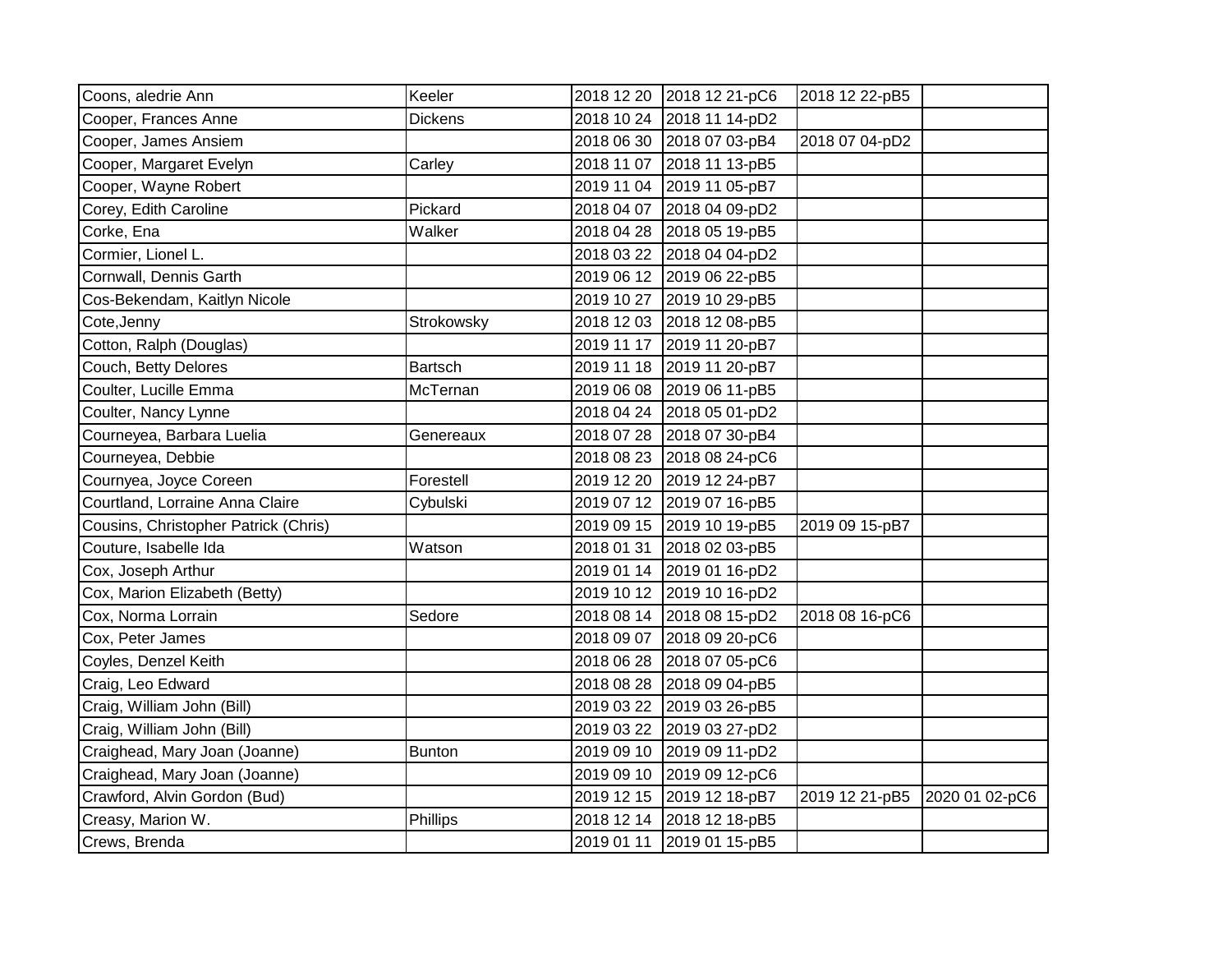| | | | | | |
|---|---|---|---|---|---|
| Coons, aledrie Ann | Keeler | 2018 12 20 | 2018 12 21-pC6 | 2018 12 22-pB5 | |
| Cooper, Frances Anne | Dickens | 2018 10 24 | 2018 11 14-pD2 | | |
| Cooper, James Ansiem | | 2018 06 30 | 2018 07 03-pB4 | 2018 07 04-pD2 | |
| Cooper, Margaret Evelyn | Carley | 2018 11 07 | 2018 11 13-pB5 | | |
| Cooper, Wayne Robert | | 2019 11 04 | 2019 11 05-pB7 | | |
| Corey, Edith Caroline | Pickard | 2018 04 07 | 2018 04 09-pD2 | | |
| Corke, Ena | Walker | 2018 04 28 | 2018 05 19-pB5 | | |
| Cormier, Lionel L. | | 2018 03 22 | 2018 04 04-pD2 | | |
| Cornwall, Dennis Garth | | 2019 06 12 | 2019 06 22-pB5 | | |
| Cos-Bekendam, Kaitlyn Nicole | | 2019 10 27 | 2019 10 29-pB5 | | |
| Cote,Jenny | Strokowsky | 2018 12 03 | 2018 12 08-pB5 | | |
| Cotton, Ralph (Douglas) | | 2019 11 17 | 2019 11 20-pB7 | | |
| Couch, Betty Delores | Bartsch | 2019 11 18 | 2019 11 20-pB7 | | |
| Coulter, Lucille Emma | McTernan | 2019 06 08 | 2019 06 11-pB5 | | |
| Coulter, Nancy Lynne | | 2018 04 24 | 2018 05 01-pD2 | | |
| Courneyea, Barbara Luelia | Genereaux | 2018 07 28 | 2018 07 30-pB4 | | |
| Courneyea, Debbie | | 2018 08 23 | 2018 08 24-pC6 | | |
| Cournyea, Joyce Coreen | Forestell | 2019 12 20 | 2019 12 24-pB7 | | |
| Courtland, Lorraine Anna Claire | Cybulski | 2019 07 12 | 2019 07 16-pB5 | | |
| Cousins, Christopher Patrick (Chris) | | 2019 09 15 | 2019 10 19-pB5 | 2019 09 15-pB7 | |
| Couture, Isabelle Ida | Watson | 2018 01 31 | 2018 02 03-pB5 | | |
| Cox, Joseph Arthur | | 2019 01 14 | 2019 01 16-pD2 | | |
| Cox, Marion Elizabeth (Betty) | | 2019 10 12 | 2019 10 16-pD2 | | |
| Cox, Norma Lorrain | Sedore | 2018 08 14 | 2018 08 15-pD2 | 2018 08 16-pC6 | |
| Cox, Peter James | | 2018 09 07 | 2018 09 20-pC6 | | |
| Coyles, Denzel Keith | | 2018 06 28 | 2018 07 05-pC6 | | |
| Craig, Leo Edward | | 2018 08 28 | 2018 09 04-pB5 | | |
| Craig, William John (Bill) | | 2019 03 22 | 2019 03 26-pB5 | | |
| Craig, William John (Bill) | | 2019 03 22 | 2019 03 27-pD2 | | |
| Craighead, Mary Joan (Joanne) | Bunton | 2019 09 10 | 2019 09 11-pD2 | | |
| Craighead, Mary Joan (Joanne) | | 2019 09 10 | 2019 09 12-pC6 | | |
| Crawford, Alvin Gordon (Bud) | | 2019 12 15 | 2019 12 18-pB7 | 2019 12 21-pB5 | 2020 01 02-pC6 |
| Creasy, Marion W. | Phillips | 2018 12 14 | 2018 12 18-pB5 | | |
| Crews, Brenda | | 2019 01 11 | 2019 01 15-pB5 | | |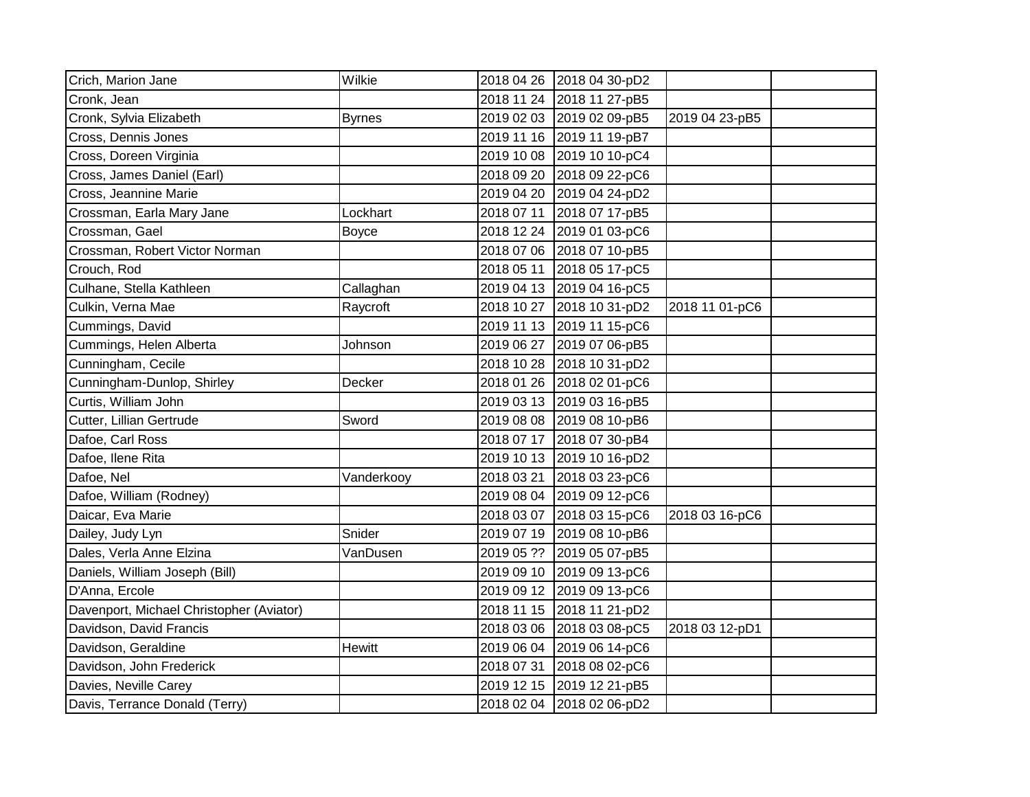| | | | | | |
|---|---|---|---|---|---|
| Crich, Marion Jane | Wilkie | 2018 04 26 | 2018 04 30-pD2 | | |
| Cronk, Jean | | 2018 11 24 | 2018 11 27-pB5 | | |
| Cronk, Sylvia Elizabeth | Byrnes | 2019 02 03 | 2019 02 09-pB5 | 2019 04 23-pB5 | |
| Cross, Dennis Jones | | 2019 11 16 | 2019 11 19-pB7 | | |
| Cross, Doreen Virginia | | 2019 10 08 | 2019 10 10-pC4 | | |
| Cross, James Daniel (Earl) | | 2018 09 20 | 2018 09 22-pC6 | | |
| Cross, Jeannine Marie | | 2019 04 20 | 2019 04 24-pD2 | | |
| Crossman, Earla Mary Jane | Lockhart | 2018 07 11 | 2018 07 17-pB5 | | |
| Crossman, Gael | Boyce | 2018 12 24 | 2019 01 03-pC6 | | |
| Crossman, Robert Victor Norman | | 2018 07 06 | 2018 07 10-pB5 | | |
| Crouch, Rod | | 2018 05 11 | 2018 05 17-pC5 | | |
| Culhane, Stella Kathleen | Callaghan | 2019 04 13 | 2019 04 16-pC5 | | |
| Culkin, Verna Mae | Raycroft | 2018 10 27 | 2018 10 31-pD2 | 2018 11 01-pC6 | |
| Cummings, David | | 2019 11 13 | 2019 11 15-pC6 | | |
| Cummings, Helen Alberta | Johnson | 2019 06 27 | 2019 07 06-pB5 | | |
| Cunningham, Cecile | | 2018 10 28 | 2018 10 31-pD2 | | |
| Cunningham-Dunlop, Shirley | Decker | 2018 01 26 | 2018 02 01-pC6 | | |
| Curtis, William John | | 2019 03 13 | 2019 03 16-pB5 | | |
| Cutter, Lillian Gertrude | Sword | 2019 08 08 | 2019 08 10-pB6 | | |
| Dafoe, Carl Ross | | 2018 07 17 | 2018 07 30-pB4 | | |
| Dafoe, Ilene Rita | | 2019 10 13 | 2019 10 16-pD2 | | |
| Dafoe, Nel | Vanderkooy | 2018 03 21 | 2018 03 23-pC6 | | |
| Dafoe, William (Rodney) | | 2019 08 04 | 2019 09 12-pC6 | | |
| Daicar, Eva Marie | | 2018 03 07 | 2018 03 15-pC6 | 2018 03 16-pC6 | |
| Dailey, Judy Lyn | Snider | 2019 07 19 | 2019 08 10-pB6 | | |
| Dales, Verla Anne Elzina | VanDusen | 2019 05 ?? | 2019 05 07-pB5 | | |
| Daniels, William Joseph (Bill) | | 2019 09 10 | 2019 09 13-pC6 | | |
| D'Anna, Ercole | | 2019 09 12 | 2019 09 13-pC6 | | |
| Davenport, Michael Christopher (Aviator) | | 2018 11 15 | 2018 11 21-pD2 | | |
| Davidson, David Francis | | 2018 03 06 | 2018 03 08-pC5 | 2018 03 12-pD1 | |
| Davidson, Geraldine | Hewitt | 2019 06 04 | 2019 06 14-pC6 | | |
| Davidson, John Frederick | | 2018 07 31 | 2018 08 02-pC6 | | |
| Davies, Neville Carey | | 2019 12 15 | 2019 12 21-pB5 | | |
| Davis, Terrance Donald (Terry) | | 2018 02 04 | 2018 02 06-pD2 | | |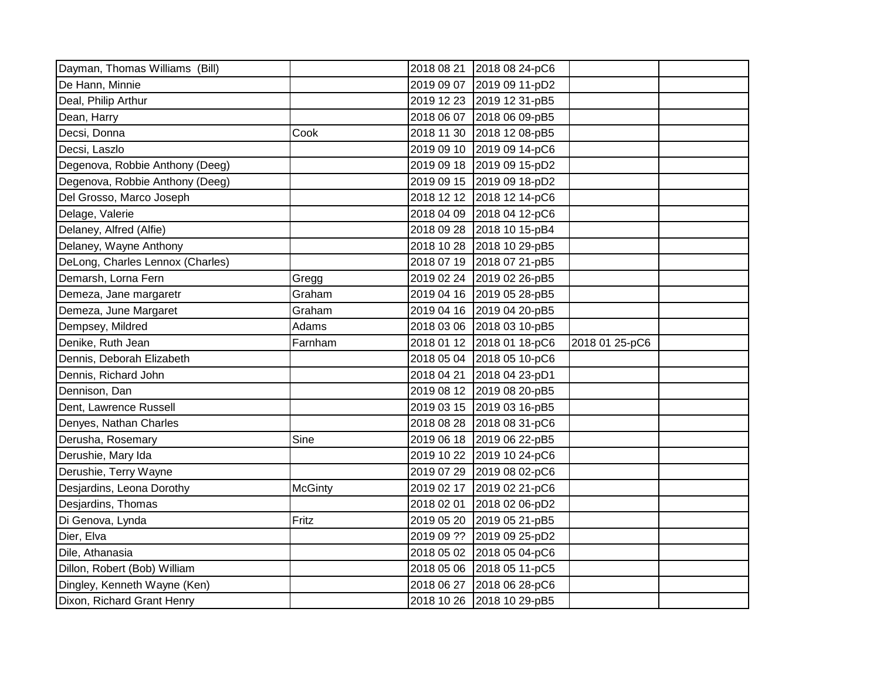| Dayman, Thomas Williams  (Bill) | | 2018 08 21 | 2018 08 24-pC6 | | |
|---|---|---|---|---|---|
| De Hann, Minnie | | 2019 09 07 | 2019 09 11-pD2 | | |
| Deal, Philip Arthur | | 2019 12 23 | 2019 12 31-pB5 | | |
| Dean, Harry | | 2018 06 07 | 2018 06 09-pB5 | | |
| Decsi, Donna | Cook | 2018 11 30 | 2018 12 08-pB5 | | |
| Decsi, Laszlo | | 2019 09 10 | 2019 09 14-pC6 | | |
| Degenova, Robbie Anthony (Deeg) | | 2019 09 18 | 2019 09 15-pD2 | | |
| Degenova, Robbie Anthony (Deeg) | | 2019 09 15 | 2019 09 18-pD2 | | |
| Del Grosso, Marco Joseph | | 2018 12 12 | 2018 12 14-pC6 | | |
| Delage, Valerie | | 2018 04 09 | 2018 04 12-pC6 | | |
| Delaney, Alfred (Alfie) | | 2018 09 28 | 2018 10 15-pB4 | | |
| Delaney, Wayne Anthony | | 2018 10 28 | 2018 10 29-pB5 | | |
| DeLong, Charles Lennox (Charles) | | 2018 07 19 | 2018 07 21-pB5 | | |
| Demarsh, Lorna Fern | Gregg | 2019 02 24 | 2019 02 26-pB5 | | |
| Demeza, Jane margaretr | Graham | 2019 04 16 | 2019 05 28-pB5 | | |
| Demeza, June Margaret | Graham | 2019 04 16 | 2019 04 20-pB5 | | |
| Dempsey, Mildred | Adams | 2018 03 06 | 2018 03 10-pB5 | | |
| Denike, Ruth Jean | Farnham | 2018 01 12 | 2018 01 18-pC6 | 2018 01 25-pC6 | |
| Dennis, Deborah Elizabeth | | 2018 05 04 | 2018 05 10-pC6 | | |
| Dennis, Richard John | | 2018 04 21 | 2018 04 23-pD1 | | |
| Dennison, Dan | | 2019 08 12 | 2019 08 20-pB5 | | |
| Dent, Lawrence Russell | | 2019 03 15 | 2019 03 16-pB5 | | |
| Denyes, Nathan Charles | | 2018 08 28 | 2018 08 31-pC6 | | |
| Derusha, Rosemary | Sine | 2019 06 18 | 2019 06 22-pB5 | | |
| Derushie, Mary Ida | | 2019 10 22 | 2019 10 24-pC6 | | |
| Derushie, Terry Wayne | | 2019 07 29 | 2019 08 02-pC6 | | |
| Desjardins, Leona Dorothy | McGinty | 2019 02 17 | 2019 02 21-pC6 | | |
| Desjardins, Thomas | | 2018 02 01 | 2018 02 06-pD2 | | |
| Di Genova, Lynda | Fritz | 2019 05 20 | 2019 05 21-pB5 | | |
| Dier, Elva | | 2019 09 ?? | 2019 09 25-pD2 | | |
| Dile, Athanasia | | 2018 05 02 | 2018 05 04-pC6 | | |
| Dillon, Robert (Bob) William | | 2018 05 06 | 2018 05 11-pC5 | | |
| Dingley, Kenneth Wayne (Ken) | | 2018 06 27 | 2018 06 28-pC6 | | |
| Dixon, Richard Grant Henry | | 2018 10 26 | 2018 10 29-pB5 | | |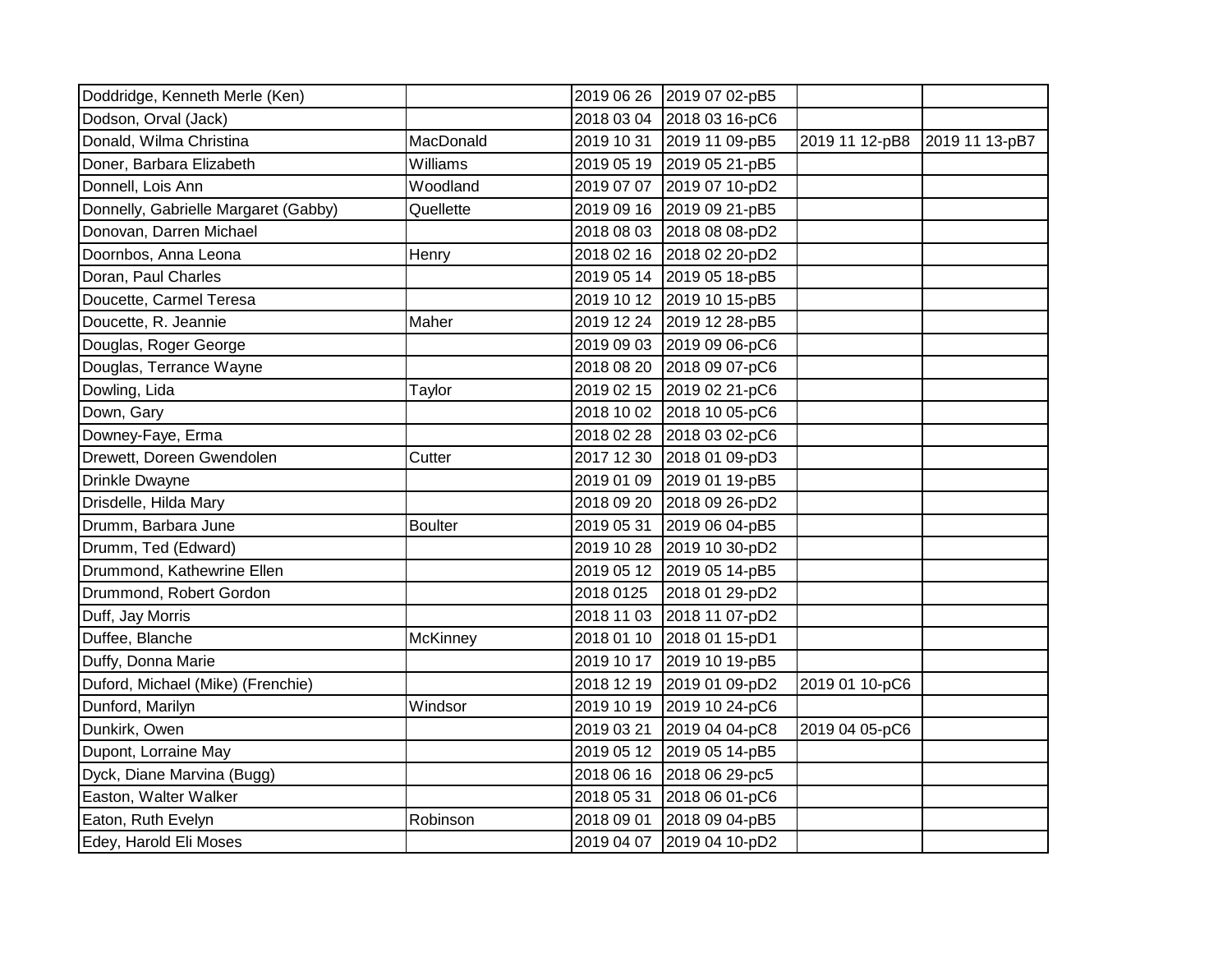| | | | | | |
|---|---|---|---|---|---|
| Doddridge, Kenneth Merle (Ken) | | 2019 06 26 | 2019 07 02-pB5 | | |
| Dodson, Orval (Jack) | | 2018 03 04 | 2018 03 16-pC6 | | |
| Donald, Wilma Christina | MacDonald | 2019 10 31 | 2019 11 09-pB5 | 2019 11 12-pB8 | 2019 11 13-pB7 |
| Doner, Barbara Elizabeth | Williams | 2019 05 19 | 2019 05 21-pB5 | | |
| Donnell, Lois Ann | Woodland | 2019 07 07 | 2019 07 10-pD2 | | |
| Donnelly, Gabrielle Margaret (Gabby) | Quellette | 2019 09 16 | 2019 09 21-pB5 | | |
| Donovan, Darren Michael | | 2018 08 03 | 2018 08 08-pD2 | | |
| Doornbos, Anna Leona | Henry | 2018 02 16 | 2018 02 20-pD2 | | |
| Doran, Paul Charles | | 2019 05 14 | 2019 05 18-pB5 | | |
| Doucette, Carmel Teresa | | 2019 10 12 | 2019 10 15-pB5 | | |
| Doucette, R. Jeannie | Maher | 2019 12 24 | 2019 12 28-pB5 | | |
| Douglas, Roger George | | 2019 09 03 | 2019 09 06-pC6 | | |
| Douglas, Terrance Wayne | | 2018 08 20 | 2018 09 07-pC6 | | |
| Dowling, Lida | Taylor | 2019 02 15 | 2019 02 21-pC6 | | |
| Down, Gary | | 2018 10 02 | 2018 10 05-pC6 | | |
| Downey-Faye, Erma | | 2018 02 28 | 2018 03 02-pC6 | | |
| Drewett, Doreen Gwendolen | Cutter | 2017 12 30 | 2018 01 09-pD3 | | |
| Drinkle Dwayne | | 2019 01 09 | 2019 01 19-pB5 | | |
| Drisdelle, Hilda Mary | | 2018 09 20 | 2018 09 26-pD2 | | |
| Drumm, Barbara June | Boulter | 2019 05 31 | 2019 06 04-pB5 | | |
| Drumm, Ted (Edward) | | 2019 10 28 | 2019 10 30-pD2 | | |
| Drummond, Kathewrine Ellen | | 2019 05 12 | 2019 05 14-pB5 | | |
| Drummond, Robert Gordon | | 2018 0125 | 2018 01 29-pD2 | | |
| Duff, Jay Morris | | 2018 11 03 | 2018 11 07-pD2 | | |
| Duffee, Blanche | McKinney | 2018 01 10 | 2018 01 15-pD1 | | |
| Duffy, Donna Marie | | 2019 10 17 | 2019 10 19-pB5 | | |
| Duford, Michael (Mike) (Frenchie) | | 2018 12 19 | 2019 01 09-pD2 | 2019 01 10-pC6 | |
| Dunford, Marilyn | Windsor | 2019 10 19 | 2019 10 24-pC6 | | |
| Dunkirk, Owen | | 2019 03 21 | 2019 04 04-pC8 | 2019 04 05-pC6 | |
| Dupont, Lorraine May | | 2019 05 12 | 2019 05 14-pB5 | | |
| Dyck, Diane Marvina (Bugg) | | 2018 06 16 | 2018 06 29-pc5 | | |
| Easton, Walter Walker | | 2018 05 31 | 2018 06 01-pC6 | | |
| Eaton, Ruth Evelyn | Robinson | 2018 09 01 | 2018 09 04-pB5 | | |
| Edey, Harold Eli Moses | | 2019 04 07 | 2019 04 10-pD2 | | |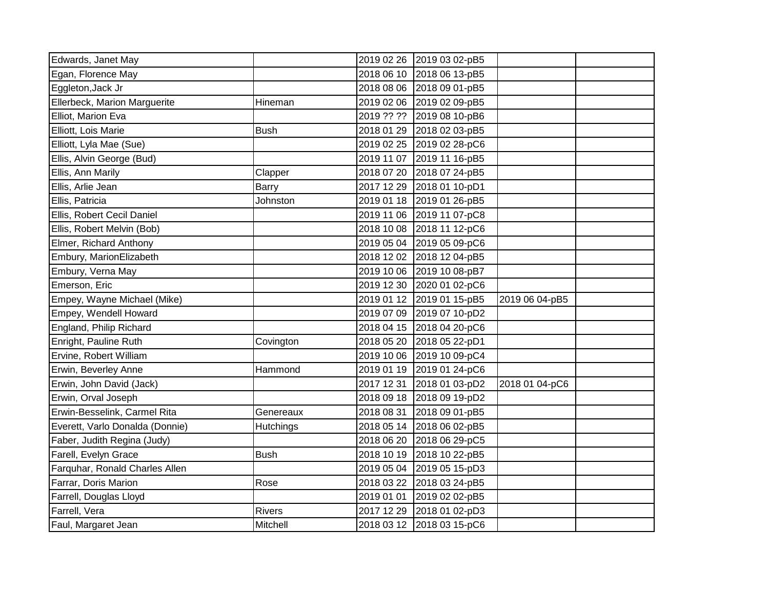| | | | | | |
|---|---|---|---|---|---|
| Edwards, Janet May | | 2019 02 26 | 2019 03 02-pB5 | | |
| Egan, Florence May | | 2018 06 10 | 2018 06 13-pB5 | | |
| Eggleton,Jack Jr | | 2018 08 06 | 2018 09 01-pB5 | | |
| Ellerbeck, Marion Marguerite | Hineman | 2019 02 06 | 2019 02 09-pB5 | | |
| Elliot, Marion Eva | | 2019 ?? ?? | 2019 08 10-pB6 | | |
| Elliott, Lois Marie | Bush | 2018 01 29 | 2018 02 03-pB5 | | |
| Elliott, Lyla Mae (Sue) | | 2019 02 25 | 2019 02 28-pC6 | | |
| Ellis, Alvin George (Bud) | | 2019 11 07 | 2019 11 16-pB5 | | |
| Ellis, Ann Marily | Clapper | 2018 07 20 | 2018 07 24-pB5 | | |
| Ellis, Arlie Jean | Barry | 2017 12 29 | 2018 01 10-pD1 | | |
| Ellis, Patricia | Johnston | 2019 01 18 | 2019 01 26-pB5 | | |
| Ellis, Robert Cecil Daniel | | 2019 11 06 | 2019 11 07-pC8 | | |
| Ellis, Robert Melvin (Bob) | | 2018 10 08 | 2018 11 12-pC6 | | |
| Elmer, Richard Anthony | | 2019 05 04 | 2019 05 09-pC6 | | |
| Embury, MarionElizabeth | | 2018 12 02 | 2018 12 04-pB5 | | |
| Embury, Verna May | | 2019 10 06 | 2019 10 08-pB7 | | |
| Emerson, Eric | | 2019 12 30 | 2020 01 02-pC6 | | |
| Empey, Wayne Michael (Mike) | | 2019 01 12 | 2019 01 15-pB5 | 2019 06 04-pB5 | |
| Empey, Wendell Howard | | 2019 07 09 | 2019 07 10-pD2 | | |
| England, Philip Richard | | 2018 04 15 | 2018 04 20-pC6 | | |
| Enright, Pauline Ruth | Covington | 2018 05 20 | 2018 05 22-pD1 | | |
| Ervine, Robert William | | 2019 10 06 | 2019 10 09-pC4 | | |
| Erwin, Beverley Anne | Hammond | 2019 01 19 | 2019 01 24-pC6 | | |
| Erwin, John David (Jack) | | 2017 12 31 | 2018 01 03-pD2 | 2018 01 04-pC6 | |
| Erwin, Orval Joseph | | 2018 09 18 | 2018 09 19-pD2 | | |
| Erwin-Besselink, Carmel Rita | Genereaux | 2018 08 31 | 2018 09 01-pB5 | | |
| Everett, Varlo Donalda (Donnie) | Hutchings | 2018 05 14 | 2018 06 02-pB5 | | |
| Faber, Judith Regina (Judy) | | 2018 06 20 | 2018 06 29-pC5 | | |
| Farell, Evelyn Grace | Bush | 2018 10 19 | 2018 10 22-pB5 | | |
| Farquhar, Ronald Charles Allen | | 2019 05 04 | 2019 05 15-pD3 | | |
| Farrar, Doris Marion | Rose | 2018 03 22 | 2018 03 24-pB5 | | |
| Farrell, Douglas Lloyd | | 2019 01 01 | 2019 02 02-pB5 | | |
| Farrell, Vera | Rivers | 2017 12 29 | 2018 01 02-pD3 | | |
| Faul, Margaret Jean | Mitchell | 2018 03 12 | 2018 03 15-pC6 | | |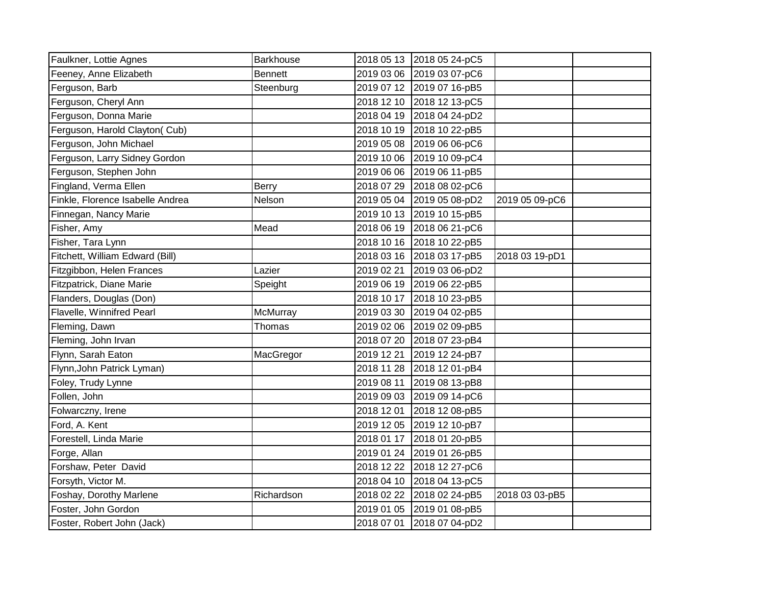| | | | | | |
|---|---|---|---|---|---|
| Faulkner, Lottie Agnes | Barkhouse | 2018 05 13 | 2018 05 24-pC5 | | |
| Feeney, Anne Elizabeth | Bennett | 2019 03 06 | 2019 03 07-pC6 | | |
| Ferguson, Barb | Steenburg | 2019 07 12 | 2019 07 16-pB5 | | |
| Ferguson, Cheryl Ann | | 2018 12 10 | 2018 12 13-pC5 | | |
| Ferguson, Donna Marie | | 2018 04 19 | 2018 04 24-pD2 | | |
| Ferguson, Harold Clayton( Cub) | | 2018 10 19 | 2018 10 22-pB5 | | |
| Ferguson, John Michael | | 2019 05 08 | 2019 06 06-pC6 | | |
| Ferguson, Larry Sidney Gordon | | 2019 10 06 | 2019 10 09-pC4 | | |
| Ferguson, Stephen John | | 2019 06 06 | 2019 06 11-pB5 | | |
| Fingland, Verma Ellen | Berry | 2018 07 29 | 2018 08 02-pC6 | | |
| Finkle, Florence Isabelle Andrea | Nelson | 2019 05 04 | 2019 05 08-pD2 | 2019 05 09-pC6 | |
| Finnegan, Nancy Marie | | 2019 10 13 | 2019 10 15-pB5 | | |
| Fisher, Amy | Mead | 2018 06 19 | 2018 06 21-pC6 | | |
| Fisher, Tara Lynn | | 2018 10 16 | 2018 10 22-pB5 | | |
| Fitchett, William Edward (Bill) | | 2018 03 16 | 2018 03 17-pB5 | 2018 03 19-pD1 | |
| Fitzgibbon, Helen Frances | Lazier | 2019 02 21 | 2019 03 06-pD2 | | |
| Fitzpatrick, Diane Marie | Speight | 2019 06 19 | 2019 06 22-pB5 | | |
| Flanders, Douglas (Don) | | 2018 10 17 | 2018 10 23-pB5 | | |
| Flavelle, Winnifred Pearl | McMurray | 2019 03 30 | 2019 04 02-pB5 | | |
| Fleming, Dawn | Thomas | 2019 02 06 | 2019 02 09-pB5 | | |
| Fleming, John Irvan | | 2018 07 20 | 2018 07 23-pB4 | | |
| Flynn, Sarah Eaton | MacGregor | 2019 12 21 | 2019 12 24-pB7 | | |
| Flynn,John Patrick Lyman) | | 2018 11 28 | 2018 12 01-pB4 | | |
| Foley, Trudy Lynne | | 2019 08 11 | 2019 08 13-pB8 | | |
| Follen, John | | 2019 09 03 | 2019 09 14-pC6 | | |
| Folwarczny, Irene | | 2018 12 01 | 2018 12 08-pB5 | | |
| Ford, A. Kent | | 2019 12 05 | 2019 12 10-pB7 | | |
| Forestell, Linda Marie | | 2018 01 17 | 2018 01 20-pB5 | | |
| Forge, Allan | | 2019 01 24 | 2019 01 26-pB5 | | |
| Forshaw, Peter David | | 2018 12 22 | 2018 12 27-pC6 | | |
| Forsyth, Victor M. | | 2018 04 10 | 2018 04 13-pC5 | | |
| Foshay, Dorothy Marlene | Richardson | 2018 02 22 | 2018 02 24-pB5 | 2018 03 03-pB5 | |
| Foster, John Gordon | | 2019 01 05 | 2019 01 08-pB5 | | |
| Foster, Robert John (Jack) | | 2018 07 01 | 2018 07 04-pD2 | | |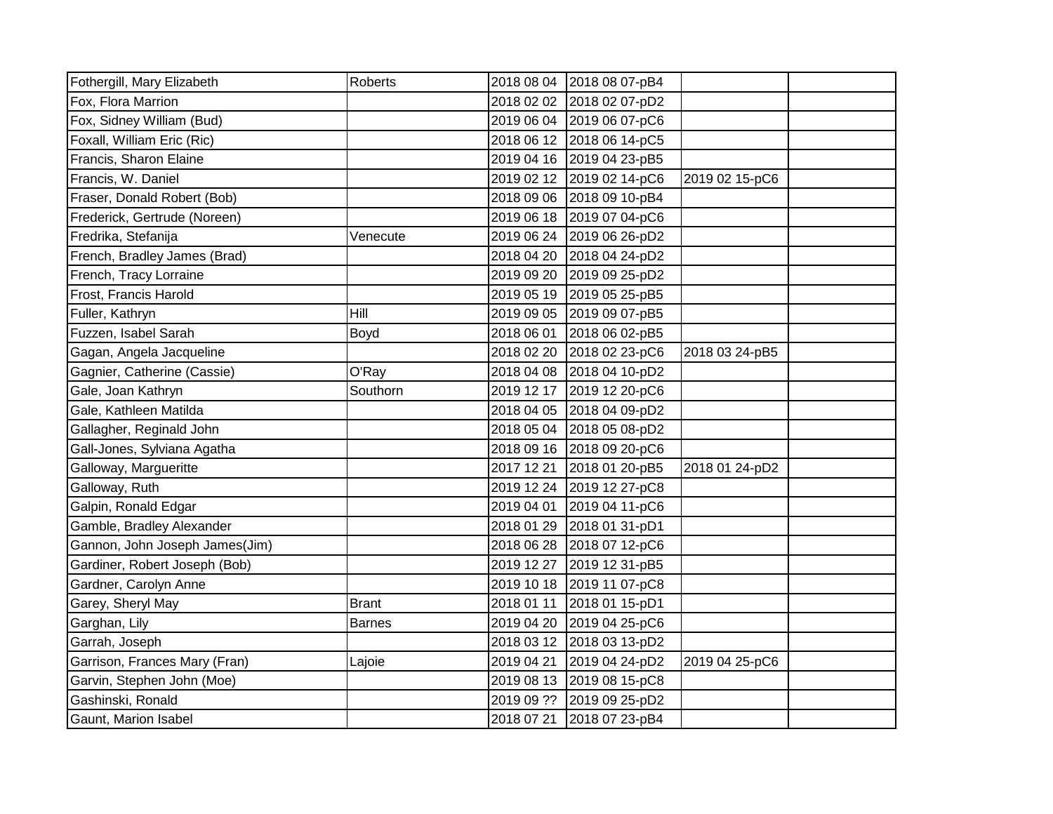| | | | | | |
|---|---|---|---|---|---|
| Fothergill, Mary Elizabeth | Roberts | 2018 08 04 | 2018 08 07-pB4 | | |
| Fox, Flora Marrion | | 2018 02 02 | 2018 02 07-pD2 | | |
| Fox, Sidney William (Bud) | | 2019 06 04 | 2019 06 07-pC6 | | |
| Foxall, William Eric (Ric) | | 2018 06 12 | 2018 06 14-pC5 | | |
| Francis, Sharon Elaine | | 2019 04 16 | 2019 04 23-pB5 | | |
| Francis, W. Daniel | | 2019 02 12 | 2019 02 14-pC6 | 2019 02 15-pC6 | |
| Fraser, Donald Robert (Bob) | | 2018 09 06 | 2018 09 10-pB4 | | |
| Frederick, Gertrude (Noreen) | | 2019 06 18 | 2019 07 04-pC6 | | |
| Fredrika, Stefanija | Venecute | 2019 06 24 | 2019 06 26-pD2 | | |
| French, Bradley James (Brad) | | 2018 04 20 | 2018 04 24-pD2 | | |
| French, Tracy Lorraine | | 2019 09 20 | 2019 09 25-pD2 | | |
| Frost, Francis Harold | | 2019 05 19 | 2019 05 25-pB5 | | |
| Fuller, Kathryn | Hill | 2019 09 05 | 2019 09 07-pB5 | | |
| Fuzzen, Isabel Sarah | Boyd | 2018 06 01 | 2018 06 02-pB5 | | |
| Gagan, Angela Jacqueline | | 2018 02 20 | 2018 02 23-pC6 | 2018 03 24-pB5 | |
| Gagnier, Catherine (Cassie) | O'Ray | 2018 04 08 | 2018 04 10-pD2 | | |
| Gale, Joan Kathryn | Southorn | 2019 12 17 | 2019 12 20-pC6 | | |
| Gale, Kathleen Matilda | | 2018 04 05 | 2018 04 09-pD2 | | |
| Gallagher, Reginald John | | 2018 05 04 | 2018 05 08-pD2 | | |
| Gall-Jones, Sylviana Agatha | | 2018 09 16 | 2018 09 20-pC6 | | |
| Galloway, Margueritte | | 2017 12 21 | 2018 01 20-pB5 | 2018 01 24-pD2 | |
| Galloway, Ruth | | 2019 12 24 | 2019 12 27-pC8 | | |
| Galpin, Ronald Edgar | | 2019 04 01 | 2019 04 11-pC6 | | |
| Gamble, Bradley Alexander | | 2018 01 29 | 2018 01 31-pD1 | | |
| Gannon, John Joseph James(Jim) | | 2018 06 28 | 2018 07 12-pC6 | | |
| Gardiner, Robert Joseph (Bob) | | 2019 12 27 | 2019 12 31-pB5 | | |
| Gardner, Carolyn Anne | | 2019 10 18 | 2019 11 07-pC8 | | |
| Garey, Sheryl May | Brant | 2018 01 11 | 2018 01 15-pD1 | | |
| Garghan, Lily | Barnes | 2019 04 20 | 2019 04 25-pC6 | | |
| Garrah, Joseph | | 2018 03 12 | 2018 03 13-pD2 | | |
| Garrison, Frances Mary (Fran) | Lajoie | 2019 04 21 | 2019 04 24-pD2 | 2019 04 25-pC6 | |
| Garvin, Stephen John (Moe) | | 2019 08 13 | 2019 08 15-pC8 | | |
| Gashinski, Ronald | | 2019 09 ?? | 2019 09 25-pD2 | | |
| Gaunt, Marion Isabel | | 2018 07 21 | 2018 07 23-pB4 | | |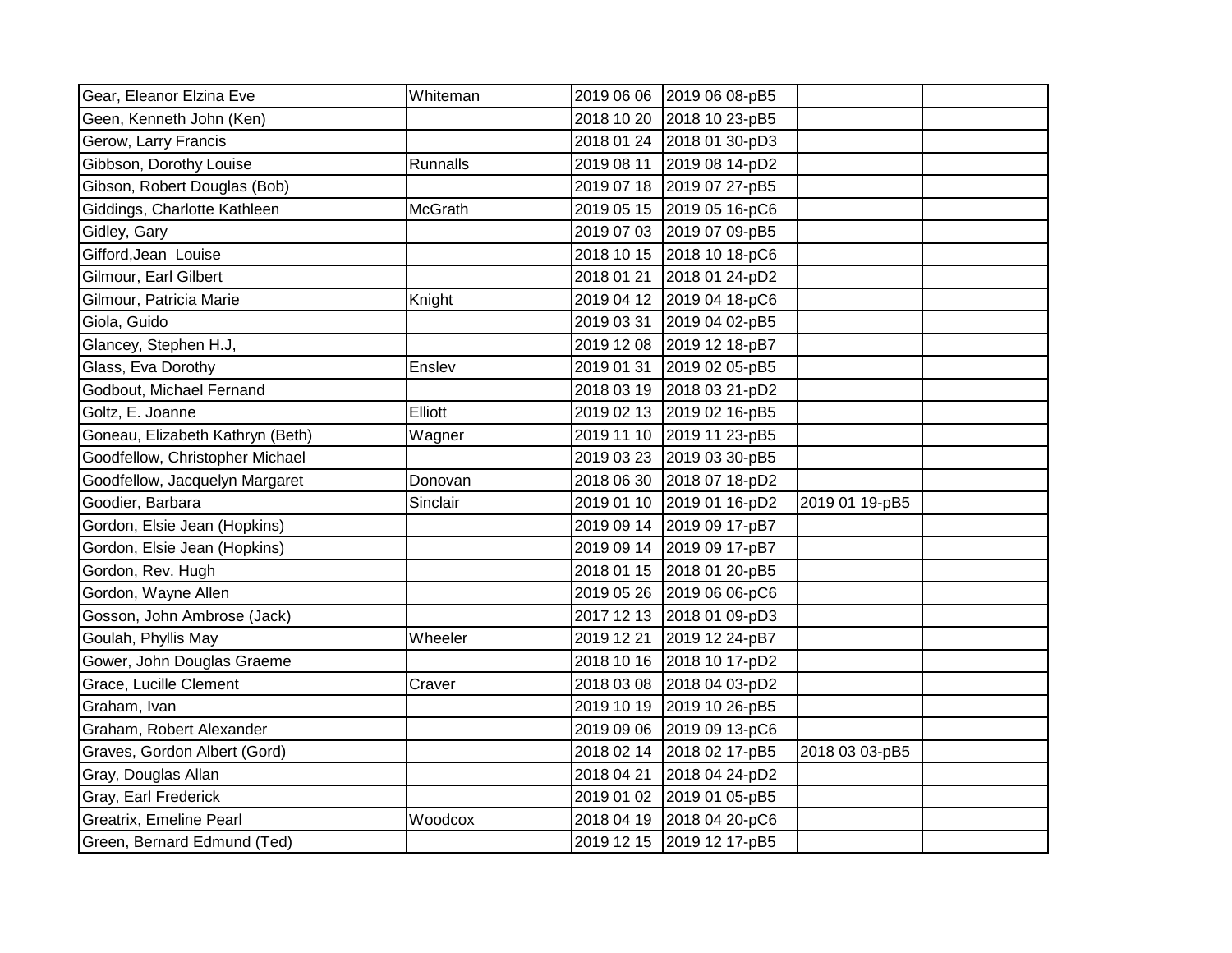| | | | | | |
|---|---|---|---|---|---|
| Gear, Eleanor Elzina Eve | Whiteman | 2019 06 06 | 2019 06 08-pB5 | | |
| Geen, Kenneth John (Ken) | | 2018 10 20 | 2018 10 23-pB5 | | |
| Gerow, Larry Francis | | 2018 01 24 | 2018 01 30-pD3 | | |
| Gibbson, Dorothy Louise | Runnalls | 2019 08 11 | 2019 08 14-pD2 | | |
| Gibson, Robert Douglas (Bob) | | 2019 07 18 | 2019 07 27-pB5 | | |
| Giddings, Charlotte Kathleen | McGrath | 2019 05 15 | 2019 05 16-pC6 | | |
| Gidley, Gary | | 2019 07 03 | 2019 07 09-pB5 | | |
| Gifford,Jean  Louise | | 2018 10 15 | 2018 10 18-pC6 | | |
| Gilmour, Earl Gilbert | | 2018 01 21 | 2018 01 24-pD2 | | |
| Gilmour, Patricia Marie | Knight | 2019 04 12 | 2019 04 18-pC6 | | |
| Giola, Guido | | 2019 03 31 | 2019 04 02-pB5 | | |
| Glancey, Stephen H.J, | | 2019 12 08 | 2019 12 18-pB7 | | |
| Glass, Eva Dorothy | Enslev | 2019 01 31 | 2019 02 05-pB5 | | |
| Godbout, Michael Fernand | | 2018 03 19 | 2018 03 21-pD2 | | |
| Goltz, E. Joanne | Elliott | 2019 02 13 | 2019 02 16-pB5 | | |
| Goneau, Elizabeth Kathryn (Beth) | Wagner | 2019 11 10 | 2019 11 23-pB5 | | |
| Goodfellow, Christopher Michael | | 2019 03 23 | 2019 03 30-pB5 | | |
| Goodfellow, Jacquelyn Margaret | Donovan | 2018 06 30 | 2018 07 18-pD2 | | |
| Goodier, Barbara | Sinclair | 2019 01 10 | 2019 01 16-pD2 | 2019 01 19-pB5 | |
| Gordon, Elsie Jean (Hopkins) | | 2019 09 14 | 2019 09 17-pB7 | | |
| Gordon, Elsie Jean (Hopkins) | | 2019 09 14 | 2019 09 17-pB7 | | |
| Gordon, Rev. Hugh | | 2018 01 15 | 2018 01 20-pB5 | | |
| Gordon, Wayne Allen | | 2019 05 26 | 2019 06 06-pC6 | | |
| Gosson, John Ambrose (Jack) | | 2017 12 13 | 2018 01 09-pD3 | | |
| Goulah, Phyllis May | Wheeler | 2019 12 21 | 2019 12 24-pB7 | | |
| Gower, John Douglas Graeme | | 2018 10 16 | 2018 10 17-pD2 | | |
| Grace, Lucille Clement | Craver | 2018 03 08 | 2018 04 03-pD2 | | |
| Graham, Ivan | | 2019 10 19 | 2019 10 26-pB5 | | |
| Graham, Robert Alexander | | 2019 09 06 | 2019 09 13-pC6 | | |
| Graves, Gordon Albert (Gord) | | 2018 02 14 | 2018 02 17-pB5 | 2018 03 03-pB5 | |
| Gray, Douglas Allan | | 2018 04 21 | 2018 04 24-pD2 | | |
| Gray, Earl Frederick | | 2019 01 02 | 2019 01 05-pB5 | | |
| Greatrix, Emeline Pearl | Woodcox | 2018 04 19 | 2018 04 20-pC6 | | |
| Green, Bernard Edmund (Ted) | | 2019 12 15 | 2019 12 17-pB5 | | |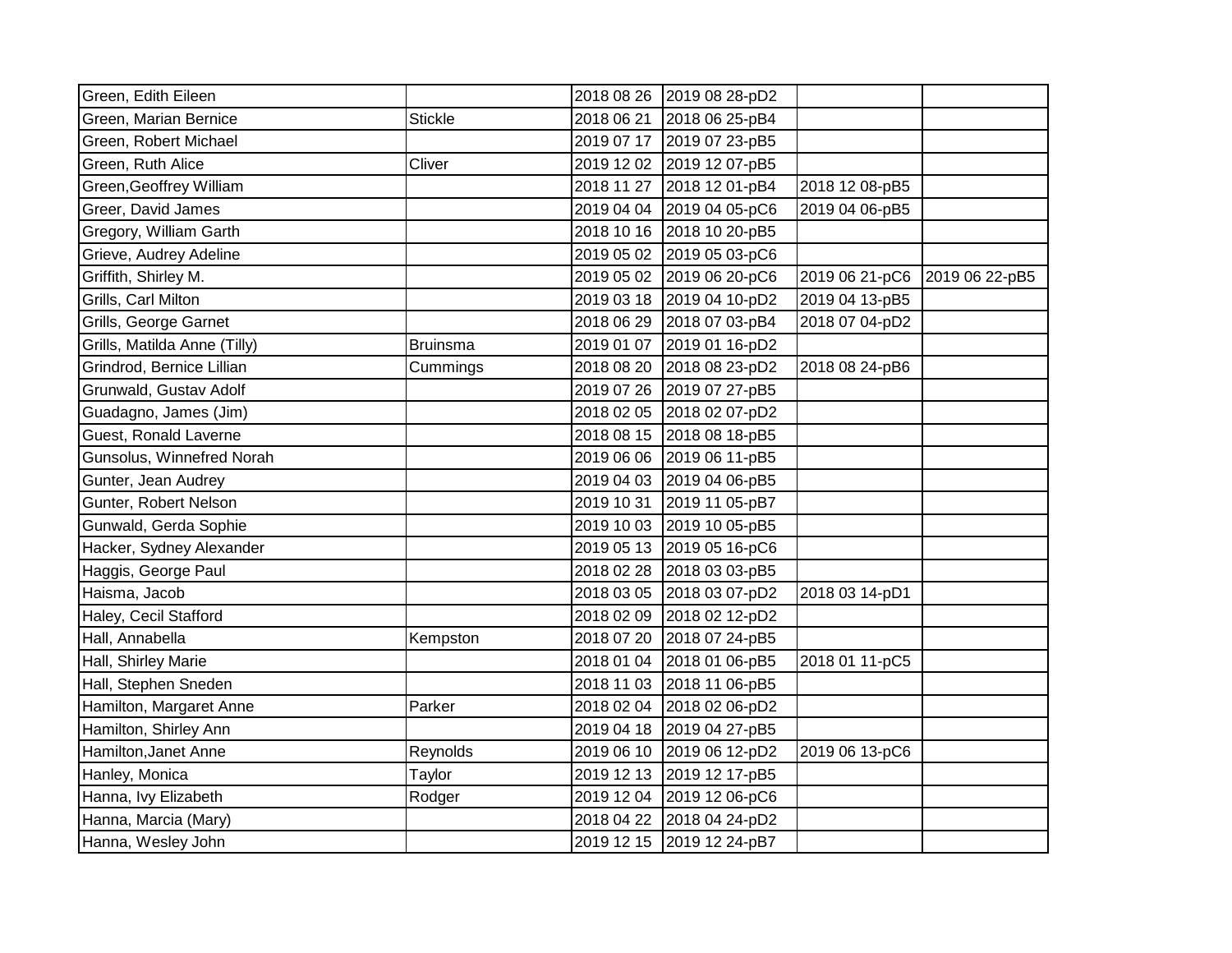| | | | | | |
|---|---|---|---|---|---|
| Green, Edith Eileen | | 2018 08 26 | 2019 08 28-pD2 | | |
| Green, Marian Bernice | Stickle | 2018 06 21 | 2018 06 25-pB4 | | |
| Green, Robert Michael | | 2019 07 17 | 2019 07 23-pB5 | | |
| Green, Ruth Alice | Cliver | 2019 12 02 | 2019 12 07-pB5 | | |
| Green,Geoffrey William | | 2018 11 27 | 2018 12 01-pB4 | 2018 12 08-pB5 | |
| Greer, David James | | 2019 04 04 | 2019 04 05-pC6 | 2019 04 06-pB5 | |
| Gregory, William Garth | | 2018 10 16 | 2018 10 20-pB5 | | |
| Grieve, Audrey Adeline | | 2019 05 02 | 2019 05 03-pC6 | | |
| Griffith, Shirley M. | | 2019 05 02 | 2019 06 20-pC6 | 2019 06 21-pC6 | 2019 06 22-pB5 |
| Grills, Carl Milton | | 2019 03 18 | 2019 04 10-pD2 | 2019 04 13-pB5 | |
| Grills, George Garnet | | 2018 06 29 | 2018 07 03-pB4 | 2018 07 04-pD2 | |
| Grills, Matilda Anne (Tilly) | Bruinsma | 2019 01 07 | 2019 01 16-pD2 | | |
| Grindrod, Bernice Lillian | Cummings | 2018 08 20 | 2018 08 23-pD2 | 2018 08 24-pB6 | |
| Grunwald, Gustav Adolf | | 2019 07 26 | 2019 07 27-pB5 | | |
| Guadagno, James (Jim) | | 2018 02 05 | 2018 02 07-pD2 | | |
| Guest, Ronald Laverne | | 2018 08 15 | 2018 08 18-pB5 | | |
| Gunsolus, Winnefred Norah | | 2019 06 06 | 2019 06 11-pB5 | | |
| Gunter, Jean Audrey | | 2019 04 03 | 2019 04 06-pB5 | | |
| Gunter, Robert Nelson | | 2019 10 31 | 2019 11 05-pB7 | | |
| Gunwald, Gerda Sophie | | 2019 10 03 | 2019 10 05-pB5 | | |
| Hacker, Sydney Alexander | | 2019 05 13 | 2019 05 16-pC6 | | |
| Haggis, George Paul | | 2018 02 28 | 2018 03 03-pB5 | | |
| Haisma, Jacob | | 2018 03 05 | 2018 03 07-pD2 | 2018 03 14-pD1 | |
| Haley, Cecil Stafford | | 2018 02 09 | 2018 02 12-pD2 | | |
| Hall, Annabella | Kempston | 2018 07 20 | 2018 07 24-pB5 | | |
| Hall, Shirley Marie | | 2018 01 04 | 2018 01 06-pB5 | 2018 01 11-pC5 | |
| Hall, Stephen Sneden | | 2018 11 03 | 2018 11 06-pB5 | | |
| Hamilton, Margaret Anne | Parker | 2018 02 04 | 2018 02 06-pD2 | | |
| Hamilton, Shirley Ann | | 2019 04 18 | 2019 04 27-pB5 | | |
| Hamilton,Janet Anne | Reynolds | 2019 06 10 | 2019 06 12-pD2 | 2019 06 13-pC6 | |
| Hanley, Monica | Taylor | 2019 12 13 | 2019 12 17-pB5 | | |
| Hanna, Ivy Elizabeth | Rodger | 2019 12 04 | 2019 12 06-pC6 | | |
| Hanna, Marcia (Mary) | | 2018 04 22 | 2018 04 24-pD2 | | |
| Hanna, Wesley John | | 2019 12 15 | 2019 12 24-pB7 | | |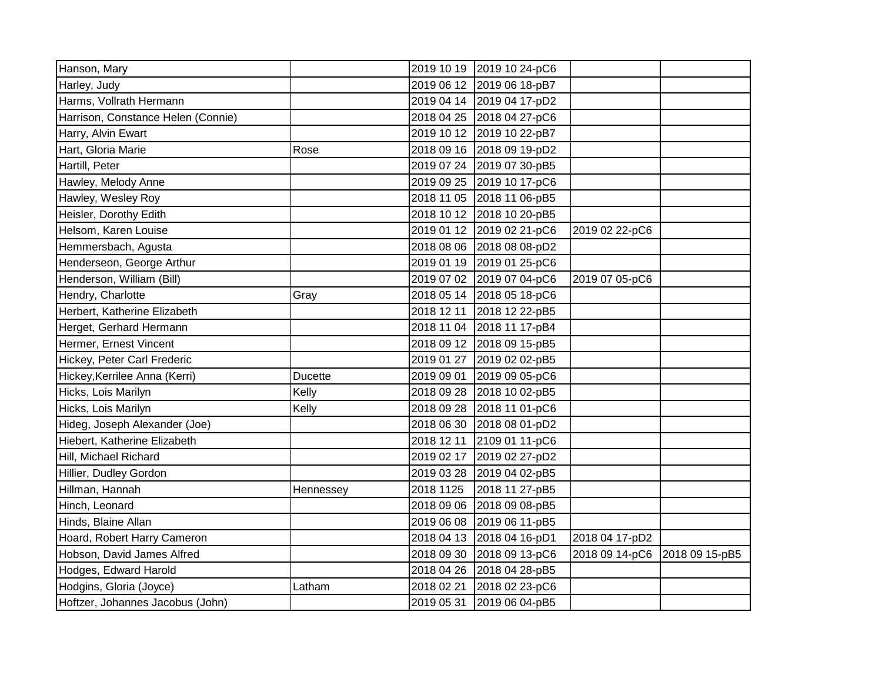| | | | | | |
|---|---|---|---|---|---|
| Hanson, Mary | | 2019 10 19 | 2019 10 24-pC6 | | |
| Harley, Judy | | 2019 06 12 | 2019 06 18-pB7 | | |
| Harms, Vollrath Hermann | | 2019 04 14 | 2019 04 17-pD2 | | |
| Harrison, Constance Helen (Connie) | | 2018 04 25 | 2018 04 27-pC6 | | |
| Harry, Alvin Ewart | | 2019 10 12 | 2019 10 22-pB7 | | |
| Hart, Gloria Marie | Rose | 2018 09 16 | 2018 09 19-pD2 | | |
| Hartill, Peter | | 2019 07 24 | 2019 07 30-pB5 | | |
| Hawley, Melody Anne | | 2019 09 25 | 2019 10 17-pC6 | | |
| Hawley, Wesley Roy | | 2018 11 05 | 2018 11 06-pB5 | | |
| Heisler, Dorothy Edith | | 2018 10 12 | 2018 10 20-pB5 | | |
| Helsom, Karen Louise | | 2019 01 12 | 2019 02 21-pC6 | 2019 02 22-pC6 | |
| Hemmersbach, Agusta | | 2018 08 06 | 2018 08 08-pD2 | | |
| Henderseon, George Arthur | | 2019 01 19 | 2019 01 25-pC6 | | |
| Henderson, William (Bill) | | 2019 07 02 | 2019 07 04-pC6 | 2019 07 05-pC6 | |
| Hendry, Charlotte | Gray | 2018 05 14 | 2018 05 18-pC6 | | |
| Herbert, Katherine Elizabeth | | 2018 12 11 | 2018 12 22-pB5 | | |
| Herget, Gerhard Hermann | | 2018 11 04 | 2018 11 17-pB4 | | |
| Hermer, Ernest Vincent | | 2018 09 12 | 2018 09 15-pB5 | | |
| Hickey, Peter Carl Frederic | | 2019 01 27 | 2019 02 02-pB5 | | |
| Hickey,Kerrilee Anna (Kerri) | Ducette | 2019 09 01 | 2019 09 05-pC6 | | |
| Hicks, Lois Marilyn | Kelly | 2018 09 28 | 2018 10 02-pB5 | | |
| Hicks, Lois Marilyn | Kelly | 2018 09 28 | 2018 11 01-pC6 | | |
| Hideg, Joseph Alexander (Joe) | | 2018 06 30 | 2018 08 01-pD2 | | |
| Hiebert, Katherine Elizabeth | | 2018 12 11 | 2109 01 11-pC6 | | |
| Hill, Michael Richard | | 2019 02 17 | 2019 02 27-pD2 | | |
| Hillier, Dudley Gordon | | 2019 03 28 | 2019 04 02-pB5 | | |
| Hillman, Hannah | Hennessey | 2018 1125 | 2018 11 27-pB5 | | |
| Hinch, Leonard | | 2018 09 06 | 2018 09 08-pB5 | | |
| Hinds, Blaine Allan | | 2019 06 08 | 2019 06 11-pB5 | | |
| Hoard, Robert Harry Cameron | | 2018 04 13 | 2018 04 16-pD1 | 2018 04 17-pD2 | |
| Hobson, David James Alfred | | 2018 09 30 | 2018 09 13-pC6 | 2018 09 14-pC6 | 2018 09 15-pB5 |
| Hodges, Edward Harold | | 2018 04 26 | 2018 04 28-pB5 | | |
| Hodgins, Gloria (Joyce) | Latham | 2018 02 21 | 2018 02 23-pC6 | | |
| Hoftzer, Johannes Jacobus (John) | | 2019 05 31 | 2019 06 04-pB5 | | |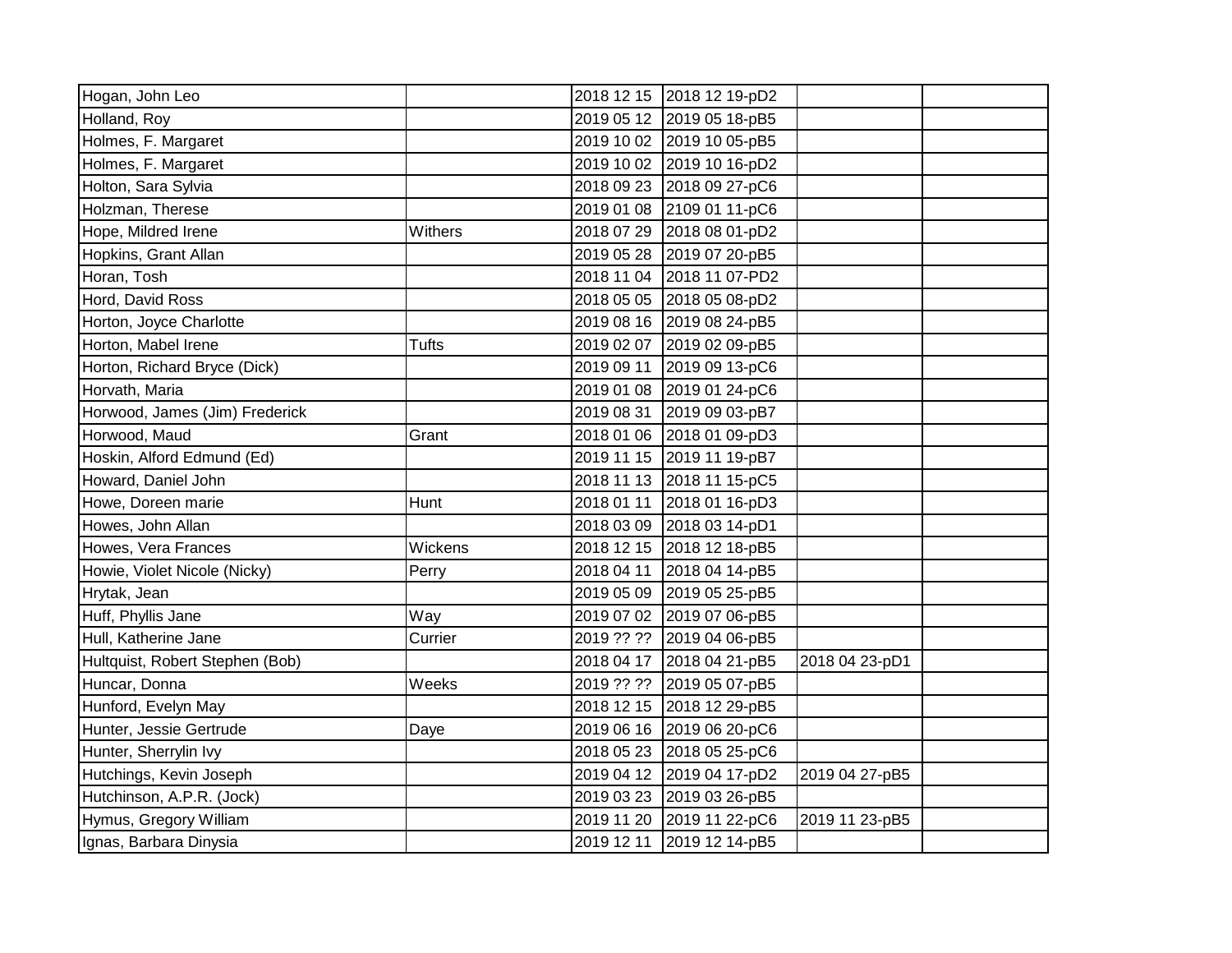| | | | | | |
|---|---|---|---|---|---|
| Hogan, John Leo | | 2018 12 15 | 2018 12 19-pD2 | | |
| Holland, Roy | | 2019 05 12 | 2019 05 18-pB5 | | |
| Holmes, F. Margaret | | 2019 10 02 | 2019 10 05-pB5 | | |
| Holmes, F. Margaret | | 2019 10 02 | 2019 10 16-pD2 | | |
| Holton, Sara Sylvia | | 2018 09 23 | 2018 09 27-pC6 | | |
| Holzman, Therese | | 2019 01 08 | 2109 01 11-pC6 | | |
| Hope, Mildred Irene | Withers | 2018 07 29 | 2018 08 01-pD2 | | |
| Hopkins, Grant Allan | | 2019 05 28 | 2019 07 20-pB5 | | |
| Horan, Tosh | | 2018 11 04 | 2018 11 07-PD2 | | |
| Hord, David Ross | | 2018 05 05 | 2018 05 08-pD2 | | |
| Horton, Joyce Charlotte | | 2019 08 16 | 2019 08 24-pB5 | | |
| Horton, Mabel Irene | Tufts | 2019 02 07 | 2019 02 09-pB5 | | |
| Horton, Richard Bryce (Dick) | | 2019 09 11 | 2019 09 13-pC6 | | |
| Horvath, Maria | | 2019 01 08 | 2019 01 24-pC6 | | |
| Horwood, James (Jim) Frederick | | 2019 08 31 | 2019 09 03-pB7 | | |
| Horwood, Maud | Grant | 2018 01 06 | 2018 01 09-pD3 | | |
| Hoskin, Alford Edmund (Ed) | | 2019 11 15 | 2019 11 19-pB7 | | |
| Howard, Daniel John | | 2018 11 13 | 2018 11 15-pC5 | | |
| Howe, Doreen marie | Hunt | 2018 01 11 | 2018 01 16-pD3 | | |
| Howes, John Allan | | 2018 03 09 | 2018 03 14-pD1 | | |
| Howes, Vera Frances | Wickens | 2018 12 15 | 2018 12 18-pB5 | | |
| Howie, Violet Nicole (Nicky) | Perry | 2018 04 11 | 2018 04 14-pB5 | | |
| Hrytak, Jean | | 2019 05 09 | 2019 05 25-pB5 | | |
| Huff, Phyllis Jane | Way | 2019 07 02 | 2019 07 06-pB5 | | |
| Hull, Katherine Jane | Currier | 2019 ?? ?? | 2019 04 06-pB5 | | |
| Hultquist, Robert Stephen (Bob) | | 2018 04 17 | 2018 04 21-pB5 | 2018 04 23-pD1 | |
| Huncar, Donna | Weeks | 2019 ?? ?? | 2019 05 07-pB5 | | |
| Hunford, Evelyn May | | 2018 12 15 | 2018 12 29-pB5 | | |
| Hunter, Jessie Gertrude | Daye | 2019 06 16 | 2019 06 20-pC6 | | |
| Hunter, Sherrylin Ivy | | 2018 05 23 | 2018 05 25-pC6 | | |
| Hutchings, Kevin Joseph | | 2019 04 12 | 2019 04 17-pD2 | 2019 04 27-pB5 | |
| Hutchinson, A.P.R. (Jock) | | 2019 03 23 | 2019 03 26-pB5 | | |
| Hymus, Gregory William | | 2019 11 20 | 2019 11 22-pC6 | 2019 11 23-pB5 | |
| Ignas, Barbara Dinysia | | 2019 12 11 | 2019 12 14-pB5 | | |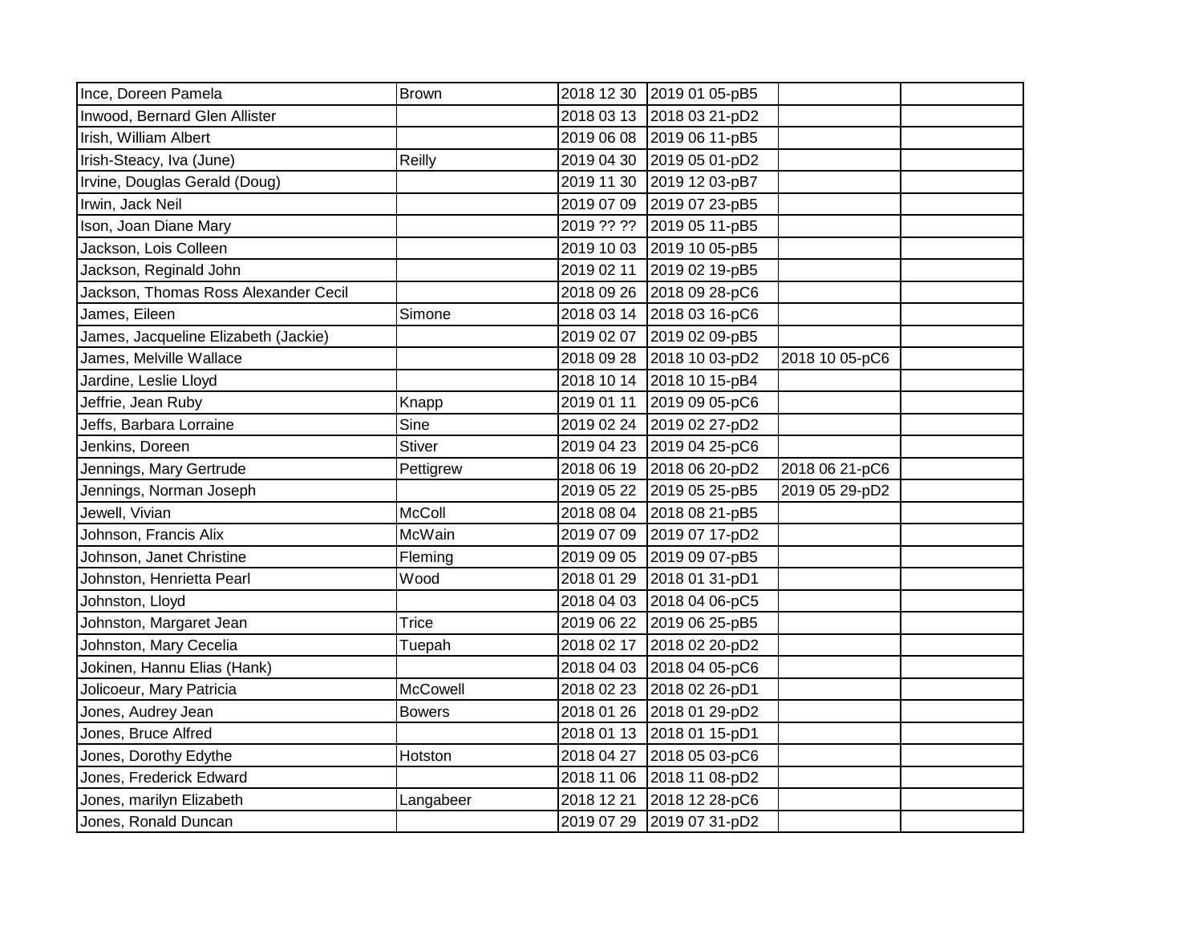| | | | | | |
|---|---|---|---|---|---|
| Ince, Doreen Pamela | Brown | 2018 12 30 | 2019 01 05-pB5 | | |
| Inwood, Bernard Glen Allister | | 2018 03 13 | 2018 03 21-pD2 | | |
| Irish, William Albert | | 2019 06 08 | 2019 06 11-pB5 | | |
| Irish-Steacy, Iva (June) | Reilly | 2019 04 30 | 2019 05 01-pD2 | | |
| Irvine, Douglas Gerald (Doug) | | 2019 11 30 | 2019 12 03-pB7 | | |
| Irwin, Jack Neil | | 2019 07 09 | 2019 07 23-pB5 | | |
| Ison, Joan Diane Mary | | 2019 ?? ?? | 2019 05 11-pB5 | | |
| Jackson, Lois Colleen | | 2019 10 03 | 2019 10 05-pB5 | | |
| Jackson, Reginald John | | 2019 02 11 | 2019 02 19-pB5 | | |
| Jackson, Thomas Ross Alexander Cecil | | 2018 09 26 | 2018 09 28-pC6 | | |
| James, Eileen | Simone | 2018 03 14 | 2018 03 16-pC6 | | |
| James, Jacqueline Elizabeth (Jackie) | | 2019 02 07 | 2019 02 09-pB5 | | |
| James, Melville Wallace | | 2018 09 28 | 2018 10 03-pD2 | 2018 10 05-pC6 | |
| Jardine, Leslie Lloyd | | 2018 10 14 | 2018 10 15-pB4 | | |
| Jeffrie, Jean Ruby | Knapp | 2019 01 11 | 2019 09 05-pC6 | | |
| Jeffs, Barbara Lorraine | Sine | 2019 02 24 | 2019 02 27-pD2 | | |
| Jenkins, Doreen | Stiver | 2019 04 23 | 2019 04 25-pC6 | | |
| Jennings, Mary Gertrude | Pettigrew | 2018 06 19 | 2018 06 20-pD2 | 2018 06 21-pC6 | |
| Jennings, Norman Joseph | | 2019 05 22 | 2019 05 25-pB5 | 2019 05 29-pD2 | |
| Jewell, Vivian | McColl | 2018 08 04 | 2018 08 21-pB5 | | |
| Johnson, Francis Alix | McWain | 2019 07 09 | 2019 07 17-pD2 | | |
| Johnson, Janet Christine | Fleming | 2019 09 05 | 2019 09 07-pB5 | | |
| Johnston, Henrietta Pearl | Wood | 2018 01 29 | 2018 01 31-pD1 | | |
| Johnston, Lloyd | | 2018 04 03 | 2018 04 06-pC5 | | |
| Johnston, Margaret Jean | Trice | 2019 06 22 | 2019 06 25-pB5 | | |
| Johnston, Mary Cecelia | Tuepah | 2018 02 17 | 2018 02 20-pD2 | | |
| Jokinen, Hannu Elias (Hank) | | 2018 04 03 | 2018 04 05-pC6 | | |
| Jolicoeur, Mary Patricia | McCowell | 2018 02 23 | 2018 02 26-pD1 | | |
| Jones, Audrey Jean | Bowers | 2018 01 26 | 2018 01 29-pD2 | | |
| Jones, Bruce Alfred | | 2018 01 13 | 2018 01 15-pD1 | | |
| Jones, Dorothy Edythe | Hotston | 2018 04 27 | 2018 05 03-pC6 | | |
| Jones, Frederick Edward | | 2018 11 06 | 2018 11 08-pD2 | | |
| Jones, marilyn Elizabeth | Langabeer | 2018 12 21 | 2018 12 28-pC6 | | |
| Jones, Ronald Duncan | | 2019 07 29 | 2019 07 31-pD2 | | |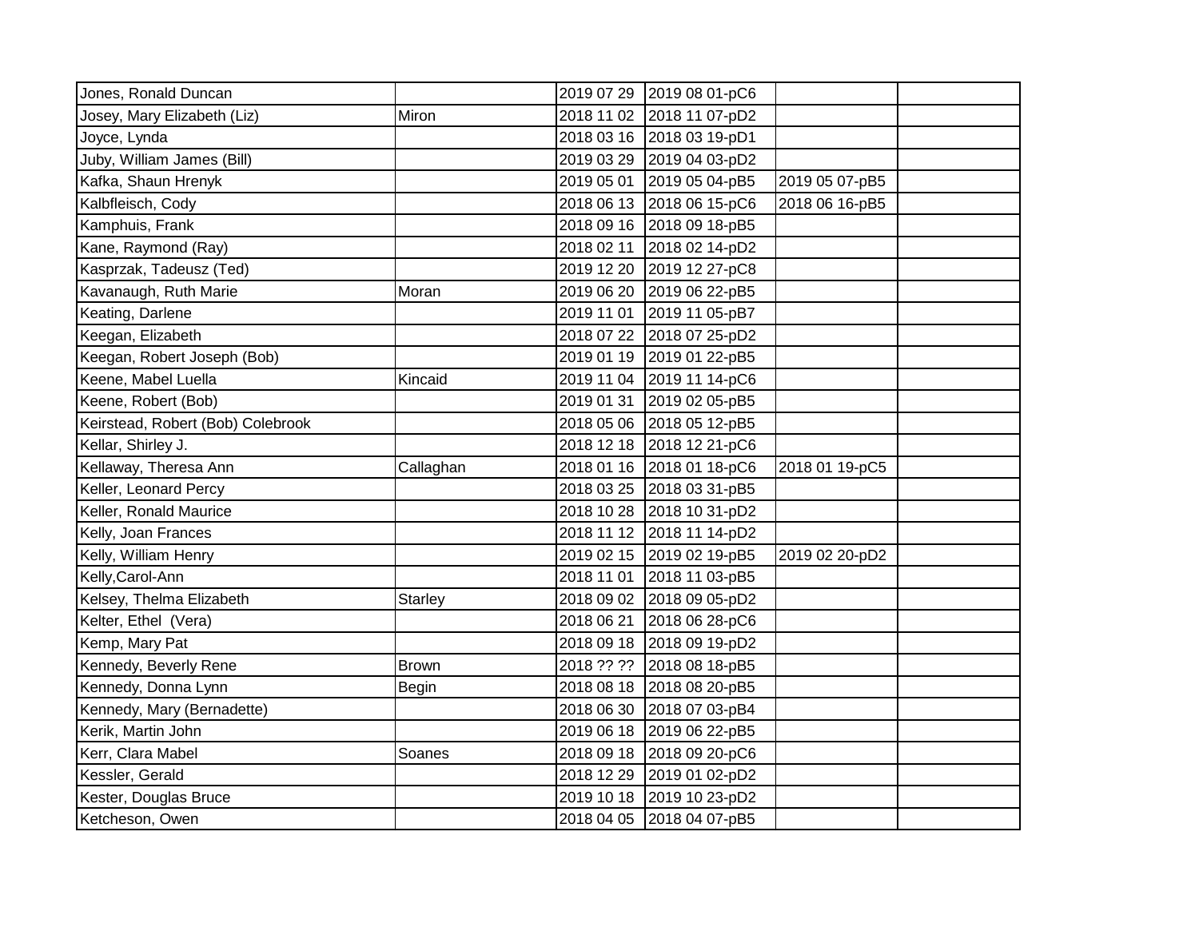| | | | | | |
|---|---|---|---|---|---|
| Jones, Ronald Duncan | | 2019 07 29 | 2019 08 01-pC6 | | |
| Josey, Mary Elizabeth (Liz) | Miron | 2018 11 02 | 2018 11 07-pD2 | | |
| Joyce, Lynda | | 2018 03 16 | 2018 03 19-pD1 | | |
| Juby, William James (Bill) | | 2019 03 29 | 2019 04 03-pD2 | | |
| Kafka, Shaun Hrenyk | | 2019 05 01 | 2019 05 04-pB5 | 2019 05 07-pB5 | |
| Kalbfleisch, Cody | | 2018 06 13 | 2018 06 15-pC6 | 2018 06 16-pB5 | |
| Kamphuis, Frank | | 2018 09 16 | 2018 09 18-pB5 | | |
| Kane, Raymond (Ray) | | 2018 02 11 | 2018 02 14-pD2 | | |
| Kasprzak, Tadeusz (Ted) | | 2019 12 20 | 2019 12 27-pC8 | | |
| Kavanaugh, Ruth Marie | Moran | 2019 06 20 | 2019 06 22-pB5 | | |
| Keating, Darlene | | 2019 11 01 | 2019 11 05-pB7 | | |
| Keegan, Elizabeth | | 2018 07 22 | 2018 07 25-pD2 | | |
| Keegan, Robert Joseph (Bob) | | 2019 01 19 | 2019 01 22-pB5 | | |
| Keene, Mabel Luella | Kincaid | 2019 11 04 | 2019 11 14-pC6 | | |
| Keene, Robert (Bob) | | 2019 01 31 | 2019 02 05-pB5 | | |
| Keirstead, Robert (Bob) Colebrook | | 2018 05 06 | 2018 05 12-pB5 | | |
| Kellar, Shirley J. | | 2018 12 18 | 2018 12 21-pC6 | | |
| Kellaway, Theresa Ann | Callaghan | 2018 01 16 | 2018 01 18-pC6 | 2018 01 19-pC5 | |
| Keller, Leonard Percy | | 2018 03 25 | 2018 03 31-pB5 | | |
| Keller, Ronald Maurice | | 2018 10 28 | 2018 10 31-pD2 | | |
| Kelly, Joan Frances | | 2018 11 12 | 2018 11 14-pD2 | | |
| Kelly, William Henry | | 2019 02 15 | 2019 02 19-pB5 | 2019 02 20-pD2 | |
| Kelly,Carol-Ann | | 2018 11 01 | 2018 11 03-pB5 | | |
| Kelsey, Thelma Elizabeth | Starley | 2018 09 02 | 2018 09 05-pD2 | | |
| Kelter, Ethel (Vera) | | 2018 06 21 | 2018 06 28-pC6 | | |
| Kemp, Mary Pat | | 2018 09 18 | 2018 09 19-pD2 | | |
| Kennedy, Beverly Rene | Brown | 2018 ?? ?? | 2018 08 18-pB5 | | |
| Kennedy, Donna Lynn | Begin | 2018 08 18 | 2018 08 20-pB5 | | |
| Kennedy, Mary (Bernadette) | | 2018 06 30 | 2018 07 03-pB4 | | |
| Kerik, Martin John | | 2019 06 18 | 2019 06 22-pB5 | | |
| Kerr, Clara Mabel | Soanes | 2018 09 18 | 2018 09 20-pC6 | | |
| Kessler, Gerald | | 2018 12 29 | 2019 01 02-pD2 | | |
| Kester, Douglas Bruce | | 2019 10 18 | 2019 10 23-pD2 | | |
| Ketcheson, Owen | | 2018 04 05 | 2018 04 07-pB5 | | |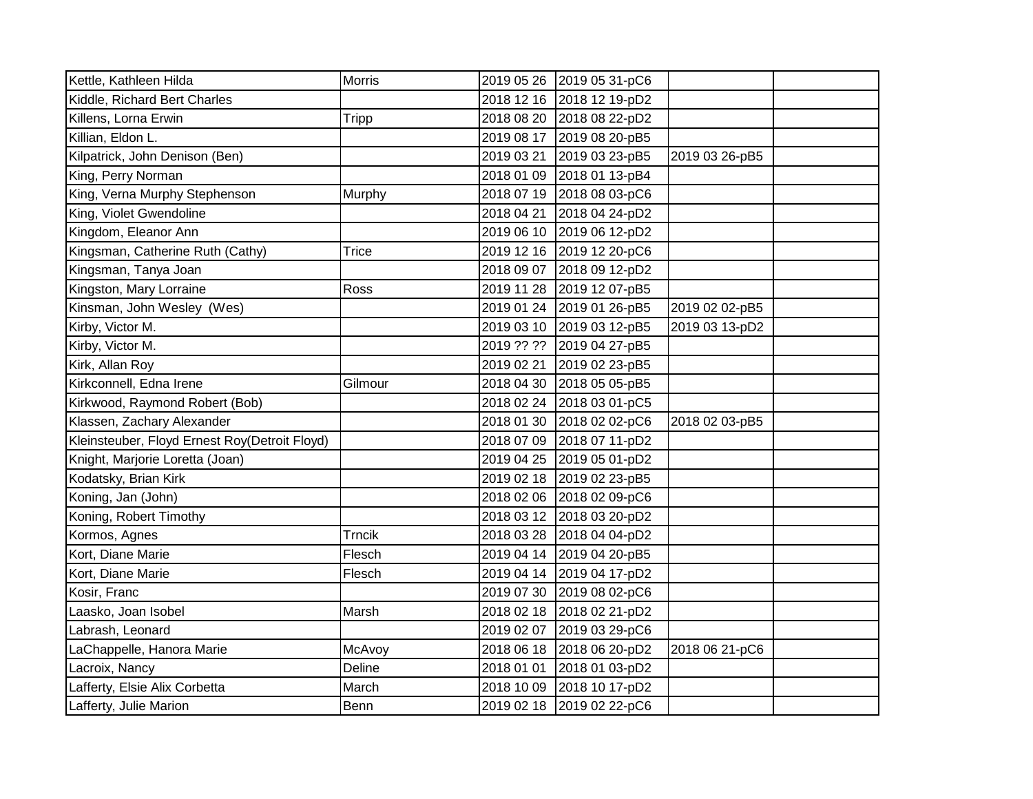| | | | | | |
|---|---|---|---|---|---|
| Kettle, Kathleen Hilda | Morris | 2019 05 26 | 2019 05 31-pC6 | | |
| Kiddle, Richard Bert Charles | | 2018 12 16 | 2018 12 19-pD2 | | |
| Killens, Lorna Erwin | Tripp | 2018 08 20 | 2018 08 22-pD2 | | |
| Killian, Eldon L. | | 2019 08 17 | 2019 08 20-pB5 | | |
| Kilpatrick, John Denison (Ben) | | 2019 03 21 | 2019 03 23-pB5 | 2019 03 26-pB5 | |
| King, Perry Norman | | 2018 01 09 | 2018 01 13-pB4 | | |
| King, Verna Murphy Stephenson | Murphy | 2018 07 19 | 2018 08 03-pC6 | | |
| King, Violet Gwendoline | | 2018 04 21 | 2018 04 24-pD2 | | |
| Kingdom, Eleanor Ann | | 2019 06 10 | 2019 06 12-pD2 | | |
| Kingsman, Catherine Ruth (Cathy) | Trice | 2019 12 16 | 2019 12 20-pC6 | | |
| Kingsman, Tanya Joan | | 2018 09 07 | 2018 09 12-pD2 | | |
| Kingston, Mary Lorraine | Ross | 2019 11 28 | 2019 12 07-pB5 | | |
| Kinsman, John Wesley (Wes) | | 2019 01 24 | 2019 01 26-pB5 | 2019 02 02-pB5 | |
| Kirby, Victor M. | | 2019 03 10 | 2019 03 12-pB5 | 2019 03 13-pD2 | |
| Kirby, Victor M. | | 2019 ?? ?? | 2019 04 27-pB5 | | |
| Kirk, Allan Roy | | 2019 02 21 | 2019 02 23-pB5 | | |
| Kirkconnell, Edna Irene | Gilmour | 2018 04 30 | 2018 05 05-pB5 | | |
| Kirkwood, Raymond Robert (Bob) | | 2018 02 24 | 2018 03 01-pC5 | | |
| Klassen, Zachary Alexander | | 2018 01 30 | 2018 02 02-pC6 | 2018 02 03-pB5 | |
| Kleinsteuber, Floyd Ernest Roy(Detroit Floyd) | | 2018 07 09 | 2018 07 11-pD2 | | |
| Knight, Marjorie Loretta (Joan) | | 2019 04 25 | 2019 05 01-pD2 | | |
| Kodatsky, Brian Kirk | | 2019 02 18 | 2019 02 23-pB5 | | |
| Koning, Jan (John) | | 2018 02 06 | 2018 02 09-pC6 | | |
| Koning, Robert Timothy | | 2018 03 12 | 2018 03 20-pD2 | | |
| Kormos, Agnes | Trncik | 2018 03 28 | 2018 04 04-pD2 | | |
| Kort, Diane Marie | Flesch | 2019 04 14 | 2019 04 20-pB5 | | |
| Kort, Diane Marie | Flesch | 2019 04 14 | 2019 04 17-pD2 | | |
| Kosir, Franc | | 2019 07 30 | 2019 08 02-pC6 | | |
| Laasko, Joan Isobel | Marsh | 2018 02 18 | 2018 02 21-pD2 | | |
| Labrash, Leonard | | 2019 02 07 | 2019 03 29-pC6 | | |
| LaChappelle, Hanora Marie | McAvoy | 2018 06 18 | 2018 06 20-pD2 | 2018 06 21-pC6 | |
| Lacroix, Nancy | Deline | 2018 01 01 | 2018 01 03-pD2 | | |
| Lafferty, Elsie Alix Corbetta | March | 2018 10 09 | 2018 10 17-pD2 | | |
| Lafferty, Julie Marion | Benn | 2019 02 18 | 2019 02 22-pC6 | | |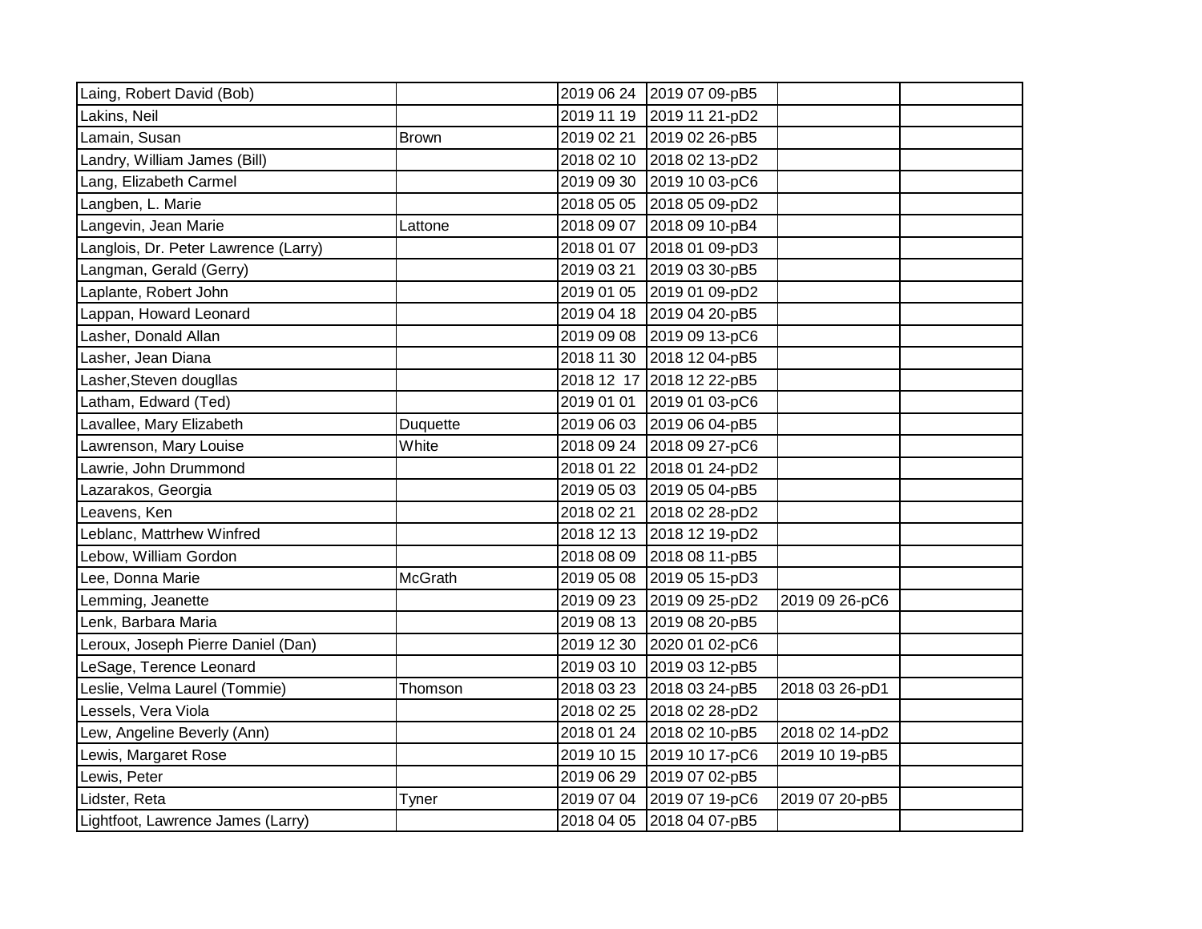| | | | | | |
|---|---|---|---|---|---|
| Laing, Robert David (Bob) | | 2019 06 24 | 2019 07 09-pB5 | | |
| Lakins, Neil | | 2019 11 19 | 2019 11 21-pD2 | | |
| Lamain, Susan | Brown | 2019 02 21 | 2019 02 26-pB5 | | |
| Landry, William James (Bill) | | 2018 02 10 | 2018 02 13-pD2 | | |
| Lang, Elizabeth Carmel | | 2019 09 30 | 2019 10 03-pC6 | | |
| Langben, L. Marie | | 2018 05 05 | 2018 05 09-pD2 | | |
| Langevin, Jean Marie | Lattone | 2018 09 07 | 2018 09 10-pB4 | | |
| Langlois, Dr. Peter Lawrence (Larry) | | 2018 01 07 | 2018 01 09-pD3 | | |
| Langman, Gerald (Gerry) | | 2019 03 21 | 2019 03 30-pB5 | | |
| Laplante, Robert John | | 2019 01 05 | 2019 01 09-pD2 | | |
| Lappan, Howard Leonard | | 2019 04 18 | 2019 04 20-pB5 | | |
| Lasher, Donald Allan | | 2019 09 08 | 2019 09 13-pC6 | | |
| Lasher, Jean Diana | | 2018 11 30 | 2018 12 04-pB5 | | |
| Lasher,Steven dougllas | | 2018 12 17 | 2018 12 22-pB5 | | |
| Latham, Edward (Ted) | | 2019 01 01 | 2019 01 03-pC6 | | |
| Lavallee, Mary Elizabeth | Duquette | 2019 06 03 | 2019 06 04-pB5 | | |
| Lawrenson, Mary Louise | White | 2018 09 24 | 2018 09 27-pC6 | | |
| Lawrie, John Drummond | | 2018 01 22 | 2018 01 24-pD2 | | |
| Lazarakos, Georgia | | 2019 05 03 | 2019 05 04-pB5 | | |
| Leavens, Ken | | 2018 02 21 | 2018 02 28-pD2 | | |
| Leblanc, Mattrhew Winfred | | 2018 12 13 | 2018 12 19-pD2 | | |
| Lebow, William Gordon | | 2018 08 09 | 2018 08 11-pB5 | | |
| Lee, Donna Marie | McGrath | 2019 05 08 | 2019 05 15-pD3 | | |
| Lemming, Jeanette | | 2019 09 23 | 2019 09 25-pD2 | 2019 09 26-pC6 | |
| Lenk, Barbara Maria | | 2019 08 13 | 2019 08 20-pB5 | | |
| Leroux, Joseph Pierre Daniel (Dan) | | 2019 12 30 | 2020 01 02-pC6 | | |
| LeSage, Terence Leonard | | 2019 03 10 | 2019 03 12-pB5 | | |
| Leslie, Velma Laurel (Tommie) | Thomson | 2018 03 23 | 2018 03 24-pB5 | 2018 03 26-pD1 | |
| Lessels, Vera Viola | | 2018 02 25 | 2018 02 28-pD2 | | |
| Lew, Angeline Beverly (Ann) | | 2018 01 24 | 2018 02 10-pB5 | 2018 02 14-pD2 | |
| Lewis, Margaret Rose | | 2019 10 15 | 2019 10 17-pC6 | 2019 10 19-pB5 | |
| Lewis, Peter | | 2019 06 29 | 2019 07 02-pB5 | | |
| Lidster, Reta | Tyner | 2019 07 04 | 2019 07 19-pC6 | 2019 07 20-pB5 | |
| Lightfoot, Lawrence James (Larry) | | 2018 04 05 | 2018 04 07-pB5 | | |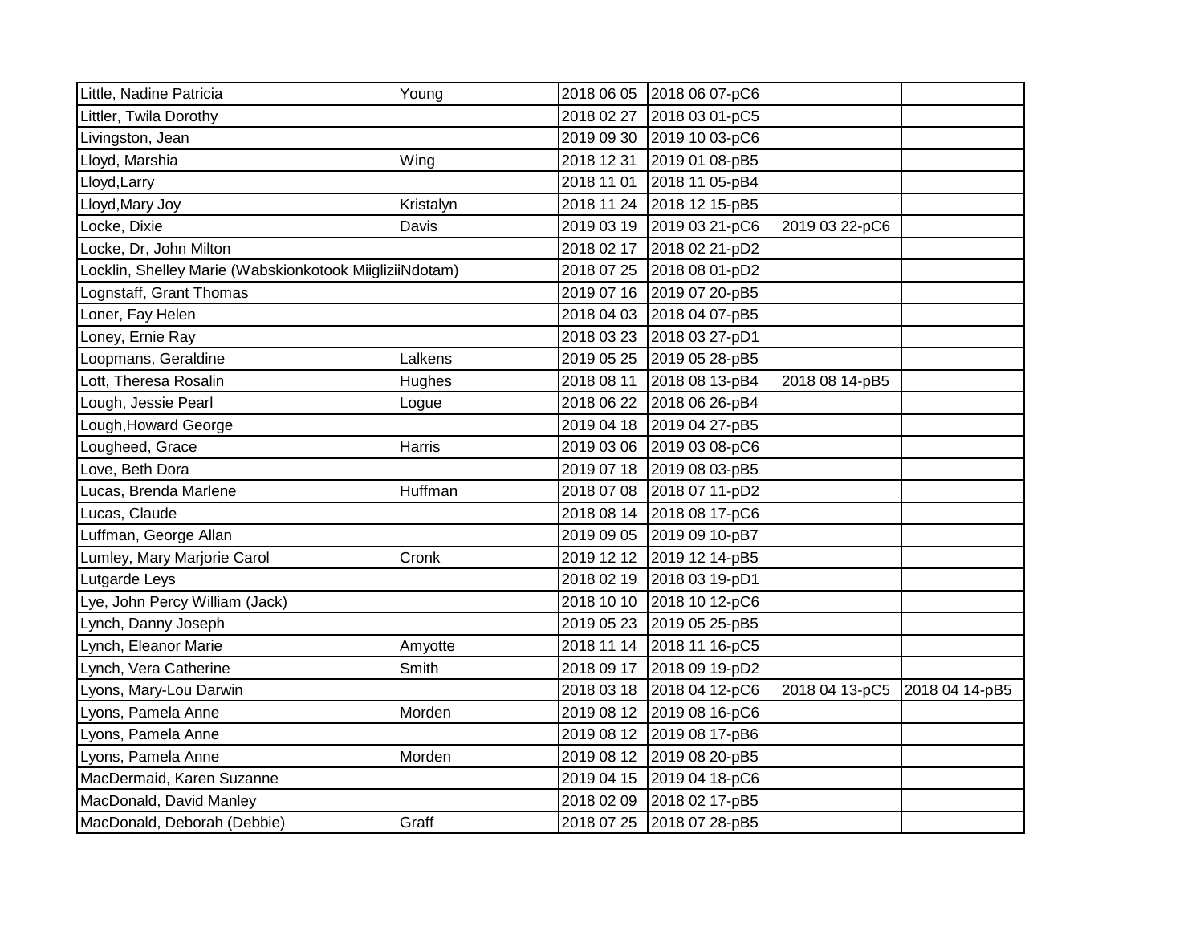| | | | | | |
|---|---|---|---|---|---|
| Little, Nadine Patricia | Young | 2018 06 05 | 2018 06 07-pC6 | | |
| Littler, Twila Dorothy | | 2018 02 27 | 2018 03 01-pC5 | | |
| Livingston, Jean | | 2019 09 30 | 2019 10 03-pC6 | | |
| Lloyd, Marshia | Wing | 2018 12 31 | 2019 01 08-pB5 | | |
| Lloyd,Larry | | 2018 11 01 | 2018 11 05-pB4 | | |
| Lloyd,Mary Joy | Kristalyn | 2018 11 24 | 2018 12 15-pB5 | | |
| Locke, Dixie | Davis | 2019 03 19 | 2019 03 21-pC6 | 2019 03 22-pC6 | |
| Locke, Dr, John Milton | | 2018 02 17 | 2018 02 21-pD2 | | |
| Locklin, Shelley Marie (Wabskionkotook MiigliziiNdotam) | | 2018 07 25 | 2018 08 01-pD2 | | |
| Lognstaff, Grant Thomas | | 2019 07 16 | 2019 07 20-pB5 | | |
| Loner, Fay Helen | | 2018 04 03 | 2018 04 07-pB5 | | |
| Loney, Ernie Ray | | 2018 03 23 | 2018 03 27-pD1 | | |
| Loopmans, Geraldine | Lalkens | 2019 05 25 | 2019 05 28-pB5 | | |
| Lott, Theresa Rosalin | Hughes | 2018 08 11 | 2018 08 13-pB4 | 2018 08 14-pB5 | |
| Lough, Jessie Pearl | Logue | 2018 06 22 | 2018 06 26-pB4 | | |
| Lough,Howard George | | 2019 04 18 | 2019 04 27-pB5 | | |
| Lougheed, Grace | Harris | 2019 03 06 | 2019 03 08-pC6 | | |
| Love, Beth Dora | | 2019 07 18 | 2019 08 03-pB5 | | |
| Lucas, Brenda Marlene | Huffman | 2018 07 08 | 2018 07 11-pD2 | | |
| Lucas, Claude | | 2018 08 14 | 2018 08 17-pC6 | | |
| Luffman, George Allan | | 2019 09 05 | 2019 09 10-pB7 | | |
| Lumley, Mary Marjorie Carol | Cronk | 2019 12 12 | 2019 12 14-pB5 | | |
| Lutgarde Leys | | 2018 02 19 | 2018 03 19-pD1 | | |
| Lye, John Percy William (Jack) | | 2018 10 10 | 2018 10 12-pC6 | | |
| Lynch, Danny Joseph | | 2019 05 23 | 2019 05 25-pB5 | | |
| Lynch, Eleanor Marie | Amyotte | 2018 11 14 | 2018 11 16-pC5 | | |
| Lynch, Vera Catherine | Smith | 2018 09 17 | 2018 09 19-pD2 | | |
| Lyons, Mary-Lou Darwin | | 2018 03 18 | 2018 04 12-pC6 | 2018 04 13-pC5 | 2018 04 14-pB5 |
| Lyons, Pamela Anne | Morden | 2019 08 12 | 2019 08 16-pC6 | | |
| Lyons, Pamela Anne | | 2019 08 12 | 2019 08 17-pB6 | | |
| Lyons, Pamela Anne | Morden | 2019 08 12 | 2019 08 20-pB5 | | |
| MacDermaid, Karen Suzanne | | 2019 04 15 | 2019 04 18-pC6 | | |
| MacDonald, David Manley | | 2018 02 09 | 2018 02 17-pB5 | | |
| MacDonald, Deborah (Debbie) | Graff | 2018 07 25 | 2018 07 28-pB5 | | |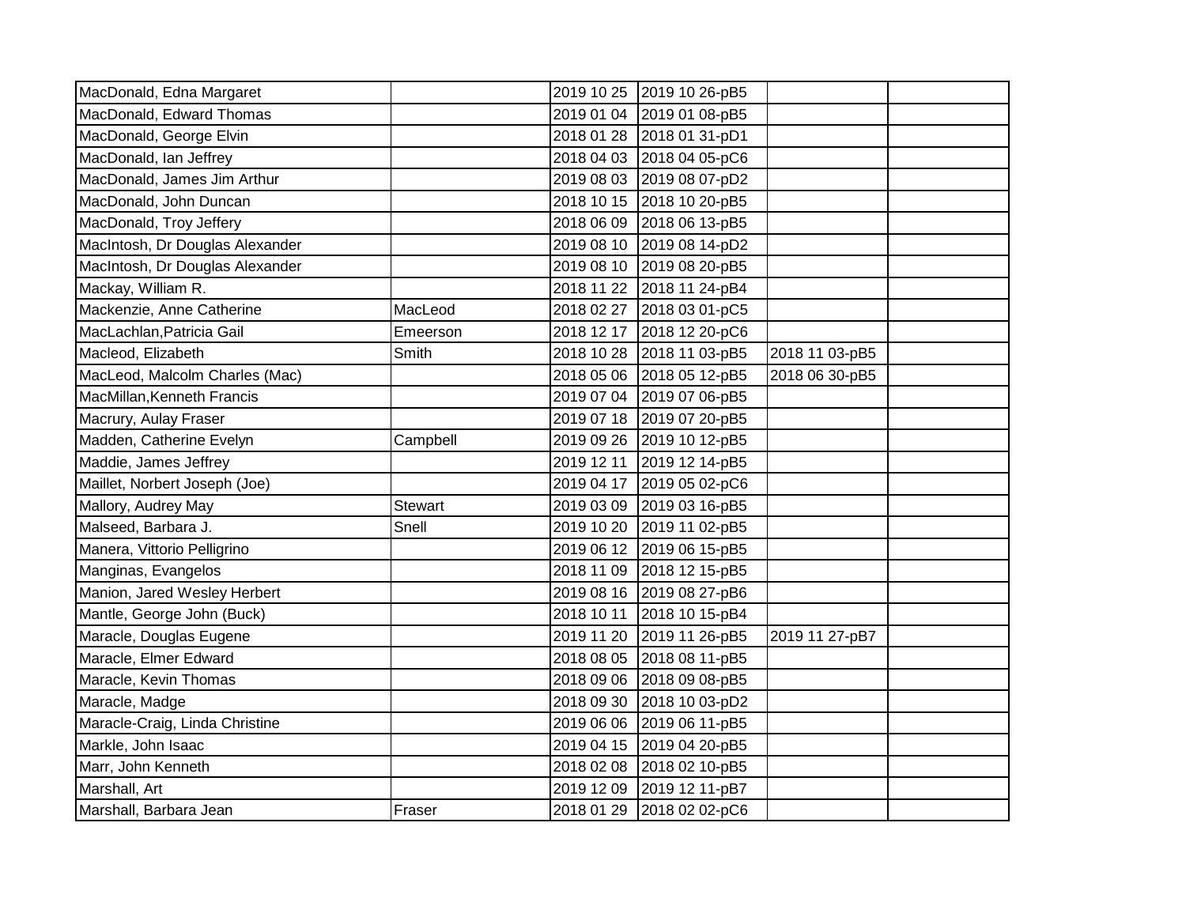| | | | | | |
|---|---|---|---|---|---|
| MacDonald, Edna Margaret | | 2019 10 25 | 2019 10 26-pB5 | | |
| MacDonald, Edward Thomas | | 2019 01 04 | 2019 01 08-pB5 | | |
| MacDonald, George Elvin | | 2018 01 28 | 2018 01 31-pD1 | | |
| MacDonald, Ian Jeffrey | | 2018 04 03 | 2018 04 05-pC6 | | |
| MacDonald, James Jim Arthur | | 2019 08 03 | 2019 08 07-pD2 | | |
| MacDonald, John Duncan | | 2018 10 15 | 2018 10 20-pB5 | | |
| MacDonald, Troy Jeffery | | 2018 06 09 | 2018 06 13-pB5 | | |
| MacIntosh, Dr Douglas Alexander | | 2019 08 10 | 2019 08 14-pD2 | | |
| MacIntosh, Dr Douglas Alexander | | 2019 08 10 | 2019 08 20-pB5 | | |
| Mackay, William R. | | 2018 11 22 | 2018 11 24-pB4 | | |
| Mackenzie, Anne Catherine | MacLeod | 2018 02 27 | 2018 03 01-pC5 | | |
| MacLachlan,Patricia Gail | Emeerson | 2018 12 17 | 2018 12 20-pC6 | | |
| Macleod, Elizabeth | Smith | 2018 10 28 | 2018 11 03-pB5 | 2018 11 03-pB5 | |
| MacLeod, Malcolm Charles (Mac) | | 2018 05 06 | 2018 05 12-pB5 | 2018 06 30-pB5 | |
| MacMillan,Kenneth Francis | | 2019 07 04 | 2019 07 06-pB5 | | |
| Macrury, Aulay Fraser | | 2019 07 18 | 2019 07 20-pB5 | | |
| Madden, Catherine Evelyn | Campbell | 2019 09 26 | 2019 10 12-pB5 | | |
| Maddie, James Jeffrey | | 2019 12 11 | 2019 12 14-pB5 | | |
| Maillet, Norbert Joseph (Joe) | | 2019 04 17 | 2019 05 02-pC6 | | |
| Mallory, Audrey May | Stewart | 2019 03 09 | 2019 03 16-pB5 | | |
| Malseed, Barbara J. | Snell | 2019 10 20 | 2019 11 02-pB5 | | |
| Manera, Vittorio Pelligrino | | 2019 06 12 | 2019 06 15-pB5 | | |
| Manginas, Evangelos | | 2018 11 09 | 2018 12 15-pB5 | | |
| Manion, Jared Wesley Herbert | | 2019 08 16 | 2019 08 27-pB6 | | |
| Mantle, George John (Buck) | | 2018 10 11 | 2018 10 15-pB4 | | |
| Maracle, Douglas Eugene | | 2019 11 20 | 2019 11 26-pB5 | 2019 11 27-pB7 | |
| Maracle, Elmer Edward | | 2018 08 05 | 2018 08 11-pB5 | | |
| Maracle, Kevin Thomas | | 2018 09 06 | 2018 09 08-pB5 | | |
| Maracle, Madge | | 2018 09 30 | 2018 10 03-pD2 | | |
| Maracle-Craig, Linda Christine | | 2019 06 06 | 2019 06 11-pB5 | | |
| Markle, John Isaac | | 2019 04 15 | 2019 04 20-pB5 | | |
| Marr, John Kenneth | | 2018 02 08 | 2018 02 10-pB5 | | |
| Marshall, Art | | 2019 12 09 | 2019 12 11-pB7 | | |
| Marshall, Barbara Jean | Fraser | 2018 01 29 | 2018 02 02-pC6 | | |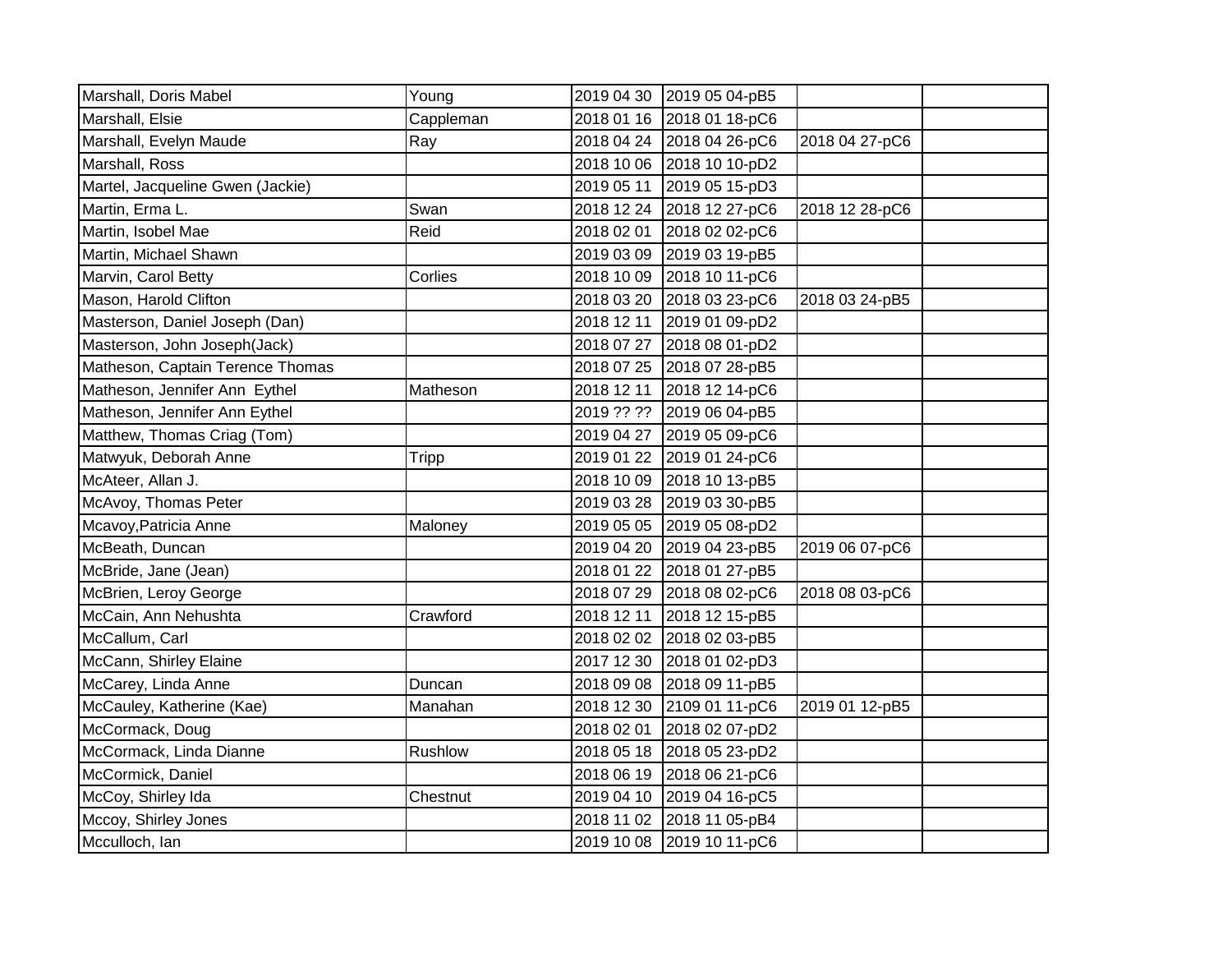| | | | | | |
|---|---|---|---|---|---|
| Marshall, Doris Mabel | Young | 2019 04 30 | 2019 05 04-pB5 | | |
| Marshall, Elsie | Cappleman | 2018 01 16 | 2018 01 18-pC6 | | |
| Marshall, Evelyn Maude | Ray | 2018 04 24 | 2018 04 26-pC6 | 2018 04 27-pC6 | |
| Marshall, Ross | | 2018 10 06 | 2018 10 10-pD2 | | |
| Martel, Jacqueline Gwen (Jackie) | | 2019 05 11 | 2019 05 15-pD3 | | |
| Martin, Erma L. | Swan | 2018 12 24 | 2018 12 27-pC6 | 2018 12 28-pC6 | |
| Martin, Isobel Mae | Reid | 2018 02 01 | 2018 02 02-pC6 | | |
| Martin, Michael Shawn | | 2019 03 09 | 2019 03 19-pB5 | | |
| Marvin, Carol Betty | Corlies | 2018 10 09 | 2018 10 11-pC6 | | |
| Mason, Harold Clifton | | 2018 03 20 | 2018 03 23-pC6 | 2018 03 24-pB5 | |
| Masterson, Daniel Joseph (Dan) | | 2018 12 11 | 2019 01 09-pD2 | | |
| Masterson, John Joseph(Jack) | | 2018 07 27 | 2018 08 01-pD2 | | |
| Matheson, Captain Terence Thomas | | 2018 07 25 | 2018 07 28-pB5 | | |
| Matheson, Jennifer Ann Eythel | Matheson | 2018 12 11 | 2018 12 14-pC6 | | |
| Matheson, Jennifer Ann Eythel | | 2019 ?? ?? | 2019 06 04-pB5 | | |
| Matthew, Thomas Criag (Tom) | | 2019 04 27 | 2019 05 09-pC6 | | |
| Matwyuk, Deborah Anne | Tripp | 2019 01 22 | 2019 01 24-pC6 | | |
| McAteer, Allan J. | | 2018 10 09 | 2018 10 13-pB5 | | |
| McAvoy, Thomas Peter | | 2019 03 28 | 2019 03 30-pB5 | | |
| Mcavoy,Patricia Anne | Maloney | 2019 05 05 | 2019 05 08-pD2 | | |
| McBeath, Duncan | | 2019 04 20 | 2019 04 23-pB5 | 2019 06 07-pC6 | |
| McBride, Jane (Jean) | | 2018 01 22 | 2018 01 27-pB5 | | |
| McBrien, Leroy George | | 2018 07 29 | 2018 08 02-pC6 | 2018 08 03-pC6 | |
| McCain, Ann Nehushta | Crawford | 2018 12 11 | 2018 12 15-pB5 | | |
| McCallum, Carl | | 2018 02 02 | 2018 02 03-pB5 | | |
| McCann, Shirley Elaine | | 2017 12 30 | 2018 01 02-pD3 | | |
| McCarey, Linda Anne | Duncan | 2018 09 08 | 2018 09 11-pB5 | | |
| McCauley, Katherine (Kae) | Manahan | 2018 12 30 | 2109 01 11-pC6 | 2019 01 12-pB5 | |
| McCormack, Doug | | 2018 02 01 | 2018 02 07-pD2 | | |
| McCormack, Linda Dianne | Rushlow | 2018 05 18 | 2018 05 23-pD2 | | |
| McCormick, Daniel | | 2018 06 19 | 2018 06 21-pC6 | | |
| McCoy, Shirley Ida | Chestnut | 2019 04 10 | 2019 04 16-pC5 | | |
| Mccoy, Shirley Jones | | 2018 11 02 | 2018 11 05-pB4 | | |
| Mcculloch, Ian | | 2019 10 08 | 2019 10 11-pC6 | | |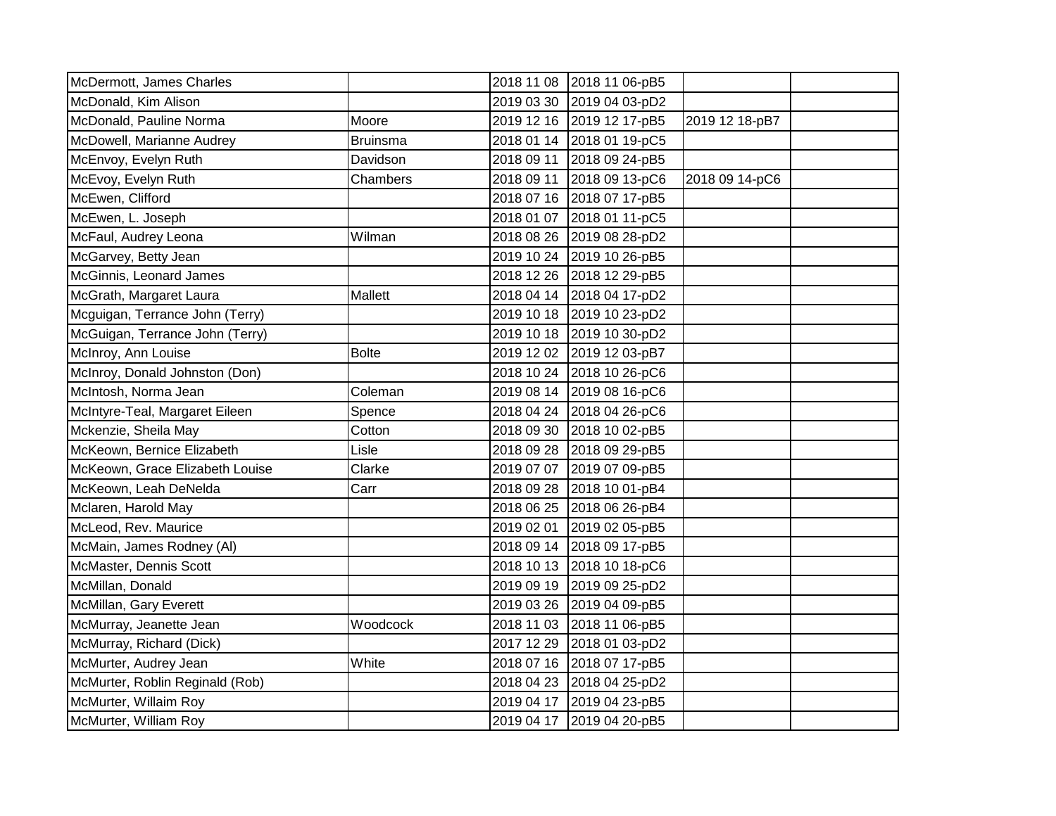| | | | | | |
|---|---|---|---|---|---|
| McDermott, James Charles | | 2018 11 08 | 2018 11 06-pB5 | | |
| McDonald, Kim Alison | | 2019 03 30 | 2019 04 03-pD2 | | |
| McDonald, Pauline Norma | Moore | 2019 12 16 | 2019 12 17-pB5 | 2019 12 18-pB7 | |
| McDowell, Marianne Audrey | Bruinsma | 2018 01 14 | 2018 01 19-pC5 | | |
| McEnvoy, Evelyn Ruth | Davidson | 2018 09 11 | 2018 09 24-pB5 | | |
| McEvoy, Evelyn Ruth | Chambers | 2018 09 11 | 2018 09 13-pC6 | 2018 09 14-pC6 | |
| McEwen, Clifford | | 2018 07 16 | 2018 07 17-pB5 | | |
| McEwen, L. Joseph | | 2018 01 07 | 2018 01 11-pC5 | | |
| McFaul, Audrey Leona | Wilman | 2018 08 26 | 2019 08 28-pD2 | | |
| McGarvey, Betty Jean | | 2019 10 24 | 2019 10 26-pB5 | | |
| McGinnis, Leonard James | | 2018 12 26 | 2018 12 29-pB5 | | |
| McGrath, Margaret Laura | Mallett | 2018 04 14 | 2018 04 17-pD2 | | |
| Mcguigan, Terrance John (Terry) | | 2019 10 18 | 2019 10 23-pD2 | | |
| McGuigan, Terrance John (Terry) | | 2019 10 18 | 2019 10 30-pD2 | | |
| McInroy, Ann Louise | Bolte | 2019 12 02 | 2019 12 03-pB7 | | |
| McInroy, Donald Johnston (Don) | | 2018 10 24 | 2018 10 26-pC6 | | |
| McIntosh, Norma Jean | Coleman | 2019 08 14 | 2019 08 16-pC6 | | |
| McIntyre-Teal, Margaret Eileen | Spence | 2018 04 24 | 2018 04 26-pC6 | | |
| Mckenzie, Sheila May | Cotton | 2018 09 30 | 2018 10 02-pB5 | | |
| McKeown, Bernice Elizabeth | Lisle | 2018 09 28 | 2018 09 29-pB5 | | |
| McKeown, Grace Elizabeth Louise | Clarke | 2019 07 07 | 2019 07 09-pB5 | | |
| McKeown, Leah DeNelda | Carr | 2018 09 28 | 2018 10 01-pB4 | | |
| Mclaren, Harold May | | 2018 06 25 | 2018 06 26-pB4 | | |
| McLeod, Rev. Maurice | | 2019 02 01 | 2019 02 05-pB5 | | |
| McMain, James Rodney (Al) | | 2018 09 14 | 2018 09 17-pB5 | | |
| McMaster, Dennis Scott | | 2018 10 13 | 2018 10 18-pC6 | | |
| McMillan, Donald | | 2019 09 19 | 2019 09 25-pD2 | | |
| McMillan, Gary Everett | | 2019 03 26 | 2019 04 09-pB5 | | |
| McMurray, Jeanette Jean | Woodcock | 2018 11 03 | 2018 11 06-pB5 | | |
| McMurray, Richard (Dick) | | 2017 12 29 | 2018 01 03-pD2 | | |
| McMurter, Audrey Jean | White | 2018 07 16 | 2018 07 17-pB5 | | |
| McMurter, Roblin Reginald (Rob) | | 2018 04 23 | 2018 04 25-pD2 | | |
| McMurter, Willaim Roy | | 2019 04 17 | 2019 04 23-pB5 | | |
| McMurter, William Roy | | 2019 04 17 | 2019 04 20-pB5 | | |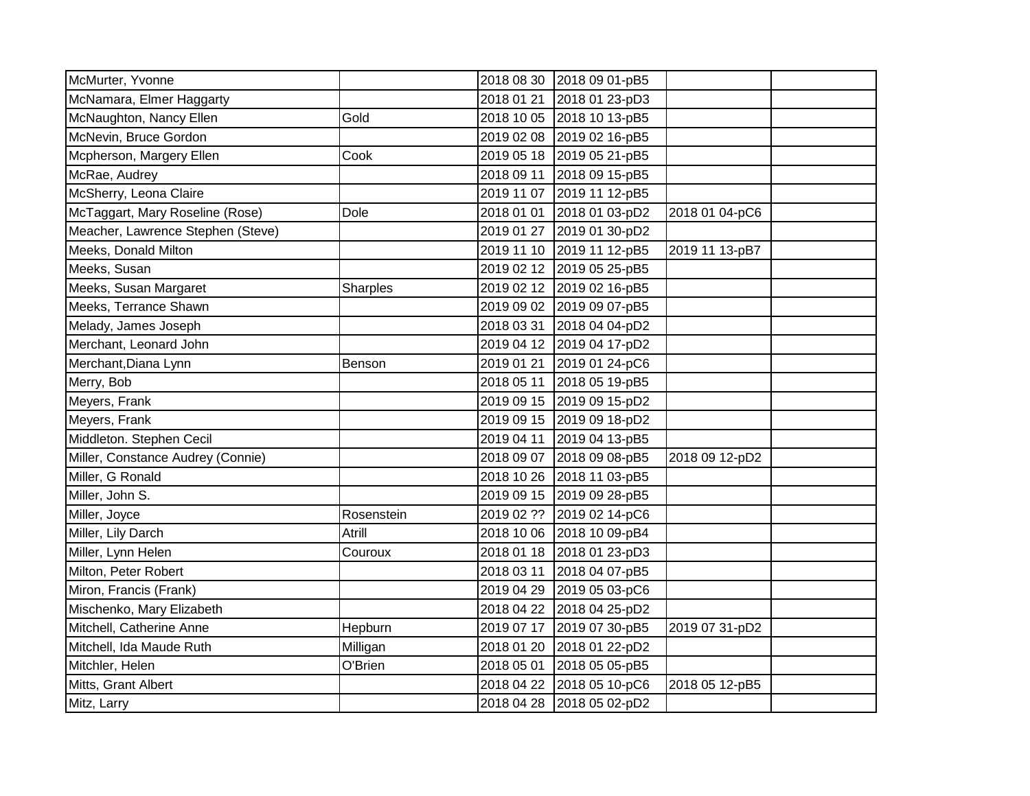| | | | | | |
|---|---|---|---|---|---|
| McMurter, Yvonne | | 2018 08 30 | 2018 09 01-pB5 | | |
| McNamara, Elmer Haggarty | | 2018 01 21 | 2018 01 23-pD3 | | |
| McNaughton, Nancy Ellen | Gold | 2018 10 05 | 2018 10 13-pB5 | | |
| McNevin, Bruce Gordon | | 2019 02 08 | 2019 02 16-pB5 | | |
| Mcpherson, Margery Ellen | Cook | 2019 05 18 | 2019 05 21-pB5 | | |
| McRae, Audrey | | 2018 09 11 | 2018 09 15-pB5 | | |
| McSherry, Leona Claire | | 2019 11 07 | 2019 11 12-pB5 | | |
| McTaggart, Mary Roseline (Rose) | Dole | 2018 01 01 | 2018 01 03-pD2 | 2018 01 04-pC6 | |
| Meacher, Lawrence Stephen (Steve) | | 2019 01 27 | 2019 01 30-pD2 | | |
| Meeks, Donald Milton | | 2019 11 10 | 2019 11 12-pB5 | 2019 11 13-pB7 | |
| Meeks, Susan | | 2019 02 12 | 2019 05 25-pB5 | | |
| Meeks, Susan Margaret | Sharples | 2019 02 12 | 2019 02 16-pB5 | | |
| Meeks, Terrance Shawn | | 2019 09 02 | 2019 09 07-pB5 | | |
| Melady, James Joseph | | 2018 03 31 | 2018 04 04-pD2 | | |
| Merchant, Leonard John | | 2019 04 12 | 2019 04 17-pD2 | | |
| Merchant,Diana Lynn | Benson | 2019 01 21 | 2019 01 24-pC6 | | |
| Merry, Bob | | 2018 05 11 | 2018 05 19-pB5 | | |
| Meyers, Frank | | 2019 09 15 | 2019 09 15-pD2 | | |
| Meyers, Frank | | 2019 09 15 | 2019 09 18-pD2 | | |
| Middleton. Stephen Cecil | | 2019 04 11 | 2019 04 13-pB5 | | |
| Miller, Constance Audrey (Connie) | | 2018 09 07 | 2018 09 08-pB5 | 2018 09 12-pD2 | |
| Miller, G Ronald | | 2018 10 26 | 2018 11 03-pB5 | | |
| Miller, John S. | | 2019 09 15 | 2019 09 28-pB5 | | |
| Miller, Joyce | Rosenstein | 2019 02 ?? | 2019 02 14-pC6 | | |
| Miller, Lily Darch | Atrill | 2018 10 06 | 2018 10 09-pB4 | | |
| Miller, Lynn Helen | Couroux | 2018 01 18 | 2018 01 23-pD3 | | |
| Milton, Peter Robert | | 2018 03 11 | 2018 04 07-pB5 | | |
| Miron, Francis (Frank) | | 2019 04 29 | 2019 05 03-pC6 | | |
| Mischenko, Mary Elizabeth | | 2018 04 22 | 2018 04 25-pD2 | | |
| Mitchell, Catherine Anne | Hepburn | 2019 07 17 | 2019 07 30-pB5 | 2019 07 31-pD2 | |
| Mitchell, Ida Maude Ruth | Milligan | 2018 01 20 | 2018 01 22-pD2 | | |
| Mitchler, Helen | O'Brien | 2018 05 01 | 2018 05 05-pB5 | | |
| Mitts, Grant Albert | | 2018 04 22 | 2018 05 10-pC6 | 2018 05 12-pB5 | |
| Mitz, Larry | | 2018 04 28 | 2018 05 02-pD2 | | |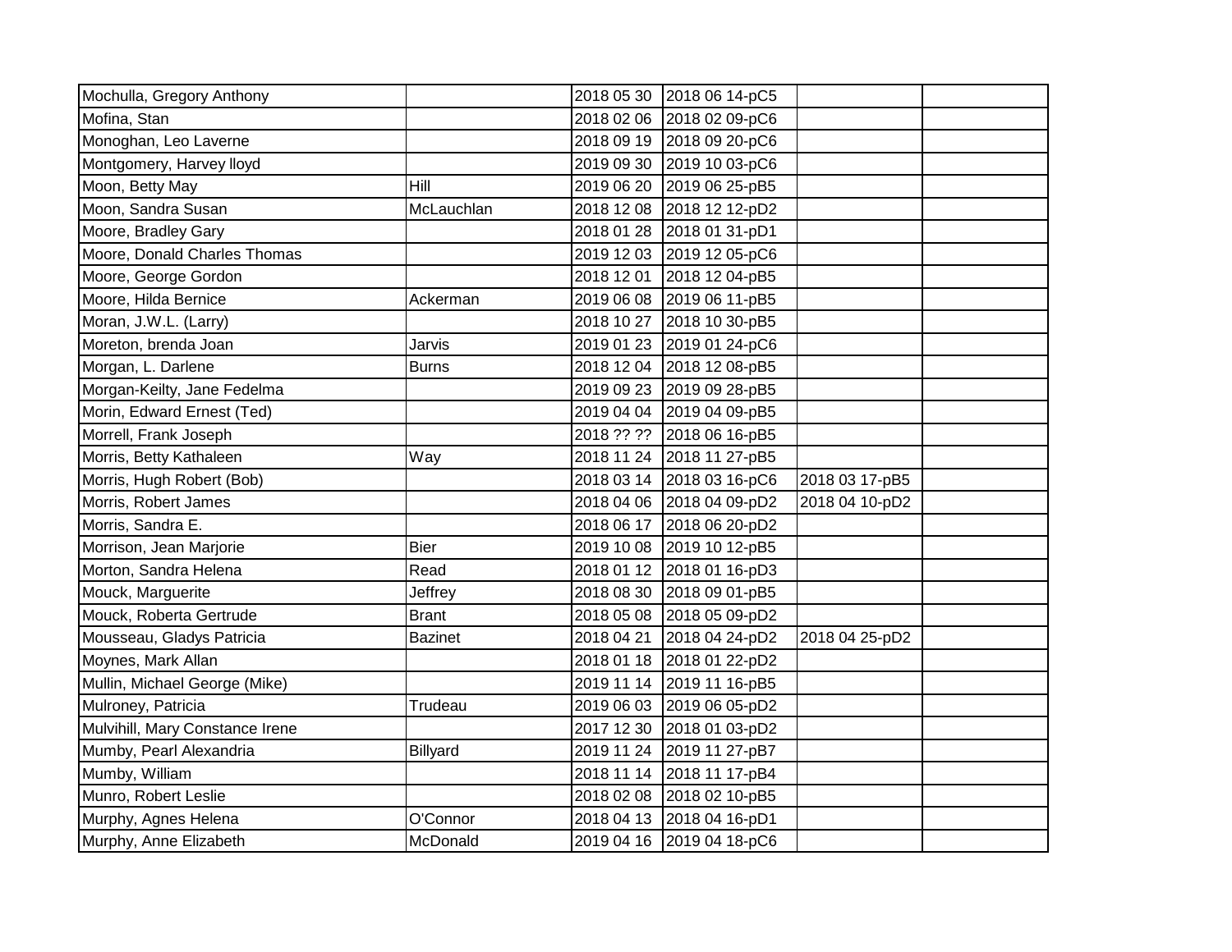| | | | | | |
|---|---|---|---|---|---|
| Mochulla, Gregory Anthony | | 2018 05 30 | 2018 06 14-pC5 | | |
| Mofina, Stan | | 2018 02 06 | 2018 02 09-pC6 | | |
| Monoghan, Leo Laverne | | 2018 09 19 | 2018 09 20-pC6 | | |
| Montgomery, Harvey lloyd | | 2019 09 30 | 2019 10 03-pC6 | | |
| Moon, Betty May | Hill | 2019 06 20 | 2019 06 25-pB5 | | |
| Moon, Sandra Susan | McLauchlan | 2018 12 08 | 2018 12 12-pD2 | | |
| Moore, Bradley Gary | | 2018 01 28 | 2018 01 31-pD1 | | |
| Moore, Donald Charles Thomas | | 2019 12 03 | 2019 12 05-pC6 | | |
| Moore, George Gordon | | 2018 12 01 | 2018 12 04-pB5 | | |
| Moore, Hilda Bernice | Ackerman | 2019 06 08 | 2019 06 11-pB5 | | |
| Moran, J.W.L. (Larry) | | 2018 10 27 | 2018 10 30-pB5 | | |
| Moreton, brenda Joan | Jarvis | 2019 01 23 | 2019 01 24-pC6 | | |
| Morgan, L. Darlene | Burns | 2018 12 04 | 2018 12 08-pB5 | | |
| Morgan-Keilty, Jane Fedelma | | 2019 09 23 | 2019 09 28-pB5 | | |
| Morin, Edward Ernest (Ted) | | 2019 04 04 | 2019 04 09-pB5 | | |
| Morrell, Frank Joseph | | 2018 ?? ?? | 2018 06 16-pB5 | | |
| Morris, Betty Kathaleen | Way | 2018 11 24 | 2018 11 27-pB5 | | |
| Morris, Hugh Robert (Bob) | | 2018 03 14 | 2018 03 16-pC6 | 2018 03 17-pB5 | |
| Morris, Robert James | | 2018 04 06 | 2018 04 09-pD2 | 2018 04 10-pD2 | |
| Morris, Sandra E. | | 2018 06 17 | 2018 06 20-pD2 | | |
| Morrison, Jean Marjorie | Bier | 2019 10 08 | 2019 10 12-pB5 | | |
| Morton, Sandra Helena | Read | 2018 01 12 | 2018 01 16-pD3 | | |
| Mouck, Marguerite | Jeffrey | 2018 08 30 | 2018 09 01-pB5 | | |
| Mouck, Roberta Gertrude | Brant | 2018 05 08 | 2018 05 09-pD2 | | |
| Mousseau, Gladys Patricia | Bazinet | 2018 04 21 | 2018 04 24-pD2 | 2018 04 25-pD2 | |
| Moynes, Mark Allan | | 2018 01 18 | 2018 01 22-pD2 | | |
| Mullin, Michael George (Mike) | | 2019 11 14 | 2019 11 16-pB5 | | |
| Mulroney, Patricia | Trudeau | 2019 06 03 | 2019 06 05-pD2 | | |
| Mulvihill, Mary Constance Irene | | 2017 12 30 | 2018 01 03-pD2 | | |
| Mumby, Pearl Alexandria | Billyard | 2019 11 24 | 2019 11 27-pB7 | | |
| Mumby, William | | 2018 11 14 | 2018 11 17-pB4 | | |
| Munro, Robert Leslie | | 2018 02 08 | 2018 02 10-pB5 | | |
| Murphy, Agnes Helena | O'Connor | 2018 04 13 | 2018 04 16-pD1 | | |
| Murphy, Anne Elizabeth | McDonald | 2019 04 16 | 2019 04 18-pC6 | | |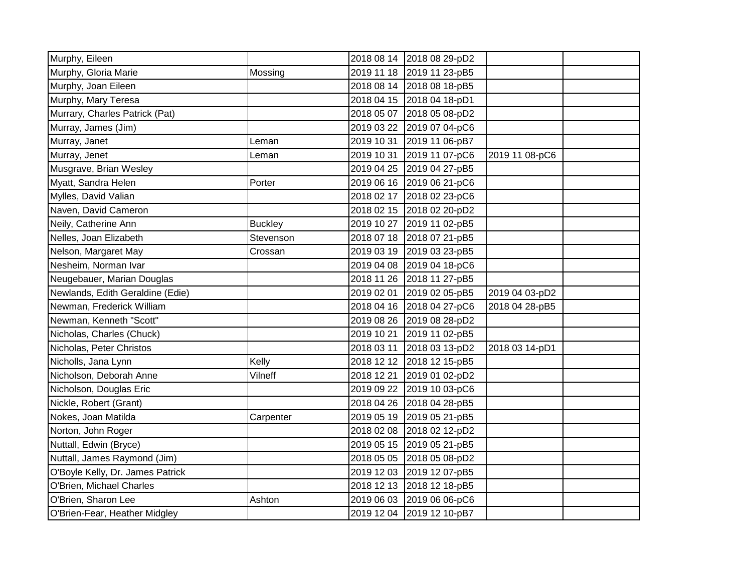| | | | | | |
|---|---|---|---|---|---|
| Murphy, Eileen | | 2018 08 14 | 2018 08 29-pD2 | | |
| Murphy, Gloria Marie | Mossing | 2019 11 18 | 2019 11 23-pB5 | | |
| Murphy, Joan Eileen | | 2018 08 14 | 2018 08 18-pB5 | | |
| Murphy, Mary Teresa | | 2018 04 15 | 2018 04 18-pD1 | | |
| Murrary, Charles Patrick (Pat) | | 2018 05 07 | 2018 05 08-pD2 | | |
| Murray, James (Jim) | | 2019 03 22 | 2019 07 04-pC6 | | |
| Murray, Janet | Leman | 2019 10 31 | 2019 11 06-pB7 | | |
| Murray, Jenet | Leman | 2019 10 31 | 2019 11 07-pC6 | 2019 11 08-pC6 | |
| Musgrave, Brian Wesley | | 2019 04 25 | 2019 04 27-pB5 | | |
| Myatt, Sandra Helen | Porter | 2019 06 16 | 2019 06 21-pC6 | | |
| Mylles, David Valian | | 2018 02 17 | 2018 02 23-pC6 | | |
| Naven, David Cameron | | 2018 02 15 | 2018 02 20-pD2 | | |
| Neily, Catherine Ann | Buckley | 2019 10 27 | 2019 11 02-pB5 | | |
| Nelles, Joan Elizabeth | Stevenson | 2018 07 18 | 2018 07 21-pB5 | | |
| Nelson, Margaret May | Crossan | 2019 03 19 | 2019 03 23-pB5 | | |
| Nesheim, Norman Ivar | | 2019 04 08 | 2019 04 18-pC6 | | |
| Neugebauer, Marian Douglas | | 2018 11 26 | 2018 11 27-pB5 | | |
| Newlands, Edith Geraldine (Edie) | | 2019 02 01 | 2019 02 05-pB5 | 2019 04 03-pD2 | |
| Newman, Frederick William | | 2018 04 16 | 2018 04 27-pC6 | 2018 04 28-pB5 | |
| Newman, Kenneth "Scott" | | 2019 08 26 | 2019 08 28-pD2 | | |
| Nicholas, Charles (Chuck) | | 2019 10 21 | 2019 11 02-pB5 | | |
| Nicholas, Peter Christos | | 2018 03 11 | 2018 03 13-pD2 | 2018 03 14-pD1 | |
| Nicholls, Jana Lynn | Kelly | 2018 12 12 | 2018 12 15-pB5 | | |
| Nicholson, Deborah Anne | Vilneff | 2018 12 21 | 2019 01 02-pD2 | | |
| Nicholson, Douglas Eric | | 2019 09 22 | 2019 10 03-pC6 | | |
| Nickle, Robert (Grant) | | 2018 04 26 | 2018 04 28-pB5 | | |
| Nokes, Joan Matilda | Carpenter | 2019 05 19 | 2019 05 21-pB5 | | |
| Norton, John Roger | | 2018 02 08 | 2018 02 12-pD2 | | |
| Nuttall, Edwin (Bryce) | | 2019 05 15 | 2019 05 21-pB5 | | |
| Nuttall, James Raymond (Jim) | | 2018 05 05 | 2018 05 08-pD2 | | |
| O'Boyle Kelly, Dr. James Patrick | | 2019 12 03 | 2019 12 07-pB5 | | |
| O'Brien, Michael Charles | | 2018 12 13 | 2018 12 18-pB5 | | |
| O'Brien, Sharon Lee | Ashton | 2019 06 03 | 2019 06 06-pC6 | | |
| O'Brien-Fear, Heather Midgley | | 2019 12 04 | 2019 12 10-pB7 | | |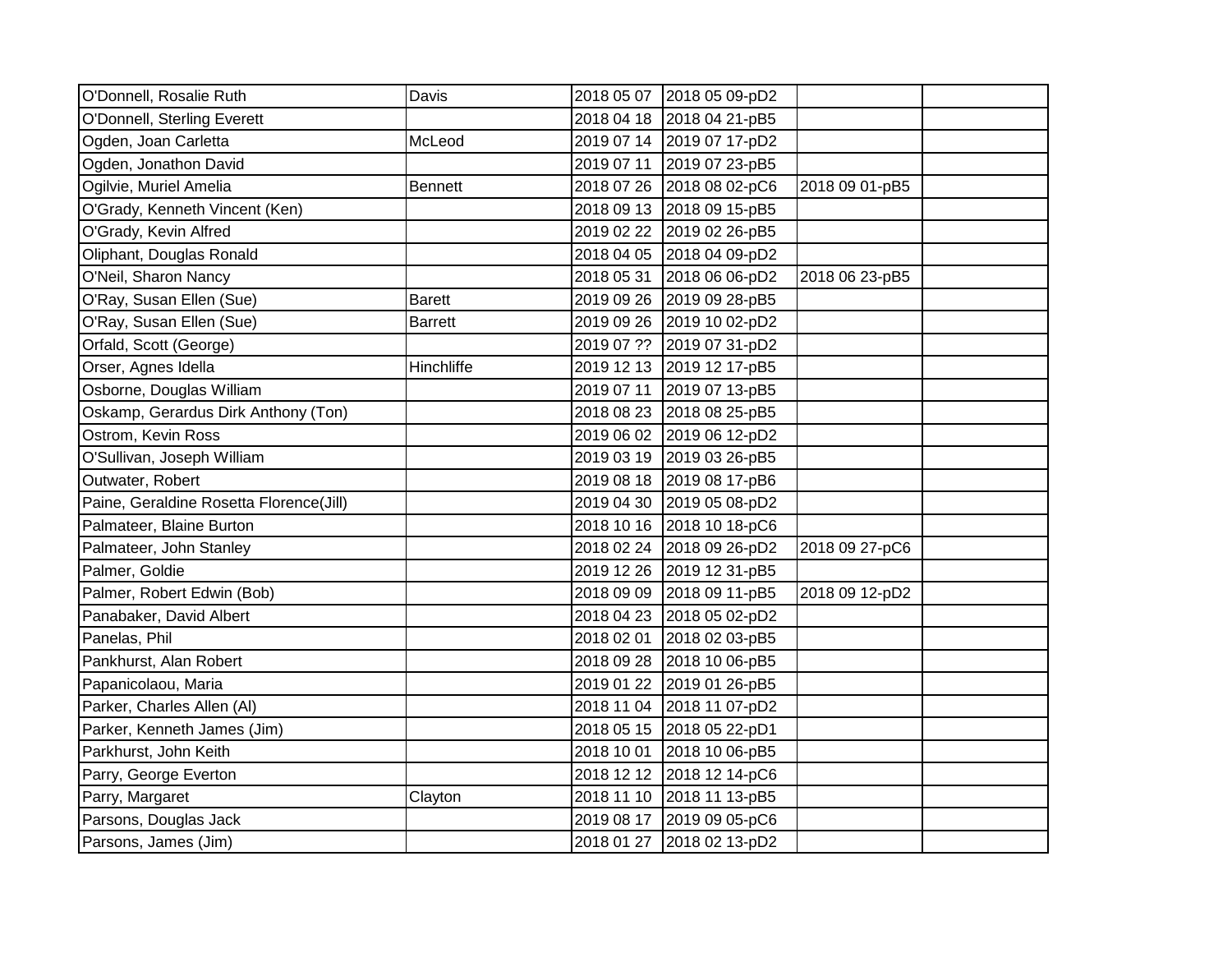| | | | | | |
|---|---|---|---|---|---|
| O'Donnell, Rosalie Ruth | Davis | 2018 05 07 | 2018 05 09-pD2 | | |
| O'Donnell, Sterling Everett | | 2018 04 18 | 2018 04 21-pB5 | | |
| Ogden, Joan Carletta | McLeod | 2019 07 14 | 2019 07 17-pD2 | | |
| Ogden, Jonathon David | | 2019 07 11 | 2019 07 23-pB5 | | |
| Ogilvie, Muriel Amelia | Bennett | 2018 07 26 | 2018 08 02-pC6 | 2018 09 01-pB5 | |
| O'Grady, Kenneth Vincent (Ken) | | 2018 09 13 | 2018 09 15-pB5 | | |
| O'Grady, Kevin Alfred | | 2019 02 22 | 2019 02 26-pB5 | | |
| Oliphant, Douglas Ronald | | 2018 04 05 | 2018 04 09-pD2 | | |
| O'Neil, Sharon Nancy | | 2018 05 31 | 2018 06 06-pD2 | 2018 06 23-pB5 | |
| O'Ray, Susan Ellen (Sue) | Barett | 2019 09 26 | 2019 09 28-pB5 | | |
| O'Ray, Susan Ellen (Sue) | Barrett | 2019 09 26 | 2019 10 02-pD2 | | |
| Orfald, Scott (George) | | 2019 07 ?? | 2019 07 31-pD2 | | |
| Orser, Agnes Idella | Hinchliffe | 2019 12 13 | 2019 12 17-pB5 | | |
| Osborne, Douglas William | | 2019 07 11 | 2019 07 13-pB5 | | |
| Oskamp, Gerardus Dirk Anthony (Ton) | | 2018 08 23 | 2018 08 25-pB5 | | |
| Ostrom, Kevin Ross | | 2019 06 02 | 2019 06 12-pD2 | | |
| O'Sullivan, Joseph William | | 2019 03 19 | 2019 03 26-pB5 | | |
| Outwater, Robert | | 2019 08 18 | 2019 08 17-pB6 | | |
| Paine, Geraldine Rosetta Florence(Jill) | | 2019 04 30 | 2019 05 08-pD2 | | |
| Palmateer, Blaine Burton | | 2018 10 16 | 2018 10 18-pC6 | | |
| Palmateer, John Stanley | | 2018 02 24 | 2018 09 26-pD2 | 2018 09 27-pC6 | |
| Palmer, Goldie | | 2019 12 26 | 2019 12 31-pB5 | | |
| Palmer, Robert Edwin (Bob) | | 2018 09 09 | 2018 09 11-pB5 | 2018 09 12-pD2 | |
| Panabaker, David Albert | | 2018 04 23 | 2018 05 02-pD2 | | |
| Panelas, Phil | | 2018 02 01 | 2018 02 03-pB5 | | |
| Pankhurst, Alan Robert | | 2018 09 28 | 2018 10 06-pB5 | | |
| Papanicolaou, Maria | | 2019 01 22 | 2019 01 26-pB5 | | |
| Parker, Charles Allen (Al) | | 2018 11 04 | 2018 11 07-pD2 | | |
| Parker, Kenneth James (Jim) | | 2018 05 15 | 2018 05 22-pD1 | | |
| Parkhurst, John Keith | | 2018 10 01 | 2018 10 06-pB5 | | |
| Parry, George Everton | | 2018 12 12 | 2018 12 14-pC6 | | |
| Parry, Margaret | Clayton | 2018 11 10 | 2018 11 13-pB5 | | |
| Parsons, Douglas Jack | | 2019 08 17 | 2019 09 05-pC6 | | |
| Parsons, James (Jim) | | 2018 01 27 | 2018 02 13-pD2 | | |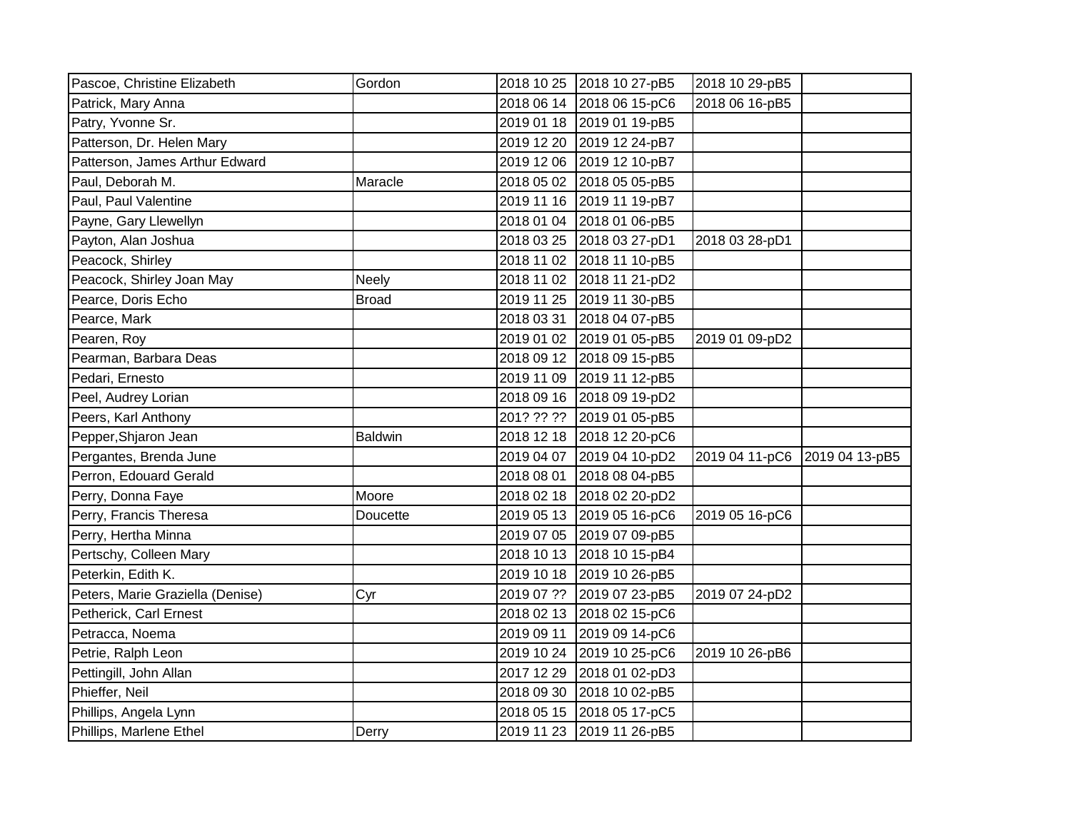| | | | | | |
|---|---|---|---|---|---|
| Pascoe, Christine Elizabeth | Gordon | 2018 10 25 | 2018 10 27-pB5 | 2018 10 29-pB5 | |
| Patrick, Mary Anna | | 2018 06 14 | 2018 06 15-pC6 | 2018 06 16-pB5 | |
| Patry, Yvonne Sr. | | 2019 01 18 | 2019 01 19-pB5 | | |
| Patterson, Dr. Helen Mary | | 2019 12 20 | 2019 12 24-pB7 | | |
| Patterson, James Arthur Edward | | 2019 12 06 | 2019 12 10-pB7 | | |
| Paul, Deborah M. | Maracle | 2018 05 02 | 2018 05 05-pB5 | | |
| Paul, Paul Valentine | | 2019 11 16 | 2019 11 19-pB7 | | |
| Payne, Gary Llewellyn | | 2018 01 04 | 2018 01 06-pB5 | | |
| Payton, Alan Joshua | | 2018 03 25 | 2018 03 27-pD1 | 2018 03 28-pD1 | |
| Peacock, Shirley | | 2018 11 02 | 2018 11 10-pB5 | | |
| Peacock, Shirley Joan May | Neely | 2018 11 02 | 2018 11 21-pD2 | | |
| Pearce, Doris Echo | Broad | 2019 11 25 | 2019 11 30-pB5 | | |
| Pearce, Mark | | 2018 03 31 | 2018 04 07-pB5 | | |
| Pearen, Roy | | 2019 01 02 | 2019 01 05-pB5 | 2019 01 09-pD2 | |
| Pearman, Barbara Deas | | 2018 09 12 | 2018 09 15-pB5 | | |
| Pedari, Ernesto | | 2019 11 09 | 2019 11 12-pB5 | | |
| Peel, Audrey Lorian | | 2018 09 16 | 2018 09 19-pD2 | | |
| Peers, Karl Anthony | | 201? ?? ?? | 2019 01 05-pB5 | | |
| Pepper,Shjaron Jean | Baldwin | 2018 12 18 | 2018 12 20-pC6 | | |
| Pergantes, Brenda June | | 2019 04 07 | 2019 04 10-pD2 | 2019 04 11-pC6 | 2019 04 13-pB5 |
| Perron, Edouard Gerald | | 2018 08 01 | 2018 08 04-pB5 | | |
| Perry, Donna Faye | Moore | 2018 02 18 | 2018 02 20-pD2 | | |
| Perry, Francis Theresa | Doucette | 2019 05 13 | 2019 05 16-pC6 | 2019 05 16-pC6 | |
| Perry, Hertha Minna | | 2019 07 05 | 2019 07 09-pB5 | | |
| Pertschy, Colleen Mary | | 2018 10 13 | 2018 10 15-pB4 | | |
| Peterkin, Edith K. | | 2019 10 18 | 2019 10 26-pB5 | | |
| Peters, Marie Graziella (Denise) | Cyr | 2019 07 ?? | 2019 07 23-pB5 | 2019 07 24-pD2 | |
| Petherick, Carl Ernest | | 2018 02 13 | 2018 02 15-pC6 | | |
| Petracca, Noema | | 2019 09 11 | 2019 09 14-pC6 | | |
| Petrie, Ralph Leon | | 2019 10 24 | 2019 10 25-pC6 | 2019 10 26-pB6 | |
| Pettingill, John Allan | | 2017 12 29 | 2018 01 02-pD3 | | |
| Phieffer, Neil | | 2018 09 30 | 2018 10 02-pB5 | | |
| Phillips, Angela Lynn | | 2018 05 15 | 2018 05 17-pC5 | | |
| Phillips, Marlene Ethel | Derry | 2019 11 23 | 2019 11 26-pB5 | | |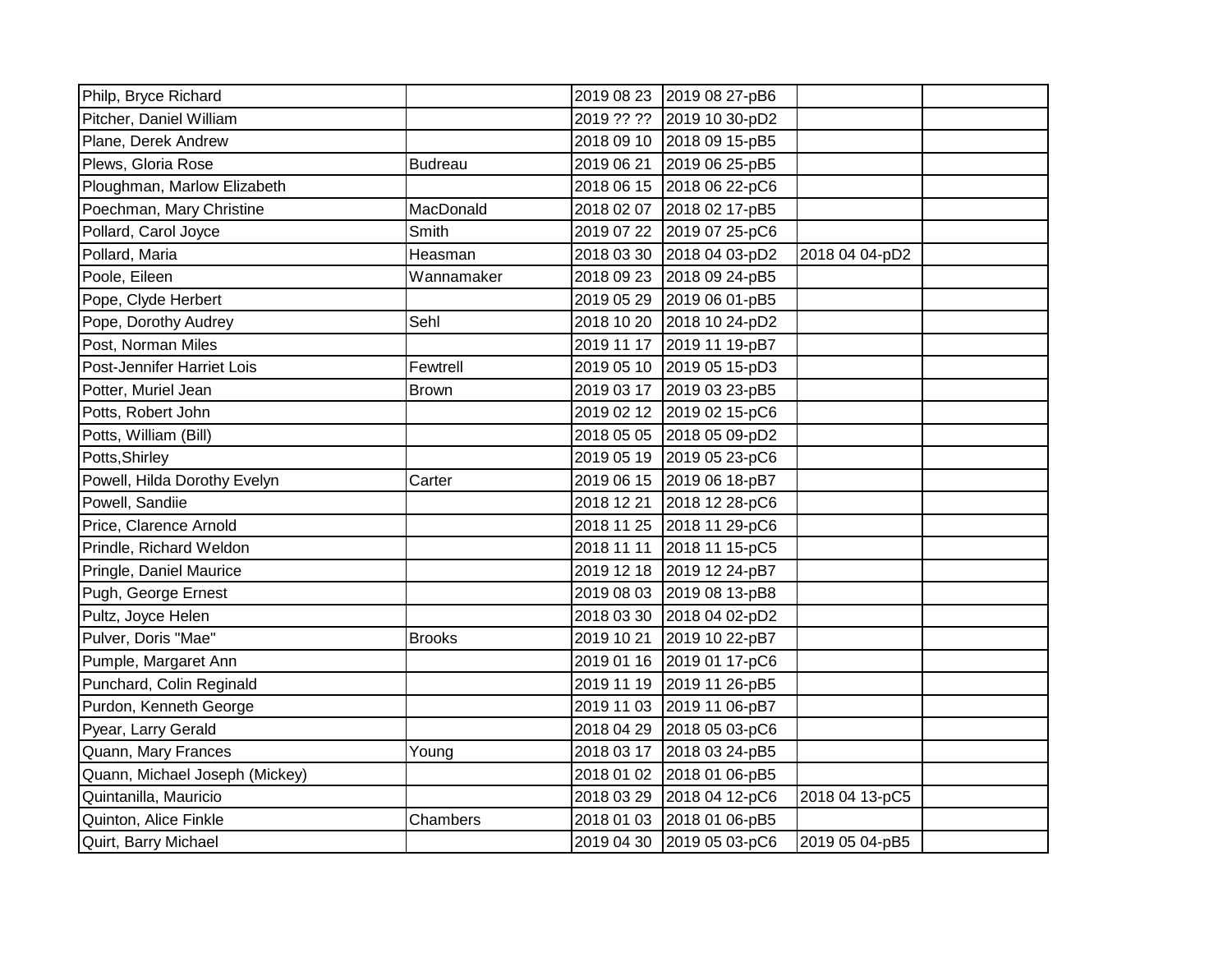| | | | | | |
|---|---|---|---|---|---|
| Philp, Bryce Richard | | 2019 08 23 | 2019 08 27-pB6 | | |
| Pitcher, Daniel William | | 2019 ?? ?? | 2019 10 30-pD2 | | |
| Plane, Derek Andrew | | 2018 09 10 | 2018 09 15-pB5 | | |
| Plews, Gloria Rose | Budreau | 2019 06 21 | 2019 06 25-pB5 | | |
| Ploughman, Marlow Elizabeth | | 2018 06 15 | 2018 06 22-pC6 | | |
| Poechman, Mary Christine | MacDonald | 2018 02 07 | 2018 02 17-pB5 | | |
| Pollard, Carol Joyce | Smith | 2019 07 22 | 2019 07 25-pC6 | | |
| Pollard, Maria | Heasman | 2018 03 30 | 2018 04 03-pD2 | 2018 04 04-pD2 | |
| Poole, Eileen | Wannamaker | 2018 09 23 | 2018 09 24-pB5 | | |
| Pope, Clyde Herbert | | 2019 05 29 | 2019 06 01-pB5 | | |
| Pope, Dorothy Audrey | Sehl | 2018 10 20 | 2018 10 24-pD2 | | |
| Post, Norman Miles | | 2019 11 17 | 2019 11 19-pB7 | | |
| Post-Jennifer Harriet Lois | Fewtrell | 2019 05 10 | 2019 05 15-pD3 | | |
| Potter, Muriel Jean | Brown | 2019 03 17 | 2019 03 23-pB5 | | |
| Potts, Robert John | | 2019 02 12 | 2019 02 15-pC6 | | |
| Potts, William (Bill) | | 2018 05 05 | 2018 05 09-pD2 | | |
| Potts,Shirley | | 2019 05 19 | 2019 05 23-pC6 | | |
| Powell, Hilda Dorothy Evelyn | Carter | 2019 06 15 | 2019 06 18-pB7 | | |
| Powell, Sandiie | | 2018 12 21 | 2018 12 28-pC6 | | |
| Price, Clarence Arnold | | 2018 11 25 | 2018 11 29-pC6 | | |
| Prindle, Richard Weldon | | 2018 11 11 | 2018 11 15-pC5 | | |
| Pringle, Daniel Maurice | | 2019 12 18 | 2019 12 24-pB7 | | |
| Pugh, George Ernest | | 2019 08 03 | 2019 08 13-pB8 | | |
| Pultz, Joyce Helen | | 2018 03 30 | 2018 04 02-pD2 | | |
| Pulver, Doris "Mae" | Brooks | 2019 10 21 | 2019 10 22-pB7 | | |
| Pumple, Margaret Ann | | 2019 01 16 | 2019 01 17-pC6 | | |
| Punchard, Colin Reginald | | 2019 11 19 | 2019 11 26-pB5 | | |
| Purdon, Kenneth George | | 2019 11 03 | 2019 11 06-pB7 | | |
| Pyear, Larry Gerald | | 2018 04 29 | 2018 05 03-pC6 | | |
| Quann, Mary Frances | Young | 2018 03 17 | 2018 03 24-pB5 | | |
| Quann, Michael Joseph (Mickey) | | 2018 01 02 | 2018 01 06-pB5 | | |
| Quintanilla, Mauricio | | 2018 03 29 | 2018 04 12-pC6 | 2018 04 13-pC5 | |
| Quinton, Alice Finkle | Chambers | 2018 01 03 | 2018 01 06-pB5 | | |
| Quirt, Barry Michael | | 2019 04 30 | 2019 05 03-pC6 | 2019 05 04-pB5 | |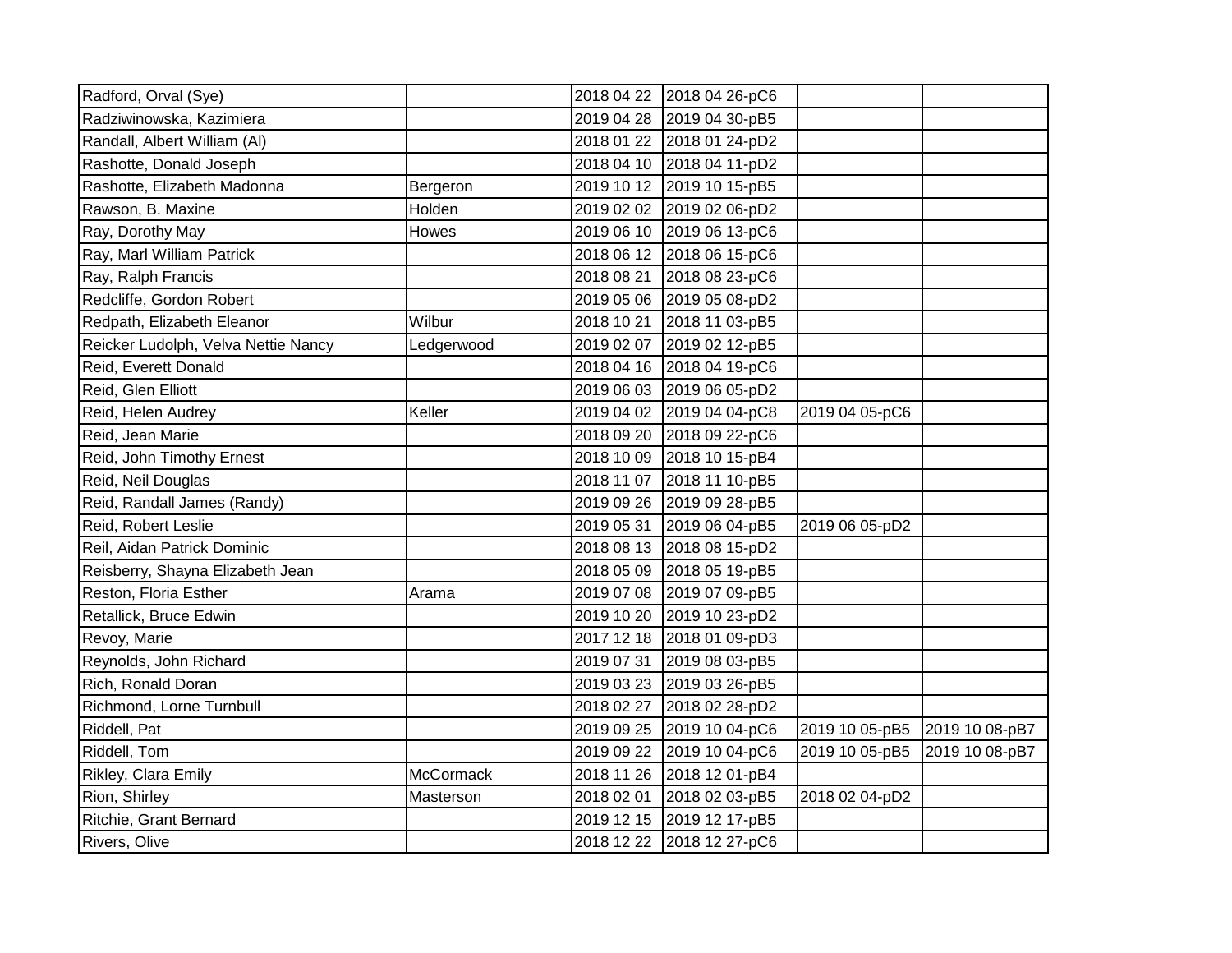| | | | | | |
|---|---|---|---|---|---|
| Radford, Orval (Sye) | | 2018 04 22 | 2018 04 26-pC6 | | |
| Radziwinowska, Kazimiera | | 2019 04 28 | 2019 04 30-pB5 | | |
| Randall, Albert William (Al) | | 2018 01 22 | 2018 01 24-pD2 | | |
| Rashotte, Donald Joseph | | 2018 04 10 | 2018 04 11-pD2 | | |
| Rashotte, Elizabeth Madonna | Bergeron | 2019 10 12 | 2019 10 15-pB5 | | |
| Rawson, B. Maxine | Holden | 2019 02 02 | 2019 02 06-pD2 | | |
| Ray, Dorothy May | Howes | 2019 06 10 | 2019 06 13-pC6 | | |
| Ray, Marl William Patrick | | 2018 06 12 | 2018 06 15-pC6 | | |
| Ray, Ralph Francis | | 2018 08 21 | 2018 08 23-pC6 | | |
| Redcliffe, Gordon Robert | | 2019 05 06 | 2019 05 08-pD2 | | |
| Redpath, Elizabeth Eleanor | Wilbur | 2018 10 21 | 2018 11 03-pB5 | | |
| Reicker Ludolph, Velva Nettie Nancy | Ledgerwood | 2019 02 07 | 2019 02 12-pB5 | | |
| Reid, Everett Donald | | 2018 04 16 | 2018 04 19-pC6 | | |
| Reid, Glen Elliott | | 2019 06 03 | 2019 06 05-pD2 | | |
| Reid, Helen Audrey | Keller | 2019 04 02 | 2019 04 04-pC8 | 2019 04 05-pC6 | |
| Reid, Jean Marie | | 2018 09 20 | 2018 09 22-pC6 | | |
| Reid, John Timothy Ernest | | 2018 10 09 | 2018 10 15-pB4 | | |
| Reid, Neil Douglas | | 2018 11 07 | 2018 11 10-pB5 | | |
| Reid, Randall James (Randy) | | 2019 09 26 | 2019 09 28-pB5 | | |
| Reid, Robert Leslie | | 2019 05 31 | 2019 06 04-pB5 | 2019 06 05-pD2 | |
| Reil, Aidan Patrick Dominic | | 2018 08 13 | 2018 08 15-pD2 | | |
| Reisberry, Shayna Elizabeth Jean | | 2018 05 09 | 2018 05 19-pB5 | | |
| Reston, Floria Esther | Arama | 2019 07 08 | 2019 07 09-pB5 | | |
| Retallick, Bruce Edwin | | 2019 10 20 | 2019 10 23-pD2 | | |
| Revoy, Marie | | 2017 12 18 | 2018 01 09-pD3 | | |
| Reynolds, John Richard | | 2019 07 31 | 2019 08 03-pB5 | | |
| Rich, Ronald Doran | | 2019 03 23 | 2019 03 26-pB5 | | |
| Richmond, Lorne Turnbull | | 2018 02 27 | 2018 02 28-pD2 | | |
| Riddell, Pat | | 2019 09 25 | 2019 10 04-pC6 | 2019 10 05-pB5 | 2019 10 08-pB7 |
| Riddell, Tom | | 2019 09 22 | 2019 10 04-pC6 | 2019 10 05-pB5 | 2019 10 08-pB7 |
| Rikley, Clara Emily | McCormack | 2018 11 26 | 2018 12 01-pB4 | | |
| Rion, Shirley | Masterson | 2018 02 01 | 2018 02 03-pB5 | 2018 02 04-pD2 | |
| Ritchie, Grant Bernard | | 2019 12 15 | 2019 12 17-pB5 | | |
| Rivers, Olive | | 2018 12 22 | 2018 12 27-pC6 | | |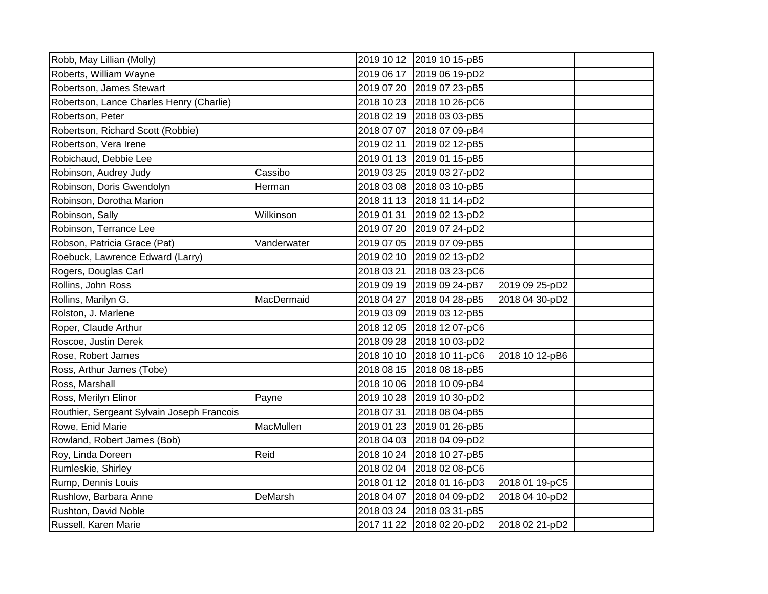| | | | | | |
|---|---|---|---|---|---|
| Robb, May Lillian (Molly) | | 2019 10 12 | 2019 10 15-pB5 | | |
| Roberts, William Wayne | | 2019 06 17 | 2019 06 19-pD2 | | |
| Robertson, James Stewart | | 2019 07 20 | 2019 07 23-pB5 | | |
| Robertson, Lance Charles Henry (Charlie) | | 2018 10 23 | 2018 10 26-pC6 | | |
| Robertson, Peter | | 2018 02 19 | 2018 03 03-pB5 | | |
| Robertson, Richard Scott (Robbie) | | 2018 07 07 | 2018 07 09-pB4 | | |
| Robertson, Vera Irene | | 2019 02 11 | 2019 02 12-pB5 | | |
| Robichaud, Debbie Lee | | 2019 01 13 | 2019 01 15-pB5 | | |
| Robinson, Audrey Judy | Cassibo | 2019 03 25 | 2019 03 27-pD2 | | |
| Robinson, Doris Gwendolyn | Herman | 2018 03 08 | 2018 03 10-pB5 | | |
| Robinson, Dorotha Marion | | 2018 11 13 | 2018 11 14-pD2 | | |
| Robinson, Sally | Wilkinson | 2019 01 31 | 2019 02 13-pD2 | | |
| Robinson, Terrance Lee | | 2019 07 20 | 2019 07 24-pD2 | | |
| Robson, Patricia Grace (Pat) | Vanderwater | 2019 07 05 | 2019 07 09-pB5 | | |
| Roebuck, Lawrence Edward (Larry) | | 2019 02 10 | 2019 02 13-pD2 | | |
| Rogers, Douglas Carl | | 2018 03 21 | 2018 03 23-pC6 | | |
| Rollins, John Ross | | 2019 09 19 | 2019 09 24-pB7 | 2019 09 25-pD2 | |
| Rollins, Marilyn G. | MacDermaid | 2018 04 27 | 2018 04 28-pB5 | 2018 04 30-pD2 | |
| Rolston, J. Marlene | | 2019 03 09 | 2019 03 12-pB5 | | |
| Roper, Claude Arthur | | 2018 12 05 | 2018 12 07-pC6 | | |
| Roscoe, Justin Derek | | 2018 09 28 | 2018 10 03-pD2 | | |
| Rose, Robert James | | 2018 10 10 | 2018 10 11-pC6 | 2018 10 12-pB6 | |
| Ross, Arthur James (Tobe) | | 2018 08 15 | 2018 08 18-pB5 | | |
| Ross, Marshall | | 2018 10 06 | 2018 10 09-pB4 | | |
| Ross, Merilyn Elinor | Payne | 2019 10 28 | 2019 10 30-pD2 | | |
| Routhier, Sergeant Sylvain Joseph Francois | | 2018 07 31 | 2018 08 04-pB5 | | |
| Rowe, Enid Marie | MacMullen | 2019 01 23 | 2019 01 26-pB5 | | |
| Rowland, Robert James (Bob) | | 2018 04 03 | 2018 04 09-pD2 | | |
| Roy, Linda Doreen | Reid | 2018 10 24 | 2018 10 27-pB5 | | |
| Rumleskie, Shirley | | 2018 02 04 | 2018 02 08-pC6 | | |
| Rump, Dennis Louis | | 2018 01 12 | 2018 01 16-pD3 | 2018 01 19-pC5 | |
| Rushlow, Barbara Anne | DeMarsh | 2018 04 07 | 2018 04 09-pD2 | 2018 04 10-pD2 | |
| Rushton, David Noble | | 2018 03 24 | 2018 03 31-pB5 | | |
| Russell, Karen Marie | | 2017 11 22 | 2018 02 20-pD2 | 2018 02 21-pD2 | |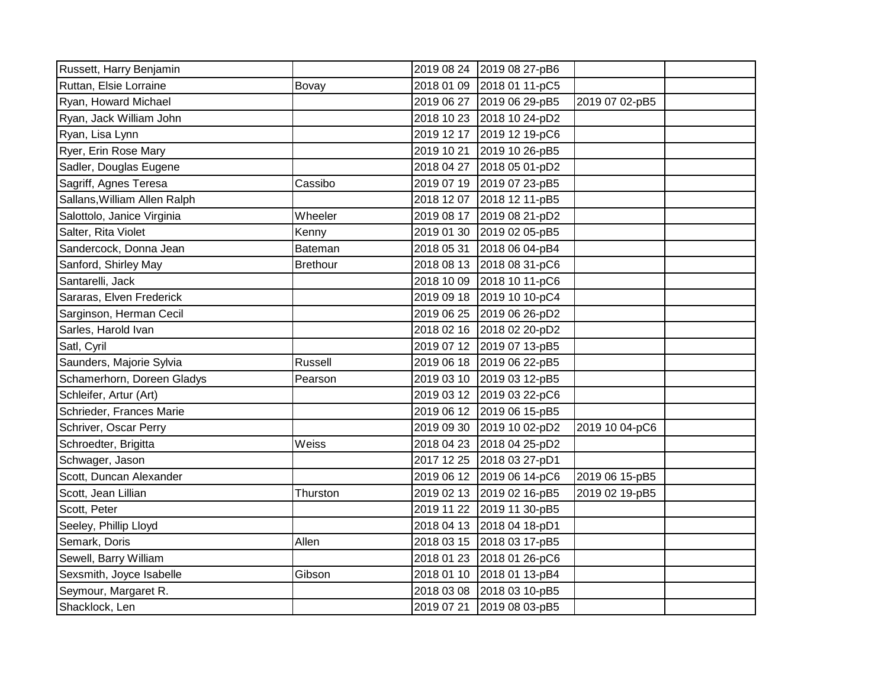| | | | | | |
|---|---|---|---|---|---|
| Russett, Harry Benjamin | | 2019 08 24 | 2019 08 27-pB6 | | |
| Ruttan, Elsie Lorraine | Bovay | 2018 01 09 | 2018 01 11-pC5 | | |
| Ryan, Howard Michael | | 2019 06 27 | 2019 06 29-pB5 | 2019 07 02-pB5 | |
| Ryan, Jack William John | | 2018 10 23 | 2018 10 24-pD2 | | |
| Ryan, Lisa Lynn | | 2019 12 17 | 2019 12 19-pC6 | | |
| Ryer, Erin Rose Mary | | 2019 10 21 | 2019 10 26-pB5 | | |
| Sadler, Douglas Eugene | | 2018 04 27 | 2018 05 01-pD2 | | |
| Sagriff, Agnes Teresa | Cassibo | 2019 07 19 | 2019 07 23-pB5 | | |
| Sallans,William Allen Ralph | | 2018 12 07 | 2018 12 11-pB5 | | |
| Salottolo, Janice Virginia | Wheeler | 2019 08 17 | 2019 08 21-pD2 | | |
| Salter, Rita Violet | Kenny | 2019 01 30 | 2019 02 05-pB5 | | |
| Sandercock, Donna Jean | Bateman | 2018 05 31 | 2018 06 04-pB4 | | |
| Sanford, Shirley May | Brethour | 2018 08 13 | 2018 08 31-pC6 | | |
| Santarelli, Jack | | 2018 10 09 | 2018 10 11-pC6 | | |
| Sararas, Elven Frederick | | 2019 09 18 | 2019 10 10-pC4 | | |
| Sarginson, Herman Cecil | | 2019 06 25 | 2019 06 26-pD2 | | |
| Sarles, Harold Ivan | | 2018 02 16 | 2018 02 20-pD2 | | |
| Satl, Cyril | | 2019 07 12 | 2019 07 13-pB5 | | |
| Saunders, Majorie Sylvia | Russell | 2019 06 18 | 2019 06 22-pB5 | | |
| Schamerhorn, Doreen Gladys | Pearson | 2019 03 10 | 2019 03 12-pB5 | | |
| Schleifer, Artur (Art) | | 2019 03 12 | 2019 03 22-pC6 | | |
| Schrieder, Frances Marie | | 2019 06 12 | 2019 06 15-pB5 | | |
| Schriver, Oscar Perry | | 2019 09 30 | 2019 10 02-pD2 | 2019 10 04-pC6 | |
| Schroedter, Brigitta | Weiss | 2018 04 23 | 2018 04 25-pD2 | | |
| Schwager, Jason | | 2017 12 25 | 2018 03 27-pD1 | | |
| Scott, Duncan Alexander | | 2019 06 12 | 2019 06 14-pC6 | 2019 06 15-pB5 | |
| Scott, Jean Lillian | Thurston | 2019 02 13 | 2019 02 16-pB5 | 2019 02 19-pB5 | |
| Scott, Peter | | 2019 11 22 | 2019 11 30-pB5 | | |
| Seeley, Phillip Lloyd | | 2018 04 13 | 2018 04 18-pD1 | | |
| Semark, Doris | Allen | 2018 03 15 | 2018 03 17-pB5 | | |
| Sewell, Barry William | | 2018 01 23 | 2018 01 26-pC6 | | |
| Sexsmith, Joyce Isabelle | Gibson | 2018 01 10 | 2018 01 13-pB4 | | |
| Seymour, Margaret R. | | 2018 03 08 | 2018 03 10-pB5 | | |
| Shacklock, Len | | 2019 07 21 | 2019 08 03-pB5 | | |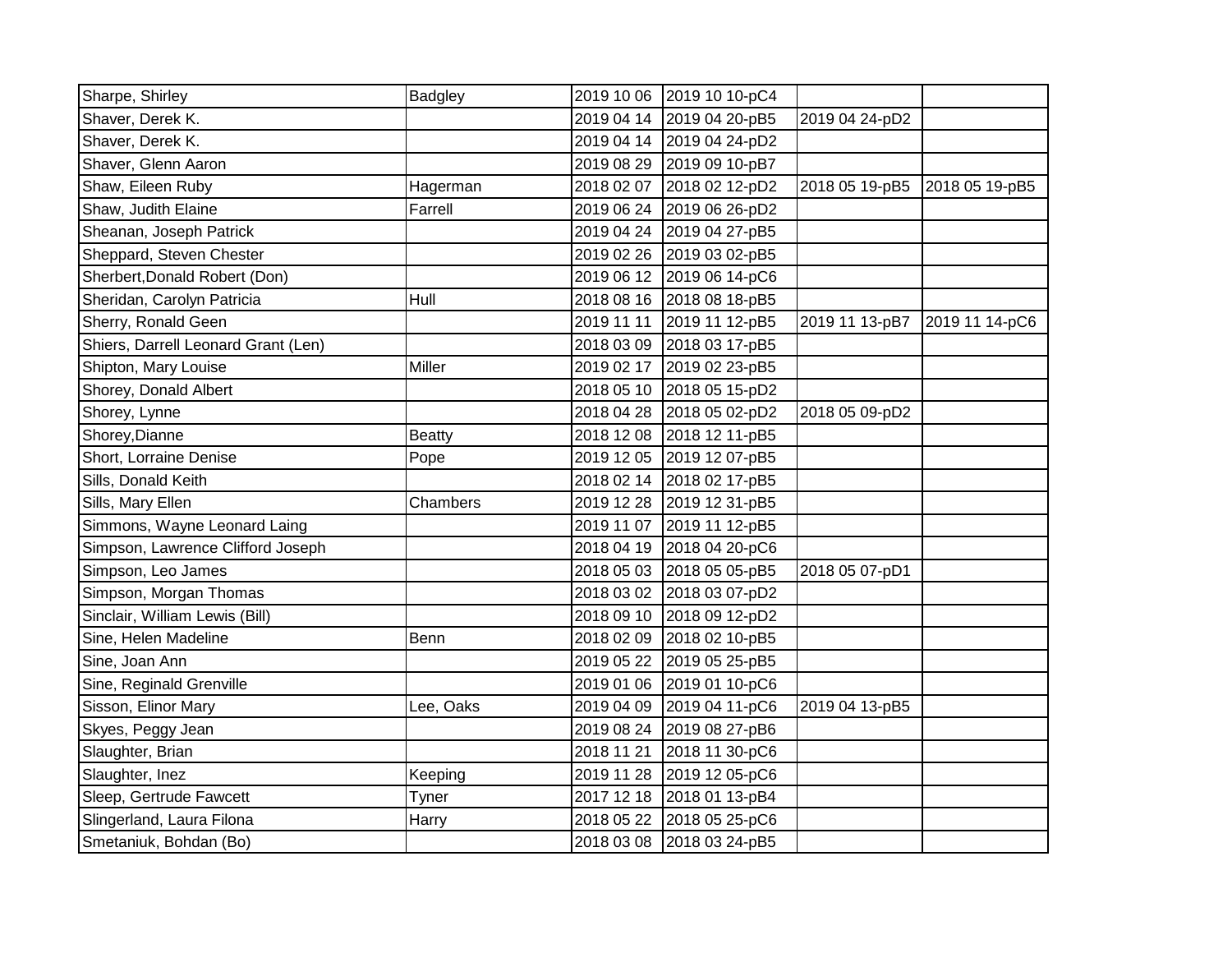| | | | | | |
|---|---|---|---|---|---|
| Sharpe, Shirley | Badgley | 2019 10 06 | 2019 10 10-pC4 | | |
| Shaver, Derek K. | | 2019 04 14 | 2019 04 20-pB5 | 2019 04 24-pD2 | |
| Shaver, Derek K. | | 2019 04 14 | 2019 04 24-pD2 | | |
| Shaver, Glenn Aaron | | 2019 08 29 | 2019 09 10-pB7 | | |
| Shaw, Eileen Ruby | Hagerman | 2018 02 07 | 2018 02 12-pD2 | 2018 05 19-pB5 | 2018 05 19-pB5 |
| Shaw, Judith Elaine | Farrell | 2019 06 24 | 2019 06 26-pD2 | | |
| Sheanan, Joseph Patrick | | 2019 04 24 | 2019 04 27-pB5 | | |
| Sheppard, Steven Chester | | 2019 02 26 | 2019 03 02-pB5 | | |
| Sherbert,Donald Robert (Don) | | 2019 06 12 | 2019 06 14-pC6 | | |
| Sheridan, Carolyn Patricia | Hull | 2018 08 16 | 2018 08 18-pB5 | | |
| Sherry, Ronald Geen | | 2019 11 11 | 2019 11 12-pB5 | 2019 11 13-pB7 | 2019 11 14-pC6 |
| Shiers, Darrell Leonard Grant (Len) | | 2018 03 09 | 2018 03 17-pB5 | | |
| Shipton, Mary Louise | Miller | 2019 02 17 | 2019 02 23-pB5 | | |
| Shorey, Donald Albert | | 2018 05 10 | 2018 05 15-pD2 | | |
| Shorey, Lynne | | 2018 04 28 | 2018 05 02-pD2 | 2018 05 09-pD2 | |
| Shorey,Dianne | Beatty | 2018 12 08 | 2018 12 11-pB5 | | |
| Short, Lorraine Denise | Pope | 2019 12 05 | 2019 12 07-pB5 | | |
| Sills, Donald Keith | | 2018 02 14 | 2018 02 17-pB5 | | |
| Sills, Mary Ellen | Chambers | 2019 12 28 | 2019 12 31-pB5 | | |
| Simmons, Wayne Leonard Laing | | 2019 11 07 | 2019 11 12-pB5 | | |
| Simpson, Lawrence Clifford Joseph | | 2018 04 19 | 2018 04 20-pC6 | | |
| Simpson, Leo James | | 2018 05 03 | 2018 05 05-pB5 | 2018 05 07-pD1 | |
| Simpson, Morgan Thomas | | 2018 03 02 | 2018 03 07-pD2 | | |
| Sinclair, William Lewis (Bill) | | 2018 09 10 | 2018 09 12-pD2 | | |
| Sine, Helen Madeline | Benn | 2018 02 09 | 2018 02 10-pB5 | | |
| Sine, Joan Ann | | 2019 05 22 | 2019 05 25-pB5 | | |
| Sine, Reginald Grenville | | 2019 01 06 | 2019 01 10-pC6 | | |
| Sisson, Elinor Mary | Lee, Oaks | 2019 04 09 | 2019 04 11-pC6 | 2019 04 13-pB5 | |
| Skyes, Peggy Jean | | 2019 08 24 | 2019 08 27-pB6 | | |
| Slaughter, Brian | | 2018 11 21 | 2018 11 30-pC6 | | |
| Slaughter, Inez | Keeping | 2019 11 28 | 2019 12 05-pC6 | | |
| Sleep, Gertrude Fawcett | Tyner | 2017 12 18 | 2018 01 13-pB4 | | |
| Slingerland, Laura Filona | Harry | 2018 05 22 | 2018 05 25-pC6 | | |
| Smetaniuk, Bohdan (Bo) | | 2018 03 08 | 2018 03 24-pB5 | | |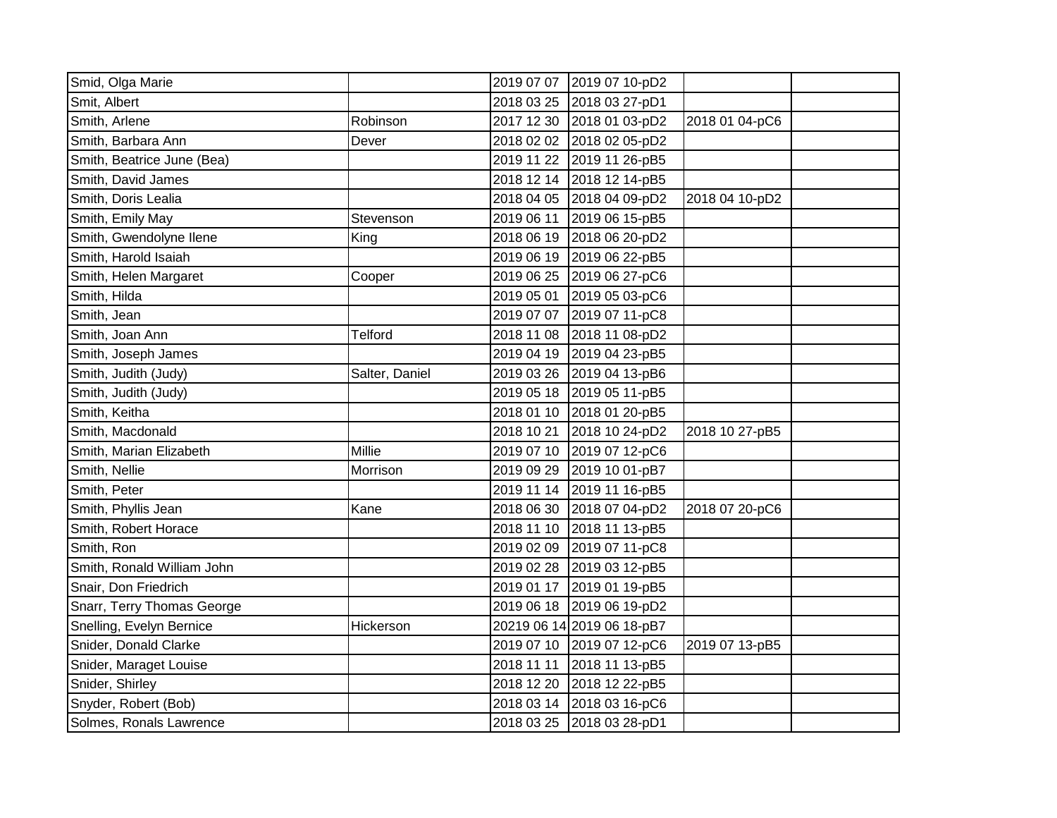| | | | | | |
|---|---|---|---|---|---|
| Smid, Olga Marie | | 2019 07 07 | 2019 07 10-pD2 | | |
| Smit, Albert | | 2018 03 25 | 2018 03 27-pD1 | | |
| Smith, Arlene | Robinson | 2017 12 30 | 2018 01 03-pD2 | 2018 01 04-pC6 | |
| Smith, Barbara Ann | Dever | 2018 02 02 | 2018 02 05-pD2 | | |
| Smith, Beatrice June (Bea) | | 2019 11 22 | 2019 11 26-pB5 | | |
| Smith, David James | | 2018 12 14 | 2018 12 14-pB5 | | |
| Smith, Doris Lealia | | 2018 04 05 | 2018 04 09-pD2 | 2018 04 10-pD2 | |
| Smith, Emily May | Stevenson | 2019 06 11 | 2019 06 15-pB5 | | |
| Smith, Gwendolyne Ilene | King | 2018 06 19 | 2018 06 20-pD2 | | |
| Smith, Harold Isaiah | | 2019 06 19 | 2019 06 22-pB5 | | |
| Smith, Helen Margaret | Cooper | 2019 06 25 | 2019 06 27-pC6 | | |
| Smith, Hilda | | 2019 05 01 | 2019 05 03-pC6 | | |
| Smith, Jean | | 2019 07 07 | 2019 07 11-pC8 | | |
| Smith, Joan Ann | Telford | 2018 11 08 | 2018 11 08-pD2 | | |
| Smith, Joseph James | | 2019 04 19 | 2019 04 23-pB5 | | |
| Smith, Judith (Judy) | Salter, Daniel | 2019 03 26 | 2019 04 13-pB6 | | |
| Smith, Judith (Judy) | | 2019 05 18 | 2019 05 11-pB5 | | |
| Smith, Keitha | | 2018 01 10 | 2018 01 20-pB5 | | |
| Smith, Macdonald | | 2018 10 21 | 2018 10 24-pD2 | 2018 10 27-pB5 | |
| Smith, Marian Elizabeth | Millie | 2019 07 10 | 2019 07 12-pC6 | | |
| Smith, Nellie | Morrison | 2019 09 29 | 2019 10 01-pB7 | | |
| Smith, Peter | | 2019 11 14 | 2019 11 16-pB5 | | |
| Smith, Phyllis Jean | Kane | 2018 06 30 | 2018 07 04-pD2 | 2018 07 20-pC6 | |
| Smith, Robert Horace | | 2018 11 10 | 2018 11 13-pB5 | | |
| Smith, Ron | | 2019 02 09 | 2019 07 11-pC8 | | |
| Smith, Ronald William John | | 2019 02 28 | 2019 03 12-pB5 | | |
| Snair, Don Friedrich | | 2019 01 17 | 2019 01 19-pB5 | | |
| Snarr, Terry Thomas George | | 2019 06 18 | 2019 06 19-pD2 | | |
| Snelling, Evelyn Bernice | Hickerson | 20219 06 14 | 2019 06 18-pB7 | | |
| Snider, Donald Clarke | | 2019 07 10 | 2019 07 12-pC6 | 2019 07 13-pB5 | |
| Snider, Maraget Louise | | 2018 11 11 | 2018 11 13-pB5 | | |
| Snider, Shirley | | 2018 12 20 | 2018 12 22-pB5 | | |
| Snyder, Robert (Bob) | | 2018 03 14 | 2018 03 16-pC6 | | |
| Solmes, Ronals Lawrence | | 2018 03 25 | 2018 03 28-pD1 | | |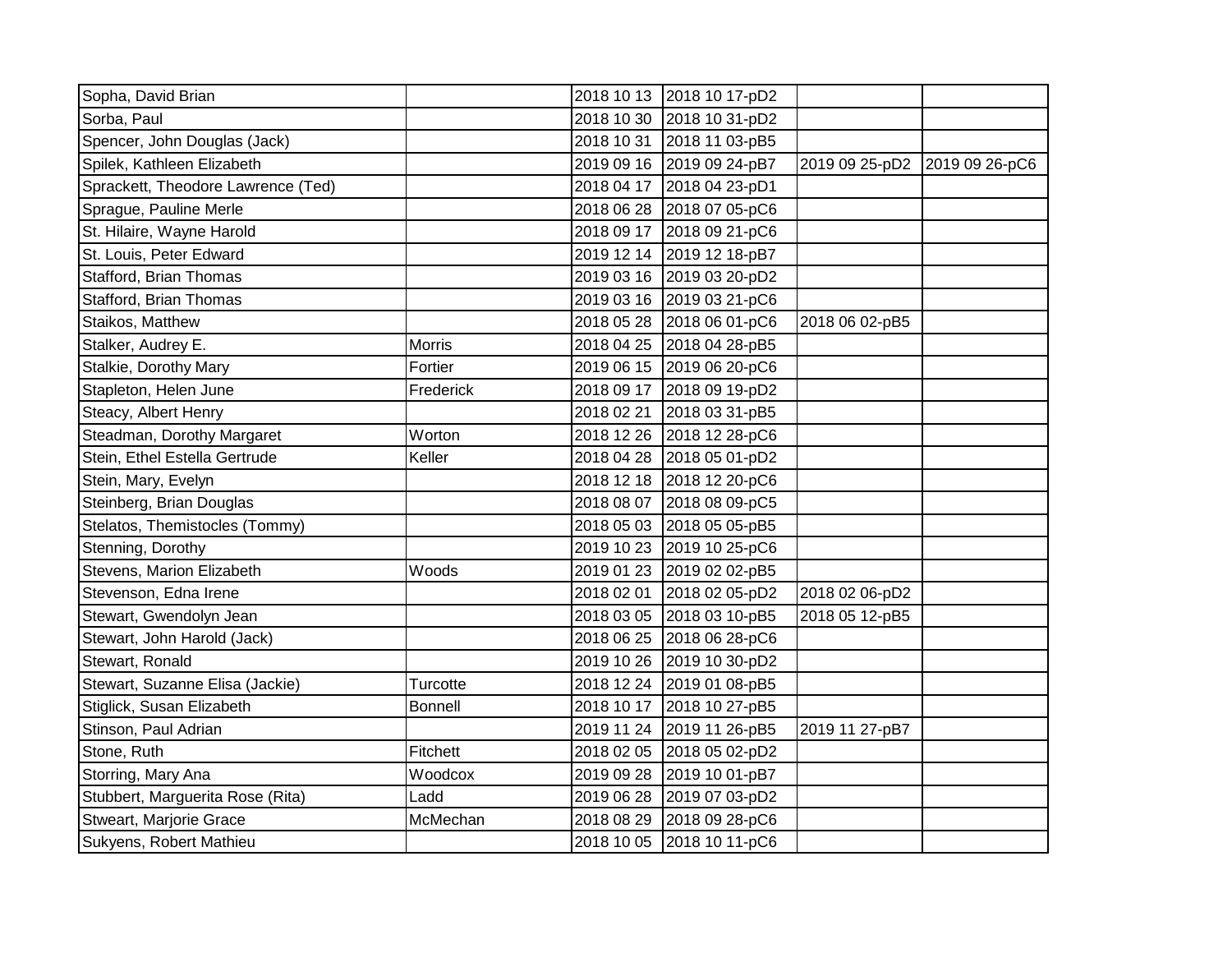| | | | | | |
|---|---|---|---|---|---|
| Sopha, David Brian | | 2018 10 13 | 2018 10 17-pD2 | | |
| Sorba, Paul | | 2018 10 30 | 2018 10 31-pD2 | | |
| Spencer, John Douglas (Jack) | | 2018 10 31 | 2018 11 03-pB5 | | |
| Spilek, Kathleen Elizabeth | | 2019 09 16 | 2019 09 24-pB7 | 2019 09 25-pD2 | 2019 09 26-pC6 |
| Sprackett, Theodore Lawrence (Ted) | | 2018 04 17 | 2018 04 23-pD1 | | |
| Sprague, Pauline Merle | | 2018 06 28 | 2018 07 05-pC6 | | |
| St. Hilaire, Wayne Harold | | 2018 09 17 | 2018 09 21-pC6 | | |
| St. Louis, Peter Edward | | 2019 12 14 | 2019 12 18-pB7 | | |
| Stafford, Brian Thomas | | 2019 03 16 | 2019 03 20-pD2 | | |
| Stafford, Brian Thomas | | 2019 03 16 | 2019 03 21-pC6 | | |
| Staikos, Matthew | | 2018 05 28 | 2018 06 01-pC6 | 2018 06 02-pB5 | |
| Stalker, Audrey E. | Morris | 2018 04 25 | 2018 04 28-pB5 | | |
| Stalkie, Dorothy Mary | Fortier | 2019 06 15 | 2019 06 20-pC6 | | |
| Stapleton, Helen June | Frederick | 2018 09 17 | 2018 09 19-pD2 | | |
| Steacy, Albert Henry | | 2018 02 21 | 2018 03 31-pB5 | | |
| Steadman, Dorothy Margaret | Worton | 2018 12 26 | 2018 12 28-pC6 | | |
| Stein, Ethel Estella Gertrude | Keller | 2018 04 28 | 2018 05 01-pD2 | | |
| Stein, Mary, Evelyn | | 2018 12 18 | 2018 12 20-pC6 | | |
| Steinberg, Brian Douglas | | 2018 08 07 | 2018 08 09-pC5 | | |
| Stelatos, Themistocles (Tommy) | | 2018 05 03 | 2018 05 05-pB5 | | |
| Stenning, Dorothy | | 2019 10 23 | 2019 10 25-pC6 | | |
| Stevens, Marion Elizabeth | Woods | 2019 01 23 | 2019 02 02-pB5 | | |
| Stevenson, Edna Irene | | 2018 02 01 | 2018 02 05-pD2 | 2018 02 06-pD2 | |
| Stewart, Gwendolyn Jean | | 2018 03 05 | 2018 03 10-pB5 | 2018 05 12-pB5 | |
| Stewart, John Harold (Jack) | | 2018 06 25 | 2018 06 28-pC6 | | |
| Stewart, Ronald | | 2019 10 26 | 2019 10 30-pD2 | | |
| Stewart, Suzanne Elisa (Jackie) | Turcotte | 2018 12 24 | 2019 01 08-pB5 | | |
| Stiglick, Susan Elizabeth | Bonnell | 2018 10 17 | 2018 10 27-pB5 | | |
| Stinson, Paul Adrian | | 2019 11 24 | 2019 11 26-pB5 | 2019 11 27-pB7 | |
| Stone, Ruth | Fitchett | 2018 02 05 | 2018 05 02-pD2 | | |
| Storring, Mary Ana | Woodcox | 2019 09 28 | 2019 10 01-pB7 | | |
| Stubbert, Marguerita Rose (Rita) | Ladd | 2019 06 28 | 2019 07 03-pD2 | | |
| Stweart, Marjorie Grace | McMechan | 2018 08 29 | 2018 09 28-pC6 | | |
| Sukyens, Robert Mathieu | | 2018 10 05 | 2018 10 11-pC6 | | |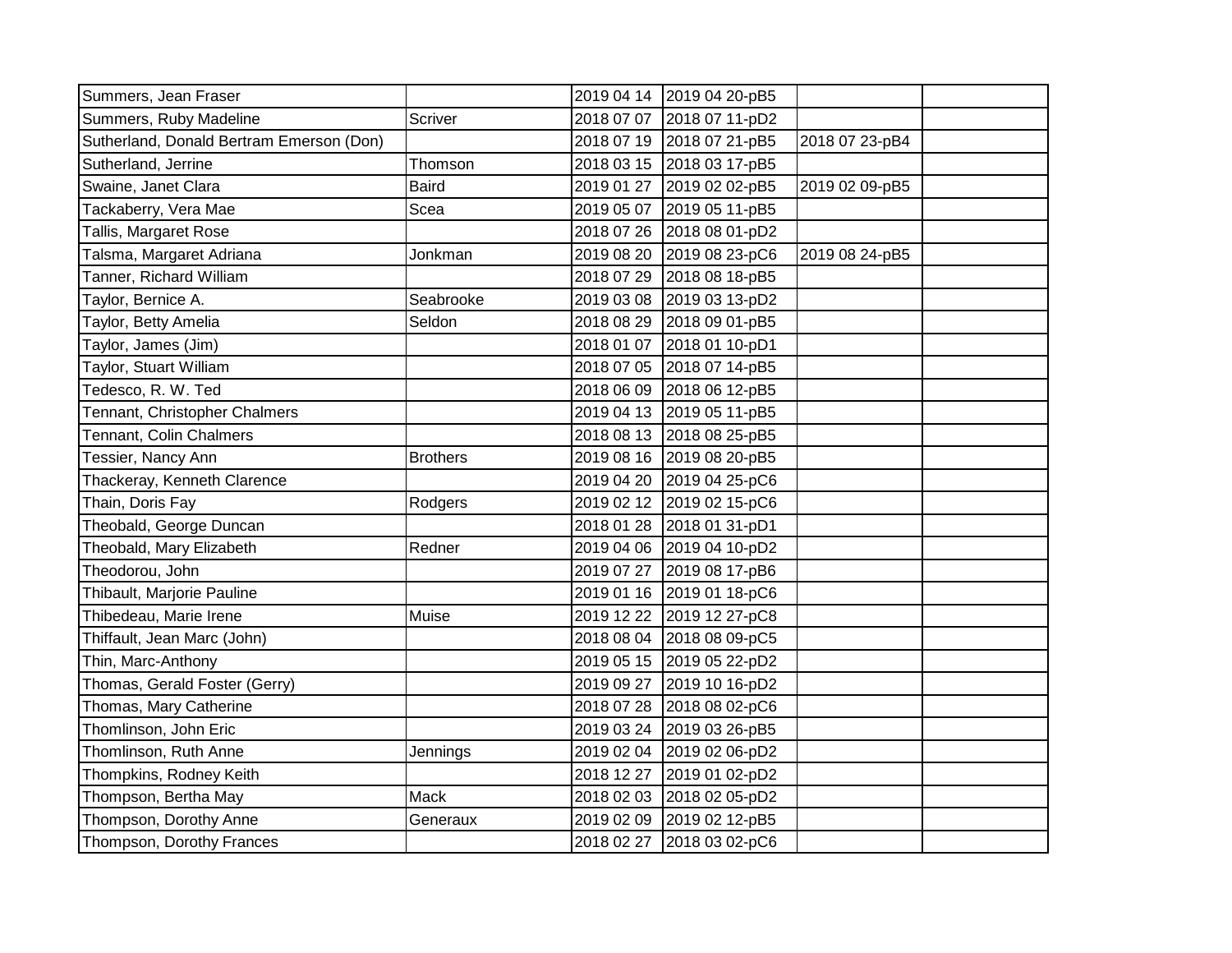| | | | | | |
|---|---|---|---|---|---|
| Summers, Jean Fraser | | 2019 04 14 | 2019 04 20-pB5 | | |
| Summers, Ruby Madeline | Scriver | 2018 07 07 | 2018 07 11-pD2 | | |
| Sutherland, Donald Bertram Emerson (Don) | | 2018 07 19 | 2018 07 21-pB5 | 2018 07 23-pB4 | |
| Sutherland, Jerrine | Thomson | 2018 03 15 | 2018 03 17-pB5 | | |
| Swaine, Janet Clara | Baird | 2019 01 27 | 2019 02 02-pB5 | 2019 02 09-pB5 | |
| Tackaberry, Vera Mae | Scea | 2019 05 07 | 2019 05 11-pB5 | | |
| Tallis, Margaret Rose | | 2018 07 26 | 2018 08 01-pD2 | | |
| Talsma, Margaret Adriana | Jonkman | 2019 08 20 | 2019 08 23-pC6 | 2019 08 24-pB5 | |
| Tanner, Richard William | | 2018 07 29 | 2018 08 18-pB5 | | |
| Taylor, Bernice A. | Seabrooke | 2019 03 08 | 2019 03 13-pD2 | | |
| Taylor, Betty Amelia | Seldon | 2018 08 29 | 2018 09 01-pB5 | | |
| Taylor, James (Jim) | | 2018 01 07 | 2018 01 10-pD1 | | |
| Taylor, Stuart William | | 2018 07 05 | 2018 07 14-pB5 | | |
| Tedesco, R. W. Ted | | 2018 06 09 | 2018 06 12-pB5 | | |
| Tennant, Christopher Chalmers | | 2019 04 13 | 2019 05 11-pB5 | | |
| Tennant, Colin Chalmers | | 2018 08 13 | 2018 08 25-pB5 | | |
| Tessier, Nancy Ann | Brothers | 2019 08 16 | 2019 08 20-pB5 | | |
| Thackeray, Kenneth Clarence | | 2019 04 20 | 2019 04 25-pC6 | | |
| Thain, Doris Fay | Rodgers | 2019 02 12 | 2019 02 15-pC6 | | |
| Theobald, George Duncan | | 2018 01 28 | 2018 01 31-pD1 | | |
| Theobald, Mary Elizabeth | Redner | 2019 04 06 | 2019 04 10-pD2 | | |
| Theodorou, John | | 2019 07 27 | 2019 08 17-pB6 | | |
| Thibault, Marjorie Pauline | | 2019 01 16 | 2019 01 18-pC6 | | |
| Thibedeau, Marie Irene | Muise | 2019 12 22 | 2019 12 27-pC8 | | |
| Thiffault, Jean Marc (John) | | 2018 08 04 | 2018 08 09-pC5 | | |
| Thin, Marc-Anthony | | 2019 05 15 | 2019 05 22-pD2 | | |
| Thomas, Gerald Foster (Gerry) | | 2019 09 27 | 2019 10 16-pD2 | | |
| Thomas, Mary Catherine | | 2018 07 28 | 2018 08 02-pC6 | | |
| Thomlinson, John Eric | | 2019 03 24 | 2019 03 26-pB5 | | |
| Thomlinson, Ruth Anne | Jennings | 2019 02 04 | 2019 02 06-pD2 | | |
| Thompkins, Rodney Keith | | 2018 12 27 | 2019 01 02-pD2 | | |
| Thompson, Bertha May | Mack | 2018 02 03 | 2018 02 05-pD2 | | |
| Thompson, Dorothy Anne | Generaux | 2019 02 09 | 2019 02 12-pB5 | | |
| Thompson, Dorothy Frances | | 2018 02 27 | 2018 03 02-pC6 | | |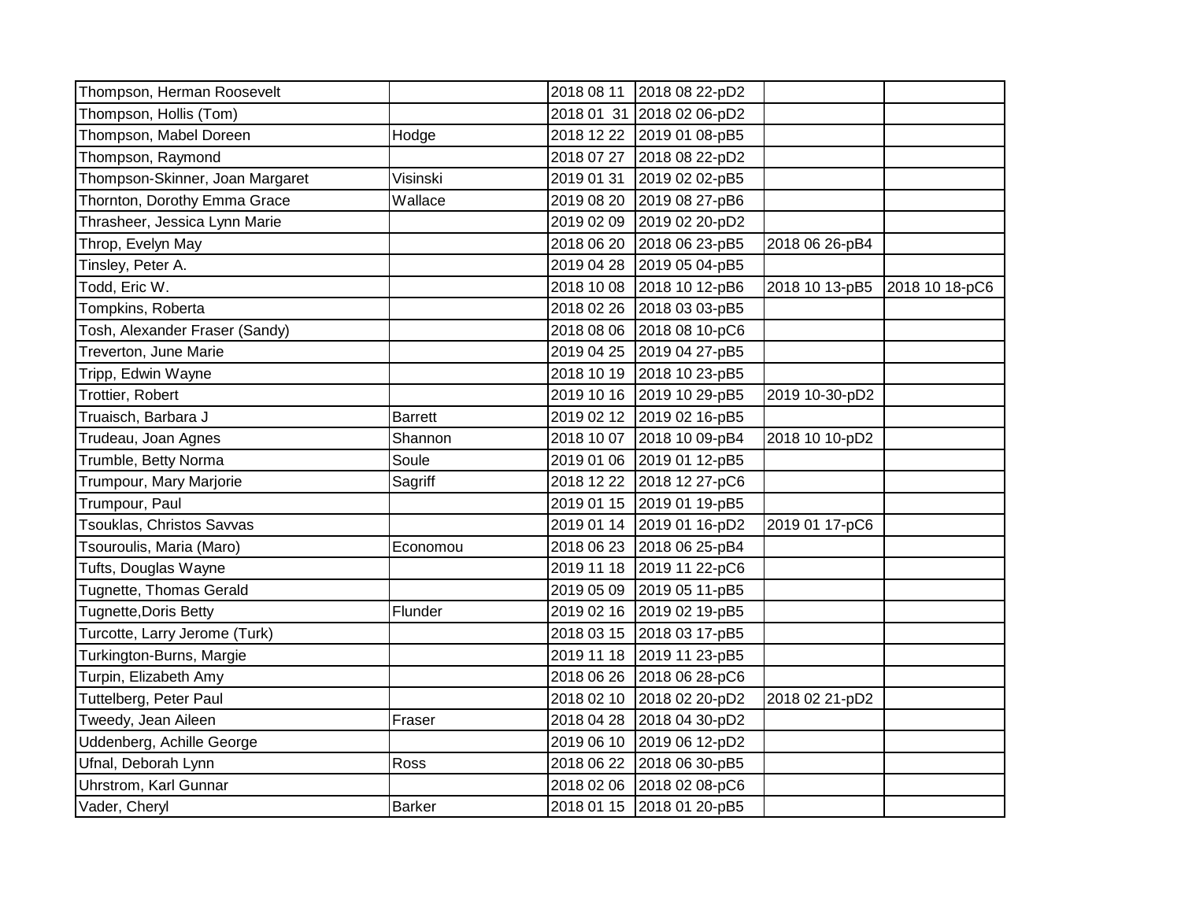| | | | | | |
|---|---|---|---|---|---|
| Thompson, Herman Roosevelt | | 2018 08 11 | 2018 08 22-pD2 | | |
| Thompson, Hollis (Tom) | | 2018 01 31 | 2018 02 06-pD2 | | |
| Thompson, Mabel Doreen | Hodge | 2018 12 22 | 2019 01 08-pB5 | | |
| Thompson, Raymond | | 2018 07 27 | 2018 08 22-pD2 | | |
| Thompson-Skinner, Joan Margaret | Visinski | 2019 01 31 | 2019 02 02-pB5 | | |
| Thornton, Dorothy Emma Grace | Wallace | 2019 08 20 | 2019 08 27-pB6 | | |
| Thrasheer, Jessica Lynn Marie | | 2019 02 09 | 2019 02 20-pD2 | | |
| Throp, Evelyn May | | 2018 06 20 | 2018 06 23-pB5 | 2018 06 26-pB4 | |
| Tinsley, Peter A. | | 2019 04 28 | 2019 05 04-pB5 | | |
| Todd, Eric W. | | 2018 10 08 | 2018 10 12-pB6 | 2018 10 13-pB5 | 2018 10 18-pC6 |
| Tompkins, Roberta | | 2018 02 26 | 2018 03 03-pB5 | | |
| Tosh, Alexander Fraser (Sandy) | | 2018 08 06 | 2018 08 10-pC6 | | |
| Treverton, June Marie | | 2019 04 25 | 2019 04 27-pB5 | | |
| Tripp, Edwin Wayne | | 2018 10 19 | 2018 10 23-pB5 | | |
| Trottier, Robert | | 2019 10 16 | 2019 10 29-pB5 | 2019 10-30-pD2 | |
| Truaisch, Barbara J | Barrett | 2019 02 12 | 2019 02 16-pB5 | | |
| Trudeau, Joan Agnes | Shannon | 2018 10 07 | 2018 10 09-pB4 | 2018 10 10-pD2 | |
| Trumble, Betty Norma | Soule | 2019 01 06 | 2019 01 12-pB5 | | |
| Trumpour, Mary Marjorie | Sagriff | 2018 12 22 | 2018 12 27-pC6 | | |
| Trumpour, Paul | | 2019 01 15 | 2019 01 19-pB5 | | |
| Tsouklas, Christos Savvas | | 2019 01 14 | 2019 01 16-pD2 | 2019 01 17-pC6 | |
| Tsouroulis, Maria (Maro) | Economou | 2018 06 23 | 2018 06 25-pB4 | | |
| Tufts, Douglas Wayne | | 2019 11 18 | 2019 11 22-pC6 | | |
| Tugnette, Thomas Gerald | | 2019 05 09 | 2019 05 11-pB5 | | |
| Tugnette,Doris Betty | Flunder | 2019 02 16 | 2019 02 19-pB5 | | |
| Turcotte, Larry Jerome (Turk) | | 2018 03 15 | 2018 03 17-pB5 | | |
| Turkington-Burns, Margie | | 2019 11 18 | 2019 11 23-pB5 | | |
| Turpin, Elizabeth Amy | | 2018 06 26 | 2018 06 28-pC6 | | |
| Tuttelberg, Peter Paul | | 2018 02 10 | 2018 02 20-pD2 | 2018 02 21-pD2 | |
| Tweedy, Jean Aileen | Fraser | 2018 04 28 | 2018 04 30-pD2 | | |
| Uddenberg, Achille George | | 2019 06 10 | 2019 06 12-pD2 | | |
| Ufnal, Deborah Lynn | Ross | 2018 06 22 | 2018 06 30-pB5 | | |
| Uhrstrom, Karl Gunnar | | 2018 02 06 | 2018 02 08-pC6 | | |
| Vader, Cheryl | Barker | 2018 01 15 | 2018 01 20-pB5 | | |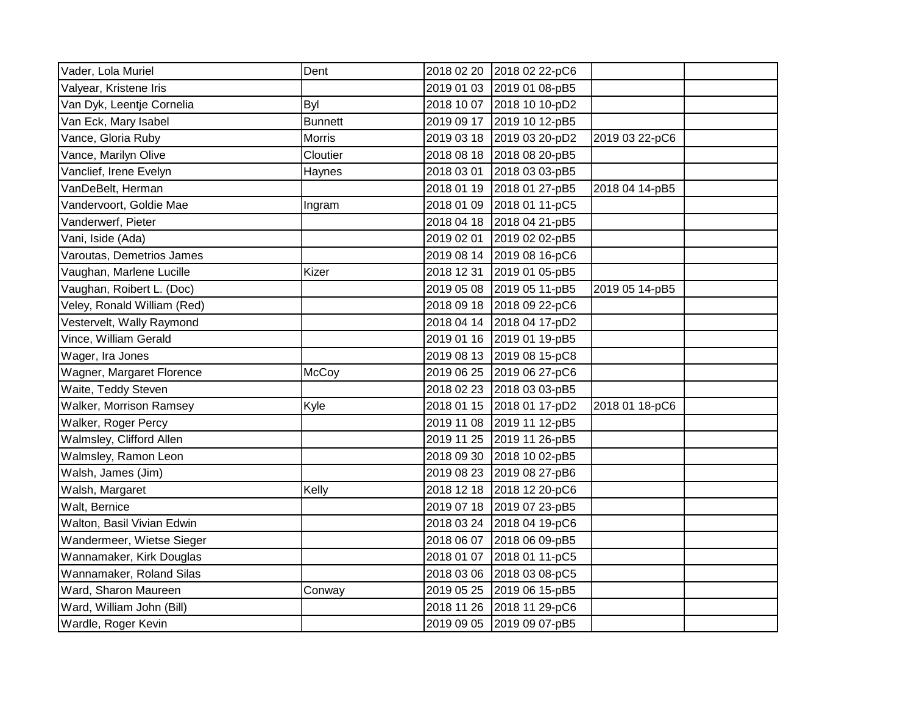| | | | | | |
|---|---|---|---|---|---|
| Vader, Lola Muriel | Dent | 2018 02 20 | 2018 02 22-pC6 | | |
| Valyear, Kristene Iris | | 2019 01 03 | 2019 01 08-pB5 | | |
| Van Dyk, Leentje Cornelia | Byl | 2018 10 07 | 2018 10 10-pD2 | | |
| Van Eck, Mary Isabel | Bunnett | 2019 09 17 | 2019 10 12-pB5 | | |
| Vance, Gloria Ruby | Morris | 2019 03 18 | 2019 03 20-pD2 | 2019 03 22-pC6 | |
| Vance, Marilyn Olive | Cloutier | 2018 08 18 | 2018 08 20-pB5 | | |
| Vanclief, Irene Evelyn | Haynes | 2018 03 01 | 2018 03 03-pB5 | | |
| VanDeBelt, Herman | | 2018 01 19 | 2018 01 27-pB5 | 2018 04 14-pB5 | |
| Vandervoort, Goldie Mae | Ingram | 2018 01 09 | 2018 01 11-pC5 | | |
| Vanderwerf, Pieter | | 2018 04 18 | 2018 04 21-pB5 | | |
| Vani, Iside (Ada) | | 2019 02 01 | 2019 02 02-pB5 | | |
| Varoutas, Demetrios James | | 2019 08 14 | 2019 08 16-pC6 | | |
| Vaughan, Marlene Lucille | Kizer | 2018 12 31 | 2019 01 05-pB5 | | |
| Vaughan, Roibert L. (Doc) | | 2019 05 08 | 2019 05 11-pB5 | 2019 05 14-pB5 | |
| Veley, Ronald William (Red) | | 2018 09 18 | 2018 09 22-pC6 | | |
| Vestervelt, Wally Raymond | | 2018 04 14 | 2018 04 17-pD2 | | |
| Vince, William Gerald | | 2019 01 16 | 2019 01 19-pB5 | | |
| Wager, Ira Jones | | 2019 08 13 | 2019 08 15-pC8 | | |
| Wagner, Margaret Florence | McCoy | 2019 06 25 | 2019 06 27-pC6 | | |
| Waite, Teddy Steven | | 2018 02 23 | 2018 03 03-pB5 | | |
| Walker, Morrison Ramsey | Kyle | 2018 01 15 | 2018 01 17-pD2 | 2018 01 18-pC6 | |
| Walker, Roger Percy | | 2019 11 08 | 2019 11 12-pB5 | | |
| Walmsley, Clifford Allen | | 2019 11 25 | 2019 11 26-pB5 | | |
| Walmsley, Ramon Leon | | 2018 09 30 | 2018 10 02-pB5 | | |
| Walsh, James (Jim) | | 2019 08 23 | 2019 08 27-pB6 | | |
| Walsh, Margaret | Kelly | 2018 12 18 | 2018 12 20-pC6 | | |
| Walt, Bernice | | 2019 07 18 | 2019 07 23-pB5 | | |
| Walton, Basil Vivian Edwin | | 2018 03 24 | 2018 04 19-pC6 | | |
| Wandermeer, Wietse Sieger | | 2018 06 07 | 2018 06 09-pB5 | | |
| Wannamaker, Kirk Douglas | | 2018 01 07 | 2018 01 11-pC5 | | |
| Wannamaker, Roland Silas | | 2018 03 06 | 2018 03 08-pC5 | | |
| Ward, Sharon Maureen | Conway | 2019 05 25 | 2019 06 15-pB5 | | |
| Ward, William John (Bill) | | 2018 11 26 | 2018 11 29-pC6 | | |
| Wardle, Roger Kevin | | 2019 09 05 | 2019 09 07-pB5 | | |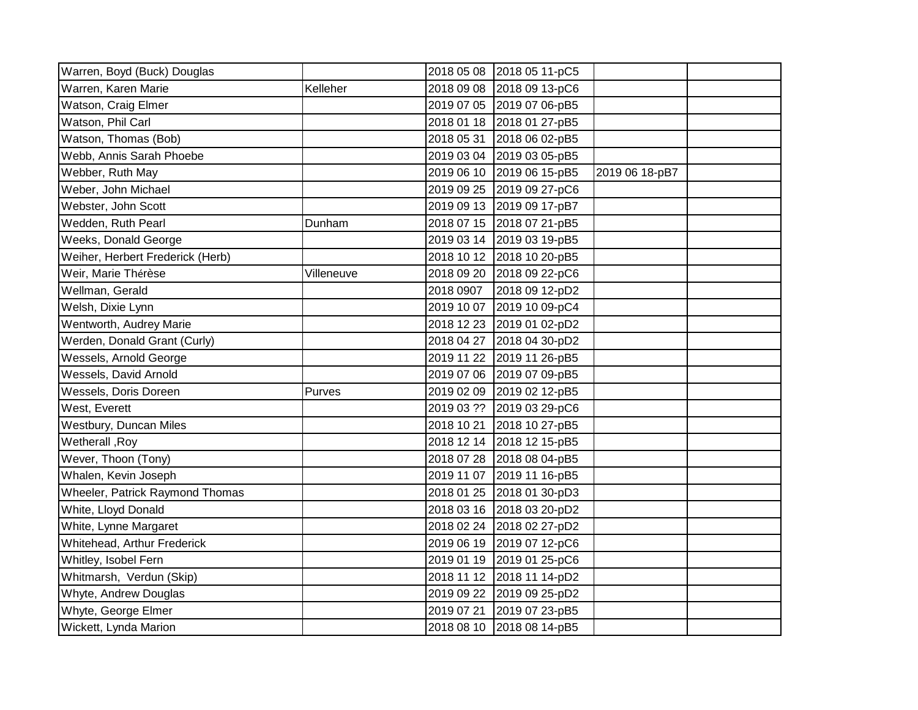| | | | | | |
|---|---|---|---|---|---|
| Warren, Boyd (Buck) Douglas | | 2018 05 08 | 2018 05 11-pC5 | | |
| Warren, Karen Marie | Kelleher | 2018 09 08 | 2018 09 13-pC6 | | |
| Watson, Craig Elmer | | 2019 07 05 | 2019 07 06-pB5 | | |
| Watson, Phil Carl | | 2018 01 18 | 2018 01 27-pB5 | | |
| Watson, Thomas (Bob) | | 2018 05 31 | 2018 06 02-pB5 | | |
| Webb, Annis Sarah Phoebe | | 2019 03 04 | 2019 03 05-pB5 | | |
| Webber, Ruth May | | 2019 06 10 | 2019 06 15-pB5 | 2019 06 18-pB7 | |
| Weber, John Michael | | 2019 09 25 | 2019 09 27-pC6 | | |
| Webster, John Scott | | 2019 09 13 | 2019 09 17-pB7 | | |
| Wedden, Ruth Pearl | Dunham | 2018 07 15 | 2018 07 21-pB5 | | |
| Weeks, Donald George | | 2019 03 14 | 2019 03 19-pB5 | | |
| Weiher, Herbert Frederick (Herb) | | 2018 10 12 | 2018 10 20-pB5 | | |
| Weir, Marie Thérèse | Villeneuve | 2018 09 20 | 2018 09 22-pC6 | | |
| Wellman, Gerald | | 2018 0907 | 2018 09 12-pD2 | | |
| Welsh, Dixie Lynn | | 2019 10 07 | 2019 10 09-pC4 | | |
| Wentworth, Audrey Marie | | 2018 12 23 | 2019 01 02-pD2 | | |
| Werden, Donald Grant (Curly) | | 2018 04 27 | 2018 04 30-pD2 | | |
| Wessels, Arnold George | | 2019 11 22 | 2019 11 26-pB5 | | |
| Wessels, David Arnold | | 2019 07 06 | 2019 07 09-pB5 | | |
| Wessels, Doris Doreen | Purves | 2019 02 09 | 2019 02 12-pB5 | | |
| West, Everett | | 2019 03 ?? | 2019 03 29-pC6 | | |
| Westbury, Duncan Miles | | 2018 10 21 | 2018 10 27-pB5 | | |
| Wetherall ,Roy | | 2018 12 14 | 2018 12 15-pB5 | | |
| Wever, Thoon (Tony) | | 2018 07 28 | 2018 08 04-pB5 | | |
| Whalen, Kevin Joseph | | 2019 11 07 | 2019 11 16-pB5 | | |
| Wheeler, Patrick Raymond Thomas | | 2018 01 25 | 2018 01 30-pD3 | | |
| White, Lloyd Donald | | 2018 03 16 | 2018 03 20-pD2 | | |
| White, Lynne Margaret | | 2018 02 24 | 2018 02 27-pD2 | | |
| Whitehead, Arthur Frederick | | 2019 06 19 | 2019 07 12-pC6 | | |
| Whitley, Isobel Fern | | 2019 01 19 | 2019 01 25-pC6 | | |
| Whitmarsh, Verdun (Skip) | | 2018 11 12 | 2018 11 14-pD2 | | |
| Whyte, Andrew Douglas | | 2019 09 22 | 2019 09 25-pD2 | | |
| Whyte, George Elmer | | 2019 07 21 | 2019 07 23-pB5 | | |
| Wickett, Lynda Marion | | 2018 08 10 | 2018 08 14-pB5 | | |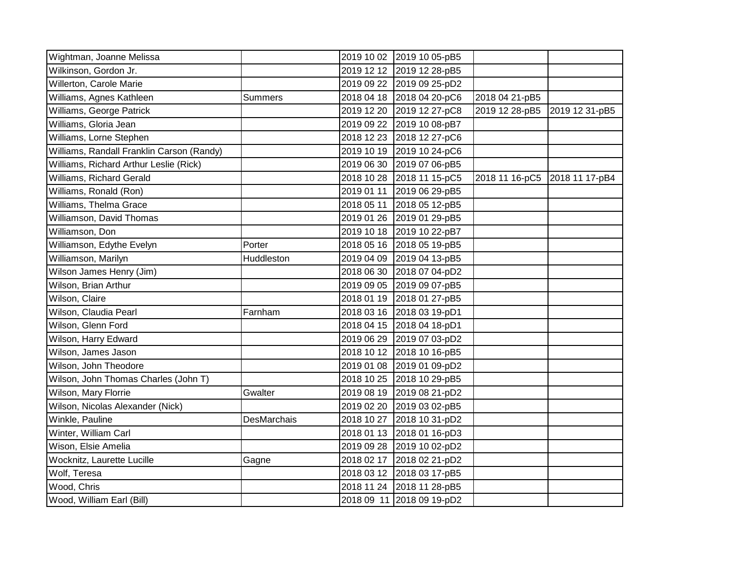| | | | | | |
|---|---|---|---|---|---|
| Wightman, Joanne Melissa | | 2019 10 02 | 2019 10 05-pB5 | | |
| Wilkinson, Gordon Jr. | | 2019 12 12 | 2019 12 28-pB5 | | |
| Willerton, Carole Marie | | 2019 09 22 | 2019 09 25-pD2 | | |
| Williams, Agnes Kathleen | Summers | 2018 04 18 | 2018 04 20-pC6 | 2018 04 21-pB5 | |
| Williams, George Patrick | | 2019 12 20 | 2019 12 27-pC8 | 2019 12 28-pB5 | 2019 12 31-pB5 |
| Williams, Gloria Jean | | 2019 09 22 | 2019 10 08-pB7 | | |
| Williams, Lorne Stephen | | 2018 12 23 | 2018 12 27-pC6 | | |
| Williams, Randall Franklin Carson (Randy) | | 2019 10 19 | 2019 10 24-pC6 | | |
| Williams, Richard Arthur Leslie (Rick) | | 2019 06 30 | 2019 07 06-pB5 | | |
| Williams, Richard Gerald | | 2018 10 28 | 2018 11 15-pC5 | 2018 11 16-pC5 | 2018 11 17-pB4 |
| Williams, Ronald (Ron) | | 2019 01 11 | 2019 06 29-pB5 | | |
| Williams, Thelma Grace | | 2018 05 11 | 2018 05 12-pB5 | | |
| Williamson, David Thomas | | 2019 01 26 | 2019 01 29-pB5 | | |
| Williamson, Don | | 2019 10 18 | 2019 10 22-pB7 | | |
| Williamson, Edythe Evelyn | Porter | 2018 05 16 | 2018 05 19-pB5 | | |
| Williamson, Marilyn | Huddleston | 2019 04 09 | 2019 04 13-pB5 | | |
| Wilson James Henry (Jim) | | 2018 06 30 | 2018 07 04-pD2 | | |
| Wilson, Brian Arthur | | 2019 09 05 | 2019 09 07-pB5 | | |
| Wilson, Claire | | 2018 01 19 | 2018 01 27-pB5 | | |
| Wilson, Claudia Pearl | Farnham | 2018 03 16 | 2018 03 19-pD1 | | |
| Wilson, Glenn Ford | | 2018 04 15 | 2018 04 18-pD1 | | |
| Wilson, Harry Edward | | 2019 06 29 | 2019 07 03-pD2 | | |
| Wilson, James Jason | | 2018 10 12 | 2018 10 16-pB5 | | |
| Wilson, John Theodore | | 2019 01 08 | 2019 01 09-pD2 | | |
| Wilson, John Thomas Charles (John T) | | 2018 10 25 | 2018 10 29-pB5 | | |
| Wilson, Mary Florrie | Gwalter | 2019 08 19 | 2019 08 21-pD2 | | |
| Wilson, Nicolas Alexander (Nick) | | 2019 02 20 | 2019 03 02-pB5 | | |
| Winkle, Pauline | DesMarchais | 2018 10 27 | 2018 10 31-pD2 | | |
| Winter, William Carl | | 2018 01 13 | 2018 01 16-pD3 | | |
| Wison, Elsie Amelia | | 2019 09 28 | 2019 10 02-pD2 | | |
| Wocknitz, Laurette Lucille | Gagne | 2018 02 17 | 2018 02 21-pD2 | | |
| Wolf, Teresa | | 2018 03 12 | 2018 03 17-pB5 | | |
| Wood, Chris | | 2018 11 24 | 2018 11 28-pB5 | | |
| Wood, William Earl (Bill) | | 2018 09 11 | 2018 09 19-pD2 | | |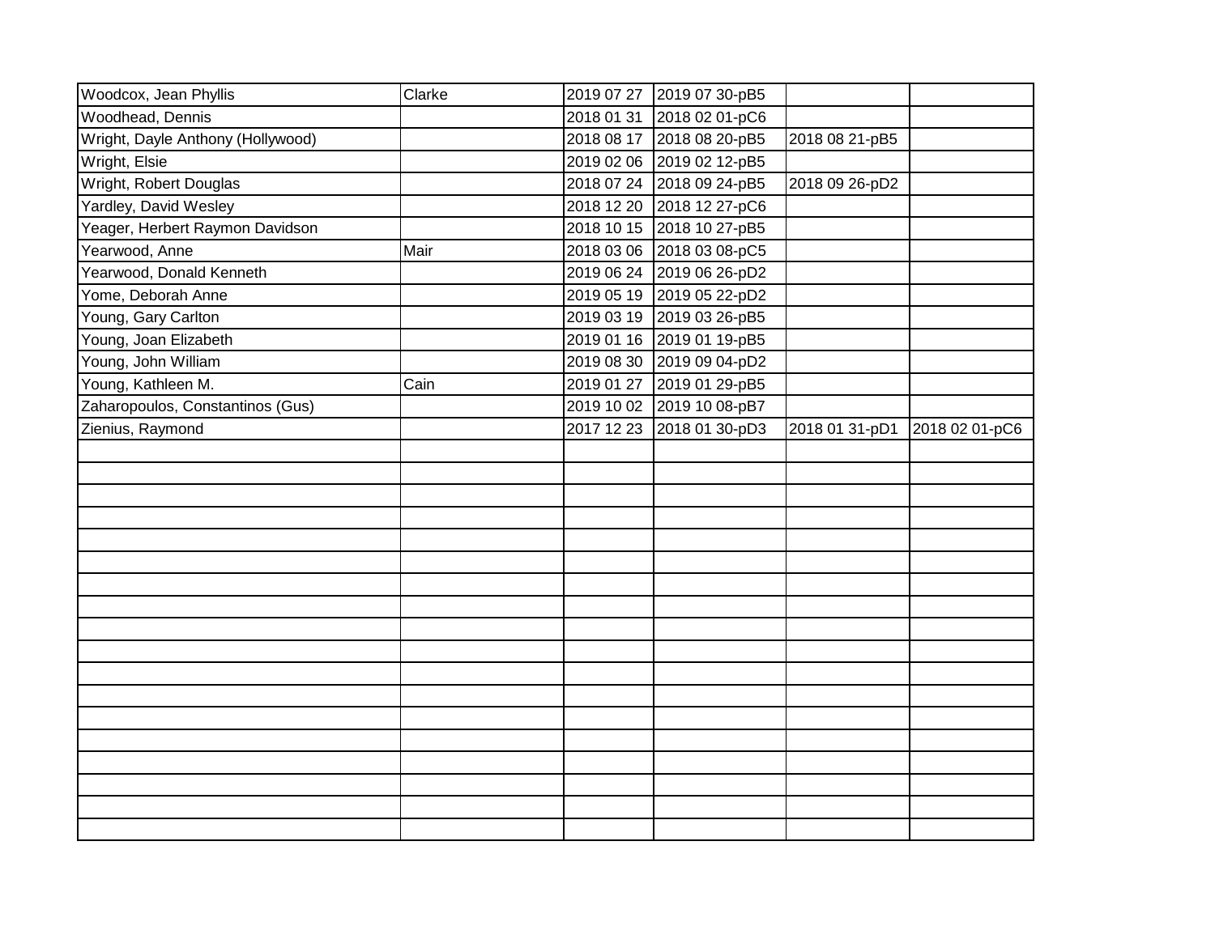| | | | | | |
|---|---|---|---|---|---|
| Woodcox, Jean Phyllis | Clarke | 2019 07 27 | 2019 07 30-pB5 | | |
| Woodhead, Dennis | | 2018 01 31 | 2018 02 01-pC6 | | |
| Wright, Dayle Anthony (Hollywood) | | 2018 08 17 | 2018 08 20-pB5 | 2018 08 21-pB5 | |
| Wright, Elsie | | 2019 02 06 | 2019 02 12-pB5 | | |
| Wright, Robert Douglas | | 2018 07 24 | 2018 09 24-pB5 | 2018 09 26-pD2 | |
| Yardley, David Wesley | | 2018 12 20 | 2018 12 27-pC6 | | |
| Yeager, Herbert Raymon Davidson | | 2018 10 15 | 2018 10 27-pB5 | | |
| Yearwood, Anne | Mair | 2018 03 06 | 2018 03 08-pC5 | | |
| Yearwood, Donald Kenneth | | 2019 06 24 | 2019 06 26-pD2 | | |
| Yome, Deborah Anne | | 2019 05 19 | 2019 05 22-pD2 | | |
| Young, Gary Carlton | | 2019 03 19 | 2019 03 26-pB5 | | |
| Young, Joan Elizabeth | | 2019 01 16 | 2019 01 19-pB5 | | |
| Young, John William | | 2019 08 30 | 2019 09 04-pD2 | | |
| Young, Kathleen M. | Cain | 2019 01 27 | 2019 01 29-pB5 | | |
| Zaharopoulos, Constantinos (Gus) | | 2019 10 02 | 2019 10 08-pB7 | | |
| Zienius, Raymond | | 2017 12 23 | 2018 01 30-pD3 | 2018 01 31-pD1 | 2018 02 01-pC6 |